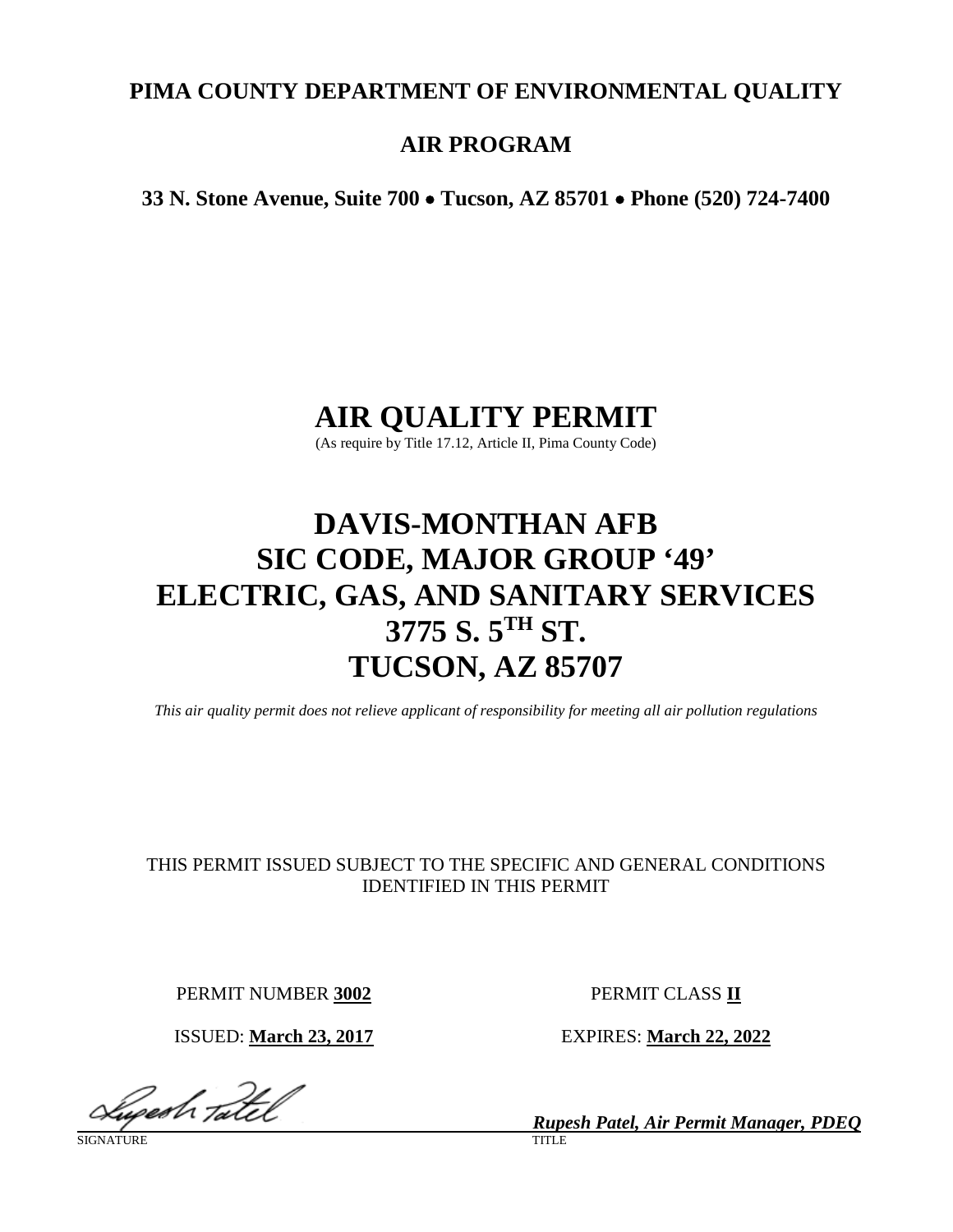**PIMA COUNTY DEPARTMENT OF ENVIRONMENTAL QUALITY**

**AIR PROGRAM**

**33 N. Stone Avenue, Suite 700 • Tucson, AZ 85701 • Phone (520) 724-7400**

# AIR QUALITY PERMIT

(As require by Title 17.12, Article II, Pima County Code)

# DAVIS-MONTHAN AFB
# SIC CODE, MAJOR GROUP '49'
# ELECTRIC, GAS, AND SANITARY SERVICES
# 3775 S. 5TH ST.
# TUCSON, AZ 85707

*This air quality permit does not relieve applicant of responsibility for meeting all air pollution regulations*

THIS PERMIT ISSUED SUBJECT TO THE SPECIFIC AND GENERAL CONDITIONS IDENTIFIED IN THIS PERMIT

PERMIT NUMBER **3002** PERMIT CLASS **II**

ISSUED: **March 23, 2017** EXPIRES: **March 22, 2022**

SIGNATURE: Rupesh Patel TITLE: ***Rupesh Patel, Air Permit Manager, PDEQ***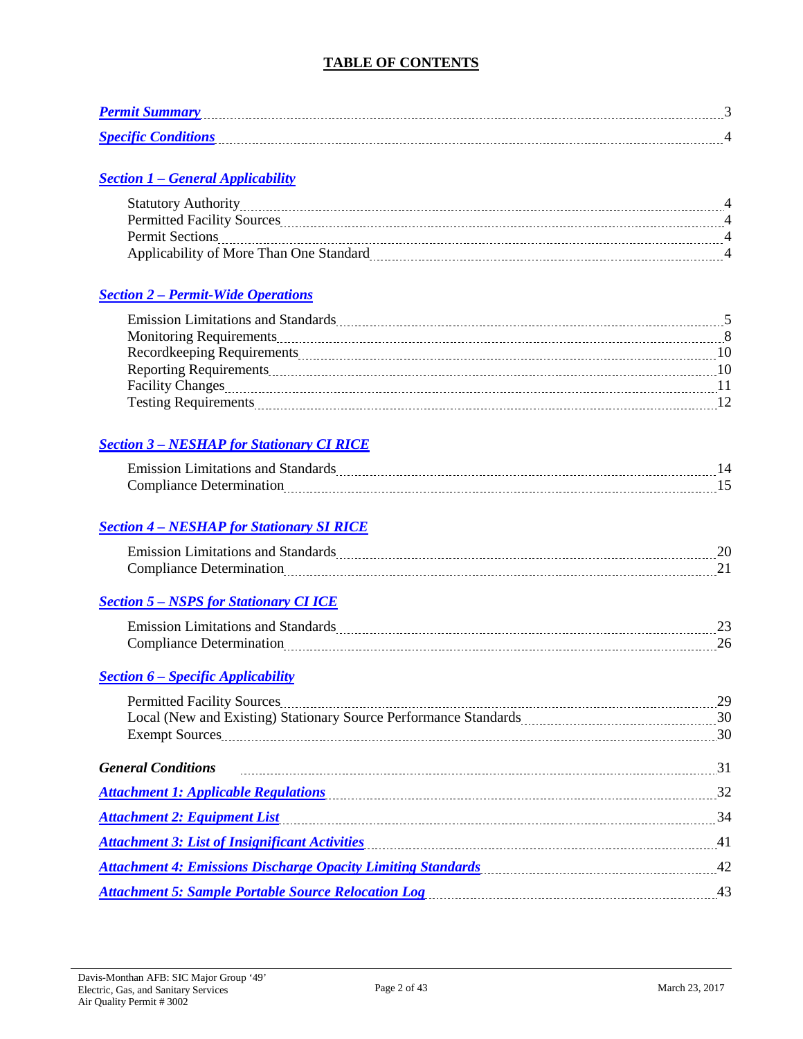## TABLE OF CONTENTS

***Permit Summary*** ........ 3

***Specific Conditions*** ........ 4

***Section 1 – General Applicability***

- Statistory Authority ........ 4
- Permitted Facility Sources ........ 4
- Permit Sections ........ 4
- Applicability of More Than One Standard ........ 4

***Section 2 – Permit-Wide Operations***

- Emission Limitations and Standards ........ 5
- Monitoring Requirements ........ 8
- Recordkeeping Requirements ........ 10
- Reporting Requirements ........ 10
- Facility Changes ........ 11
- Testing Requirements ........ 12

***Section 3 – NESHAP for Stationary CI RICE***

- Emission Limitations and Standards ........ 14
- Compliance Determination ........ 15

***Section 4 – NESHAP for Stationary SI RICE***

- Emission Limitations and Standards ........ 20
- Compliance Determination ........ 21

***Section 5 – NSPS for Stationary CI ICE***

- Emission Limitations and Standards ........ 23
- Compliance Determination ........ 26

***Section 6 – Specific Applicability***

- Permitted Facility Sources ........ 29
- Local (New and Existing) Stationary Source Performance Standards ........ 30
- Exempt Sources ........ 30

***General Conditions*** ........ 31

***Attachment 1: Applicable Regulations*** ........ 32

***Attachment 2: Equipment List*** ........ 34

***Attachment 3: List of Insignificant Activities*** ........ 41

***Attachment 4: Emissions Discharge Opacity Limiting Standards*** ........ 42

***Attachment 5: Sample Portable Source Relocation Log*** ........ 43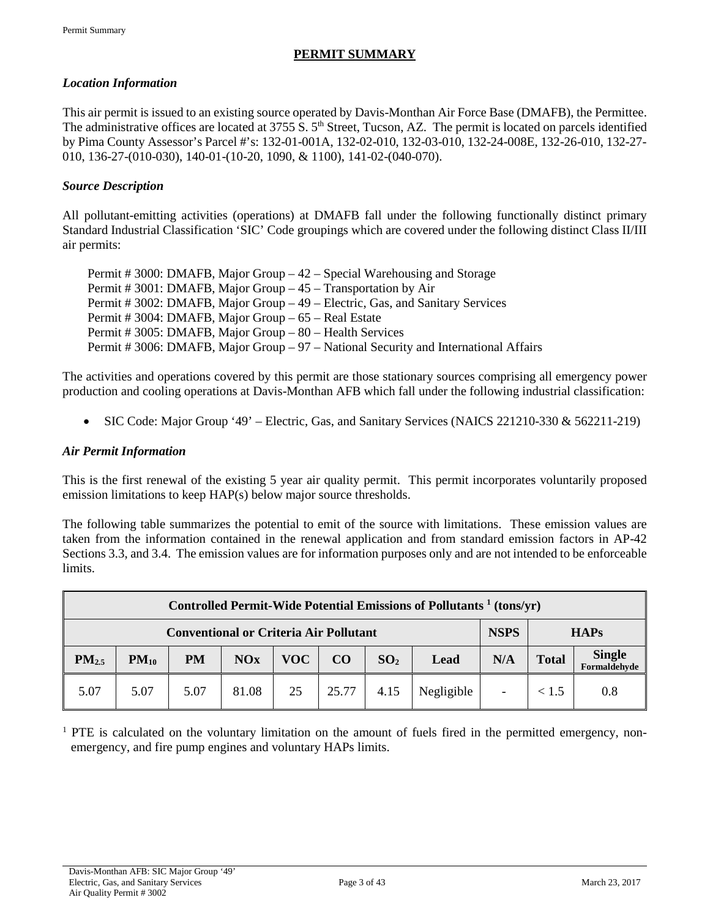# PERMIT SUMMARY

### *Location Information*

This air permit is issued to an existing source operated by Davis-Monthan Air Force Base (DMAFB), the Permittee. The administrative offices are located at 3755 S. 5th Street, Tucson, AZ. The permit is located on parcels identified by Pima County Assessor's Parcel #'s: 132-01-001A, 132-02-010, 132-03-010, 132-24-008E, 132-26-010, 132-27-010, 136-27-(010-030), 140-01-(10-20, 1090, & 1100), 141-02-(040-070).

### *Source Description*

All pollutant-emitting activities (operations) at DMAFB fall under the following functionally distinct primary Standard Industrial Classification 'SIC' Code groupings which are covered under the following distinct Class II/III air permits:

Permit # 3000: DMAFB, Major Group – 42 – Special Warehousing and Storage
Permit # 3001: DMAFB, Major Group – 45 – Transportation by Air
Permit # 3002: DMAFB, Major Group – 49 – Electric, Gas, and Sanitary Services
Permit # 3004: DMAFB, Major Group – 65 – Real Estate
Permit # 3005: DMAFB, Major Group – 80 – Health Services
Permit # 3006: DMAFB, Major Group – 97 – National Security and International Affairs

The activities and operations covered by this permit are those stationary sources comprising all emergency power production and cooling operations at Davis-Monthan AFB which fall under the following industrial classification:

- SIC Code: Major Group '49' – Electric, Gas, and Sanitary Services (NAICS 221210-330 & 562211-219)

### *Air Permit Information*

This is the first renewal of the existing 5 year air quality permit. This permit incorporates voluntarily proposed emission limitations to keep HAP(s) below major source thresholds.

The following table summarizes the potential to emit of the source with limitations. These emission values are taken from the information contained in the renewal application and from standard emission factors in AP-42 Sections 3.3, and 3.4. The emission values are for information purposes only and are not intended to be enforceable limits.

| **Controlled Permit-Wide Potential Emissions of Pollutants [1] (tons/yr)** | | | | | | | | | | |
|---|---|---|---|---|---|---|---|---|---|---|
| **Conventional or Criteria Air Pollutant** | | | | | | | | **NSPS** | **HAPs** | |
| **$PM_{2.5}$** | **$PM_{10}$** | **PM** | **NOx** | **VOC** | **CO** | **$SO_2$** | **Lead** | **N/A** | **Total** | **Single Formaldehyde** |
| 5.07 | 5.07 | 5.07 | 81.08 | 25 | 25.77 | 4.15 | Negligible | - | < 1.5 | 0.8 |

[1] PTE is calculated on the voluntary limitation on the amount of fuels fired in the permitted emergency, non-emergency, and fire pump engines and voluntary HAPs limits.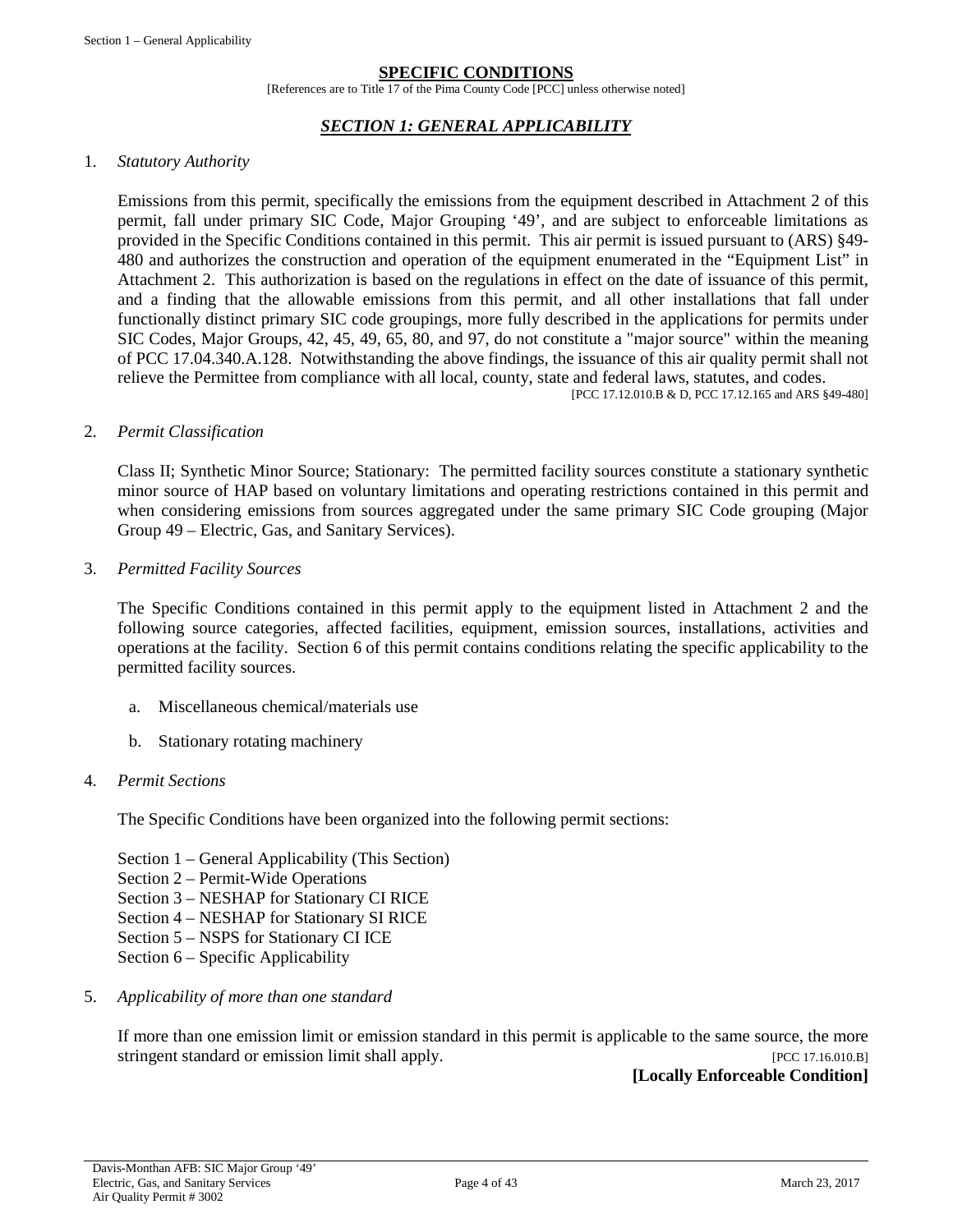## SPECIFIC CONDITIONS

[References are to Title 17 of the Pima County Code [PCC] unless otherwise noted]

### *SECTION 1: GENERAL APPLICABILITY*

1. *Statutory Authority*

   Emissions from this permit, specifically the emissions from the equipment described in Attachment 2 of this permit, fall under primary SIC Code, Major Grouping '49', and are subject to enforceable limitations as provided in the Specific Conditions contained in this permit. This air permit is issued pursuant to (ARS) §49-480 and authorizes the construction and operation of the equipment enumerated in the "Equipment List" in Attachment 2. This authorization is based on the regulations in effect on the date of issuance of this permit, and a finding that the allowable emissions from this permit, and all other installations that fall under functionally distinct primary SIC code groupings, more fully described in the applications for permits under SIC Codes, Major Groups, 42, 45, 49, 65, 80, and 97, do not constitute a "major source" within the meaning of PCC 17.04.340.A.128. Notwithstanding the above findings, the issuance of this air quality permit shall not relieve the Permittee from compliance with all local, county, state and federal laws, statutes, and codes.

   [PCC 17.12.010.B & D, PCC 17.12.165 and ARS §49-480]

2. *Permit Classification*

   Class II; Synthetic Minor Source; Stationary: The permitted facility sources constitute a stationary synthetic minor source of HAP based on voluntary limitations and operating restrictions contained in this permit and when considering emissions from sources aggregated under the same primary SIC Code grouping (Major Group 49 – Electric, Gas, and Sanitary Services).

3. *Permitted Facility Sources*

   The Specific Conditions contained in this permit apply to the equipment listed in Attachment 2 and the following source categories, affected facilities, equipment, emission sources, installations, activities and operations at the facility. Section 6 of this permit contains conditions relating the specific applicability to the permitted facility sources.

   a. Miscellaneous chemical/materials use

   b. Stationary rotating machinery

4. *Permit Sections*

   The Specific Conditions have been organized into the following permit sections:

   Section 1 – General Applicability (This Section)
   Section 2 – Permit-Wide Operations
   Section 3 – NESHAP for Stationary CI RICE
   Section 4 – NESHAP for Stationary SI RICE
   Section 5 – NSPS for Stationary CI ICE
   Section 6 – Specific Applicability

5. *Applicability of more than one standard*

   If more than one emission limit or emission standard in this permit is applicable to the same source, the more stringent standard or emission limit shall apply. [PCC 17.16.010.B]

   **[Locally Enforceable Condition]**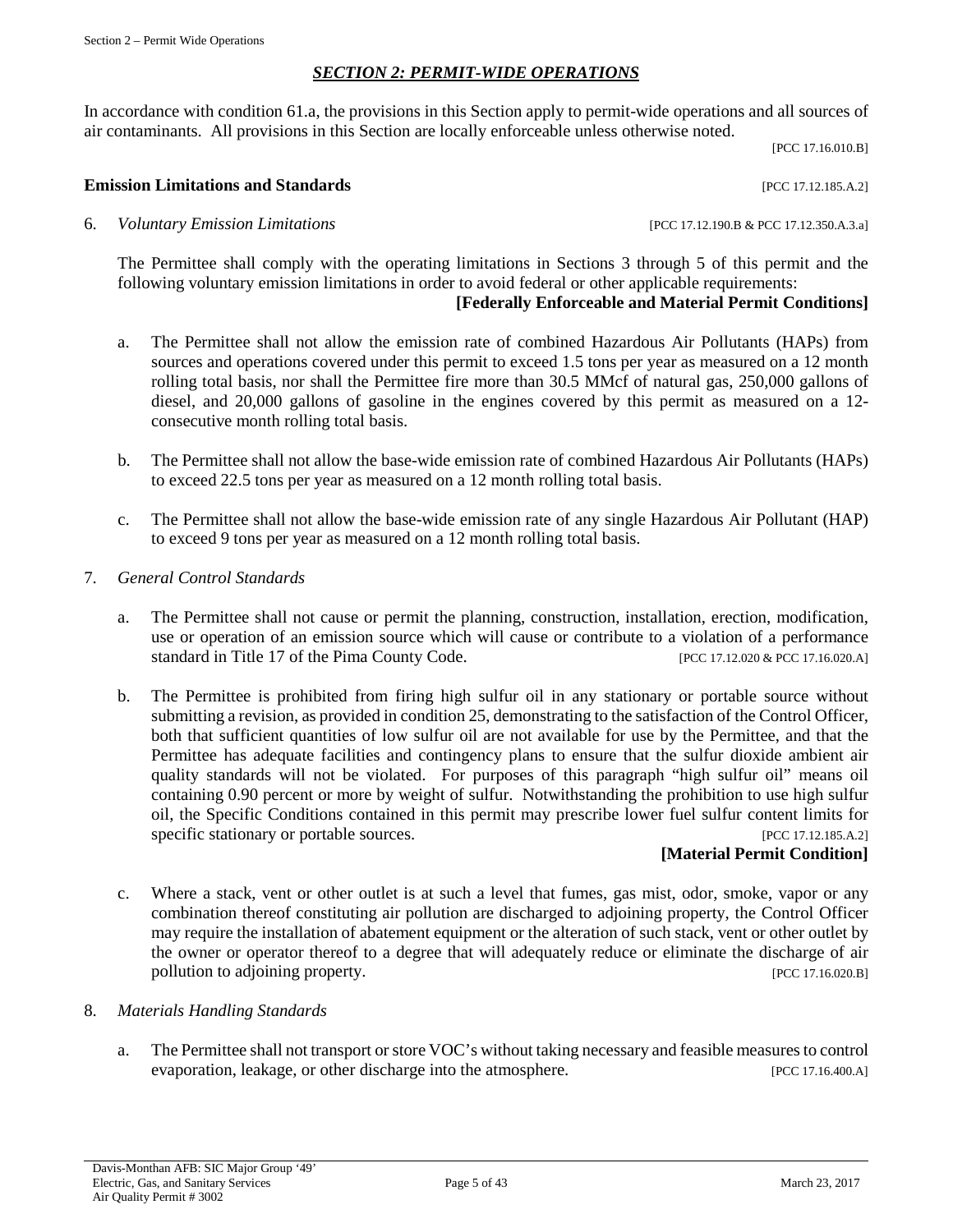## *SECTION 2: PERMIT-WIDE OPERATIONS*

In accordance with condition 61.a, the provisions in this Section apply to permit-wide operations and all sources of air contaminants. All provisions in this Section are locally enforceable unless otherwise noted.

[PCC 17.16.010.B]

### Emission Limitations and Standards [PCC 17.12.185.A.2]

6. *Voluntary Emission Limitations* [PCC 17.12.190.B & PCC 17.12.350.A.3.a]

   The Permittee shall comply with the operating limitations in Sections 3 through 5 of this permit and the following voluntary emission limitations in order to avoid federal or other applicable requirements:

   **[Federally Enforceable and Material Permit Conditions]**

   a. The Permittee shall not allow the emission rate of combined Hazardous Air Pollutants (HAPs) from sources and operations covered under this permit to exceed 1.5 tons per year as measured on a 12 month rolling total basis, nor shall the Permittee fire more than 30.5 MMcf of natural gas, 250,000 gallons of diesel, and 20,000 gallons of gasoline in the engines covered by this permit as measured on a 12-consecutive month rolling total basis.

   b. The Permittee shall not allow the base-wide emission rate of combined Hazardous Air Pollutants (HAPs) to exceed 22.5 tons per year as measured on a 12 month rolling total basis.

   c. The Permittee shall not allow the base-wide emission rate of any single Hazardous Air Pollutant (HAP) to exceed 9 tons per year as measured on a 12 month rolling total basis.

7. *General Control Standards*

   a. The Permittee shall not cause or permit the planning, construction, installation, erection, modification, use or operation of an emission source which will cause or contribute to a violation of a performance standard in Title 17 of the Pima County Code. [PCC 17.12.020 & PCC 17.16.020.A]

   b. The Permittee is prohibited from firing high sulfur oil in any stationary or portable source without submitting a revision, as provided in condition 25, demonstrating to the satisfaction of the Control Officer, both that sufficient quantities of low sulfur oil are not available for use by the Permittee, and that the Permittee has adequate facilities and contingency plans to ensure that the sulfur dioxide ambient air quality standards will not be violated. For purposes of this paragraph "high sulfur oil" means oil containing 0.90 percent or more by weight of sulfur. Notwithstanding the prohibition to use high sulfur oil, the Specific Conditions contained in this permit may prescribe lower fuel sulfur content limits for specific stationary or portable sources. [PCC 17.12.185.A.2]

   **[Material Permit Condition]**

   c. Where a stack, vent or other outlet is at such a level that fumes, gas mist, odor, smoke, vapor or any combination thereof constituting air pollution are discharged to adjoining property, the Control Officer may require the installation of abatement equipment or the alteration of such stack, vent or other outlet by the owner or operator thereof to a degree that will adequately reduce or eliminate the discharge of air pollution to adjoining property. [PCC 17.16.020.B]

8. *Materials Handling Standards*

   a. The Permittee shall not transport or store VOC's without taking necessary and feasible measures to control evaporation, leakage, or other discharge into the atmosphere. [PCC 17.16.400.A]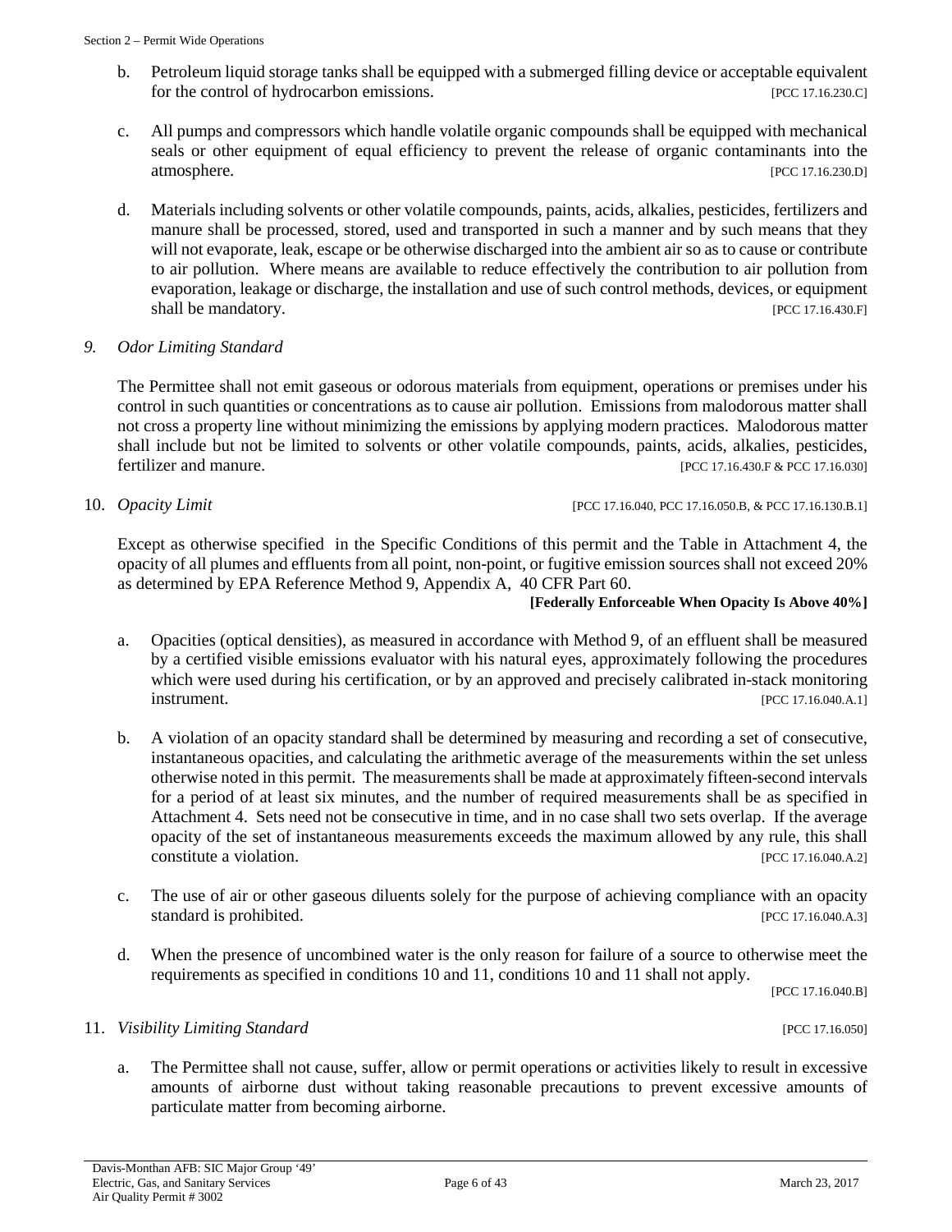b. Petroleum liquid storage tanks shall be equipped with a submerged filling device or acceptable equivalent for the control of hydrocarbon emissions. [PCC 17.16.230.C]

c. All pumps and compressors which handle volatile organic compounds shall be equipped with mechanical seals or other equipment of equal efficiency to prevent the release of organic contaminants into the atmosphere. [PCC 17.16.230.D]

d. Materials including solvents or other volatile compounds, paints, acids, alkalies, pesticides, fertilizers and manure shall be processed, stored, used and transported in such a manner and by such means that they will not evaporate, leak, escape or be otherwise discharged into the ambient air so as to cause or contribute to air pollution. Where means are available to reduce effectively the contribution to air pollution from evaporation, leakage or discharge, the installation and use of such control methods, devices, or equipment shall be mandatory. [PCC 17.16.430.F]

*9. Odor Limiting Standard*

The Permittee shall not emit gaseous or odorous materials from equipment, operations or premises under his control in such quantities or concentrations as to cause air pollution. Emissions from malodorous matter shall not cross a property line without minimizing the emissions by applying modern practices. Malodorous matter shall include but not be limited to solvents or other volatile compounds, paints, acids, alkalies, pesticides, fertilizer and manure. [PCC 17.16.430.F & PCC 17.16.030]

10. *Opacity Limit* [PCC 17.16.040, PCC 17.16.050.B, & PCC 17.16.130.B.1]

Except as otherwise specified in the Specific Conditions of this permit and the Table in Attachment 4, the opacity of all plumes and effluents from all point, non-point, or fugitive emission sources shall not exceed 20% as determined by EPA Reference Method 9, Appendix A, 40 CFR Part 60.

**[Federally Enforceable When Opacity Is Above 40%]**

a. Opacities (optical densities), as measured in accordance with Method 9, of an effluent shall be measured by a certified visible emissions evaluator with his natural eyes, approximately following the procedures which were used during his certification, or by an approved and precisely calibrated in-stack monitoring instrument. [PCC 17.16.040.A.1]

b. A violation of an opacity standard shall be determined by measuring and recording a set of consecutive, instantaneous opacities, and calculating the arithmetic average of the measurements within the set unless otherwise noted in this permit. The measurements shall be made at approximately fifteen-second intervals for a period of at least six minutes, and the number of required measurements shall be as specified in Attachment 4. Sets need not be consecutive in time, and in no case shall two sets overlap. If the average opacity of the set of instantaneous measurements exceeds the maximum allowed by any rule, this shall constitute a violation. [PCC 17.16.040.A.2]

c. The use of air or other gaseous diluents solely for the purpose of achieving compliance with an opacity standard is prohibited. [PCC 17.16.040.A.3]

d. When the presence of uncombined water is the only reason for failure of a source to otherwise meet the requirements as specified in conditions 10 and 11, conditions 10 and 11 shall not apply. [PCC 17.16.040.B]

11. *Visibility Limiting Standard* [PCC 17.16.050]

a. The Permittee shall not cause, suffer, allow or permit operations or activities likely to result in excessive amounts of airborne dust without taking reasonable precautions to prevent excessive amounts of particulate matter from becoming airborne.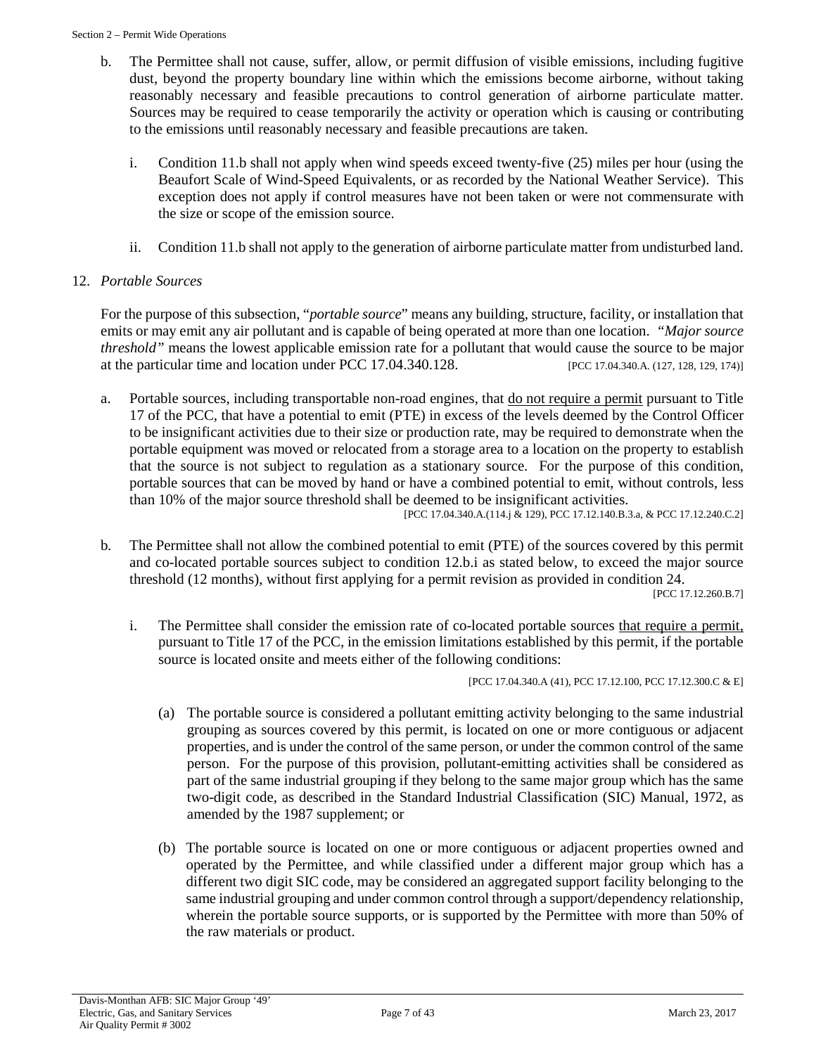b. The Permittee shall not cause, suffer, allow, or permit diffusion of visible emissions, including fugitive dust, beyond the property boundary line within which the emissions become airborne, without taking reasonably necessary and feasible precautions to control generation of airborne particulate matter. Sources may be required to cease temporarily the activity or operation which is causing or contributing to the emissions until reasonably necessary and feasible precautions are taken.

   i. Condition 11.b shall not apply when wind speeds exceed twenty-five (25) miles per hour (using the Beaufort Scale of Wind-Speed Equivalents, or as recorded by the National Weather Service). This exception does not apply if control measures have not been taken or were not commensurate with the size or scope of the emission source.

   ii. Condition 11.b shall not apply to the generation of airborne particulate matter from undisturbed land.

12. *Portable Sources*

For the purpose of this subsection, "*portable source*" means any building, structure, facility, or installation that emits or may emit any air pollutant and is capable of being operated at more than one location. "*Major source threshold"* means the lowest applicable emission rate for a pollutant that would cause the source to be major at the particular time and location under PCC 17.04.340.128. [PCC 17.04.340.A. (127, 128, 129, 174)]

a. Portable sources, including transportable non-road engines, that do not require a permit pursuant to Title 17 of the PCC, that have a potential to emit (PTE) in excess of the levels deemed by the Control Officer to be insignificant activities due to their size or production rate, may be required to demonstrate when the portable equipment was moved or relocated from a storage area to a location on the property to establish that the source is not subject to regulation as a stationary source. For the purpose of this condition, portable sources that can be moved by hand or have a combined potential to emit, without controls, less than 10% of the major source threshold shall be deemed to be insignificant activities.
[PCC 17.04.340.A.(114.j & 129), PCC 17.12.140.B.3.a, & PCC 17.12.240.C.2]

b. The Permittee shall not allow the combined potential to emit (PTE) of the sources covered by this permit and co-located portable sources subject to condition 12.b.i as stated below, to exceed the major source threshold (12 months), without first applying for a permit revision as provided in condition 24.
[PCC 17.12.260.B.7]

   i. The Permittee shall consider the emission rate of co-located portable sources that require a permit, pursuant to Title 17 of the PCC, in the emission limitations established by this permit, if the portable source is located onsite and meets either of the following conditions:
   [PCC 17.04.340.A (41), PCC 17.12.100, PCC 17.12.300.C & E]

      (a) The portable source is considered a pollutant emitting activity belonging to the same industrial grouping as sources covered by this permit, is located on one or more contiguous or adjacent properties, and is under the control of the same person, or under the common control of the same person. For the purpose of this provision, pollutant-emitting activities shall be considered as part of the same industrial grouping if they belong to the same major group which has the same two-digit code, as described in the Standard Industrial Classification (SIC) Manual, 1972, as amended by the 1987 supplement; or

      (b) The portable source is located on one or more contiguous or adjacent properties owned and operated by the Permittee, and while classified under a different major group which has a different two digit SIC code, may be considered an aggregated support facility belonging to the same industrial grouping and under common control through a support/dependency relationship, wherein the portable source supports, or is supported by the Permittee with more than 50% of the raw materials or product.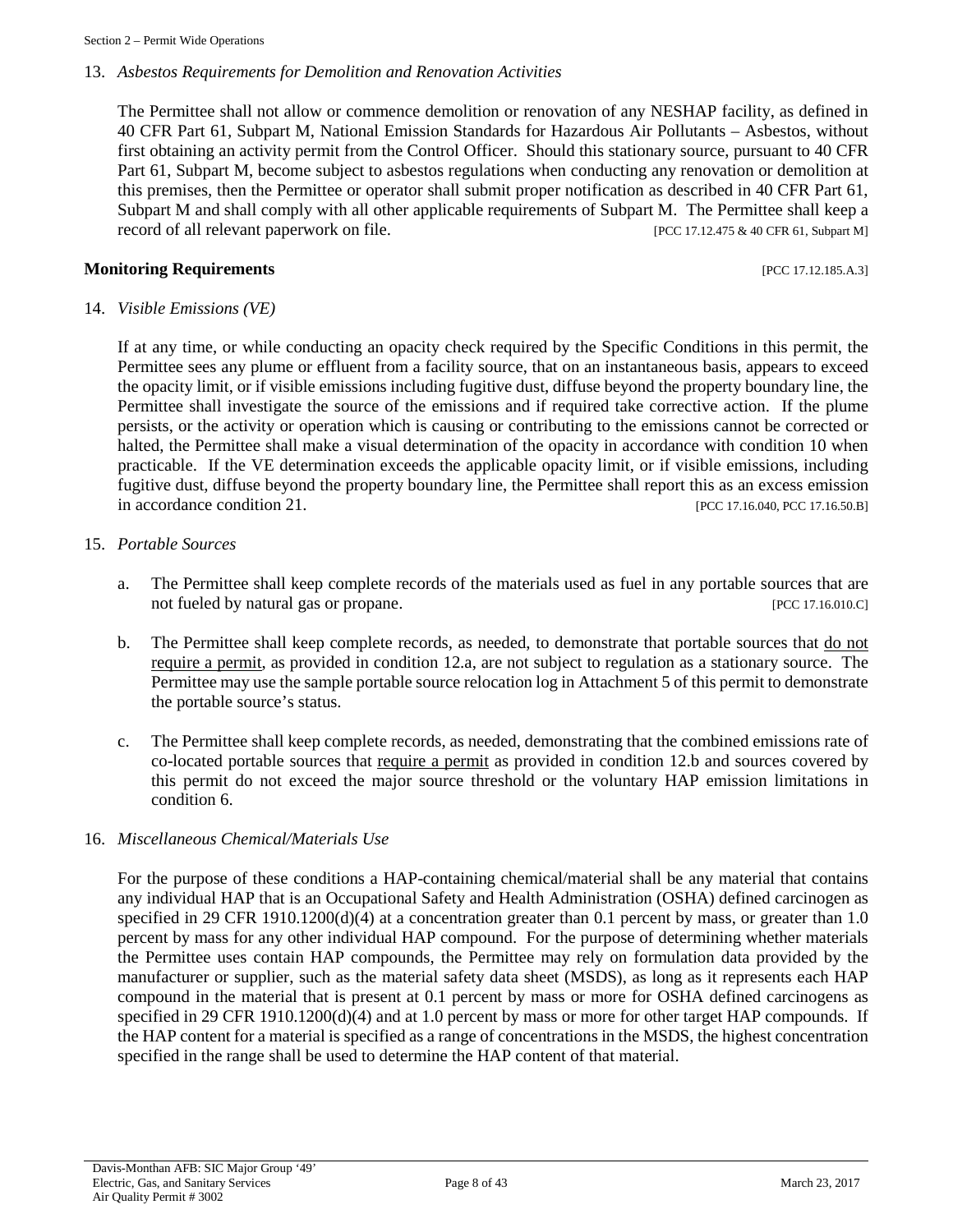13. *Asbestos Requirements for Demolition and Renovation Activities*

The Permittee shall not allow or commence demolition or renovation of any NESHAP facility, as defined in 40 CFR Part 61, Subpart M, National Emission Standards for Hazardous Air Pollutants – Asbestos, without first obtaining an activity permit from the Control Officer. Should this stationary source, pursuant to 40 CFR Part 61, Subpart M, become subject to asbestos regulations when conducting any renovation or demolition at this premises, then the Permittee or operator shall submit proper notification as described in 40 CFR Part 61, Subpart M and shall comply with all other applicable requirements of Subpart M. The Permittee shall keep a record of all relevant paperwork on file. [PCC 17.12.475 & 40 CFR 61, Subpart M]

**Monitoring Requirements** [PCC 17.12.185.A.3]

14. *Visible Emissions (VE)*

If at any time, or while conducting an opacity check required by the Specific Conditions in this permit, the Permittee sees any plume or effluent from a facility source, that on an instantaneous basis, appears to exceed the opacity limit, or if visible emissions including fugitive dust, diffuse beyond the property boundary line, the Permittee shall investigate the source of the emissions and if required take corrective action. If the plume persists, or the activity or operation which is causing or contributing to the emissions cannot be corrected or halted, the Permittee shall make a visual determination of the opacity in accordance with condition 10 when practicable. If the VE determination exceeds the applicable opacity limit, or if visible emissions, including fugitive dust, diffuse beyond the property boundary line, the Permittee shall report this as an excess emission in accordance condition 21. [PCC 17.16.040, PCC 17.16.50.B]

15. *Portable Sources*

   a. The Permittee shall keep complete records of the materials used as fuel in any portable sources that are not fueled by natural gas or propane. [PCC 17.16.010.C]

   b. The Permittee shall keep complete records, as needed, to demonstrate that portable sources that <u>do not require a permit</u>, as provided in condition 12.a, are not subject to regulation as a stationary source. The Permittee may use the sample portable source relocation log in Attachment 5 of this permit to demonstrate the portable source's status.

   c. The Permittee shall keep complete records, as needed, demonstrating that the combined emissions rate of co-located portable sources that <u>require a permit</u> as provided in condition 12.b and sources covered by this permit do not exceed the major source threshold or the voluntary HAP emission limitations in condition 6.

16. *Miscellaneous Chemical/Materials Use*

For the purpose of these conditions a HAP-containing chemical/material shall be any material that contains any individual HAP that is an Occupational Safety and Health Administration (OSHA) defined carcinogen as specified in 29 CFR 1910.1200(d)(4) at a concentration greater than 0.1 percent by mass, or greater than 1.0 percent by mass for any other individual HAP compound. For the purpose of determining whether materials the Permittee uses contain HAP compounds, the Permittee may rely on formulation data provided by the manufacturer or supplier, such as the material safety data sheet (MSDS), as long as it represents each HAP compound in the material that is present at 0.1 percent by mass or more for OSHA defined carcinogens as specified in 29 CFR 1910.1200(d)(4) and at 1.0 percent by mass or more for other target HAP compounds. If the HAP content for a material is specified as a range of concentrations in the MSDS, the highest concentration specified in the range shall be used to determine the HAP content of that material.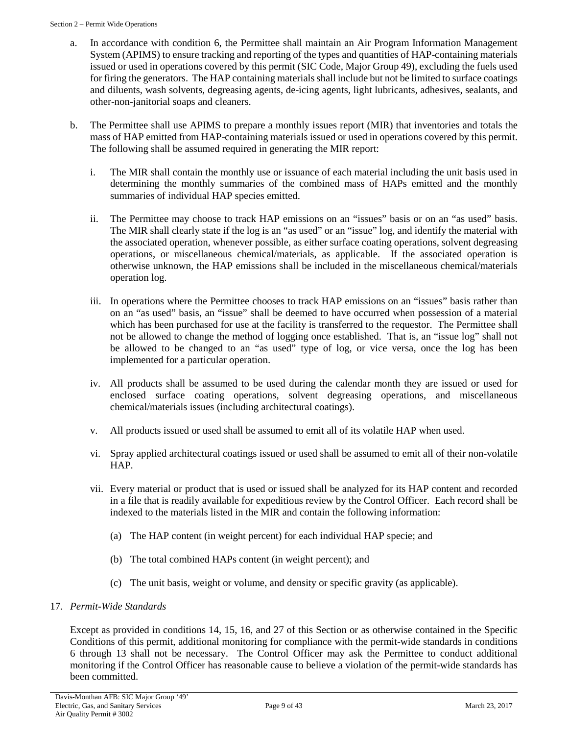a. In accordance with condition 6, the Permittee shall maintain an Air Program Information Management System (APIMS) to ensure tracking and reporting of the types and quantities of HAP-containing materials issued or used in operations covered by this permit (SIC Code, Major Group 49), excluding the fuels used for firing the generators. The HAP containing materials shall include but not be limited to surface coatings and diluents, wash solvents, degreasing agents, de-icing agents, light lubricants, adhesives, sealants, and other-non-janitorial soaps and cleaners.

b. The Permittee shall use APIMS to prepare a monthly issues report (MIR) that inventories and totals the mass of HAP emitted from HAP-containing materials issued or used in operations covered by this permit. The following shall be assumed required in generating the MIR report:

   i. The MIR shall contain the monthly use or issuance of each material including the unit basis used in determining the monthly summaries of the combined mass of HAPs emitted and the monthly summaries of individual HAP species emitted.

   ii. The Permittee may choose to track HAP emissions on an "issues" basis or on an "as used" basis. The MIR shall clearly state if the log is an "as used" or an "issue" log, and identify the material with the associated operation, whenever possible, as either surface coating operations, solvent degreasing operations, or miscellaneous chemical/materials, as applicable. If the associated operation is otherwise unknown, the HAP emissions shall be included in the miscellaneous chemical/materials operation log.

   iii. In operations where the Permittee chooses to track HAP emissions on an "issues" basis rather than on an "as used" basis, an "issue" shall be deemed to have occurred when possession of a material which has been purchased for use at the facility is transferred to the requestor. The Permittee shall not be allowed to change the method of logging once established. That is, an "issue log" shall not be allowed to be changed to an "as used" type of log, or vice versa, once the log has been implemented for a particular operation.

   iv. All products shall be assumed to be used during the calendar month they are issued or used for enclosed surface coating operations, solvent degreasing operations, and miscellaneous chemical/materials issues (including architectural coatings).

   v. All products issued or used shall be assumed to emit all of its volatile HAP when used.

   vi. Spray applied architectural coatings issued or used shall be assumed to emit all of their non-volatile HAP.

   vii. Every material or product that is used or issued shall be analyzed for its HAP content and recorded in a file that is readily available for expeditious review by the Control Officer. Each record shall be indexed to the materials listed in the MIR and contain the following information:

      (a) The HAP content (in weight percent) for each individual HAP specie; and

      (b) The total combined HAPs content (in weight percent); and

      (c) The unit basis, weight or volume, and density or specific gravity (as applicable).

17. *Permit-Wide Standards*

Except as provided in conditions 14, 15, 16, and 27 of this Section or as otherwise contained in the Specific Conditions of this permit, additional monitoring for compliance with the permit-wide standards in conditions 6 through 13 shall not be necessary. The Control Officer may ask the Permittee to conduct additional monitoring if the Control Officer has reasonable cause to believe a violation of the permit-wide standards has been committed.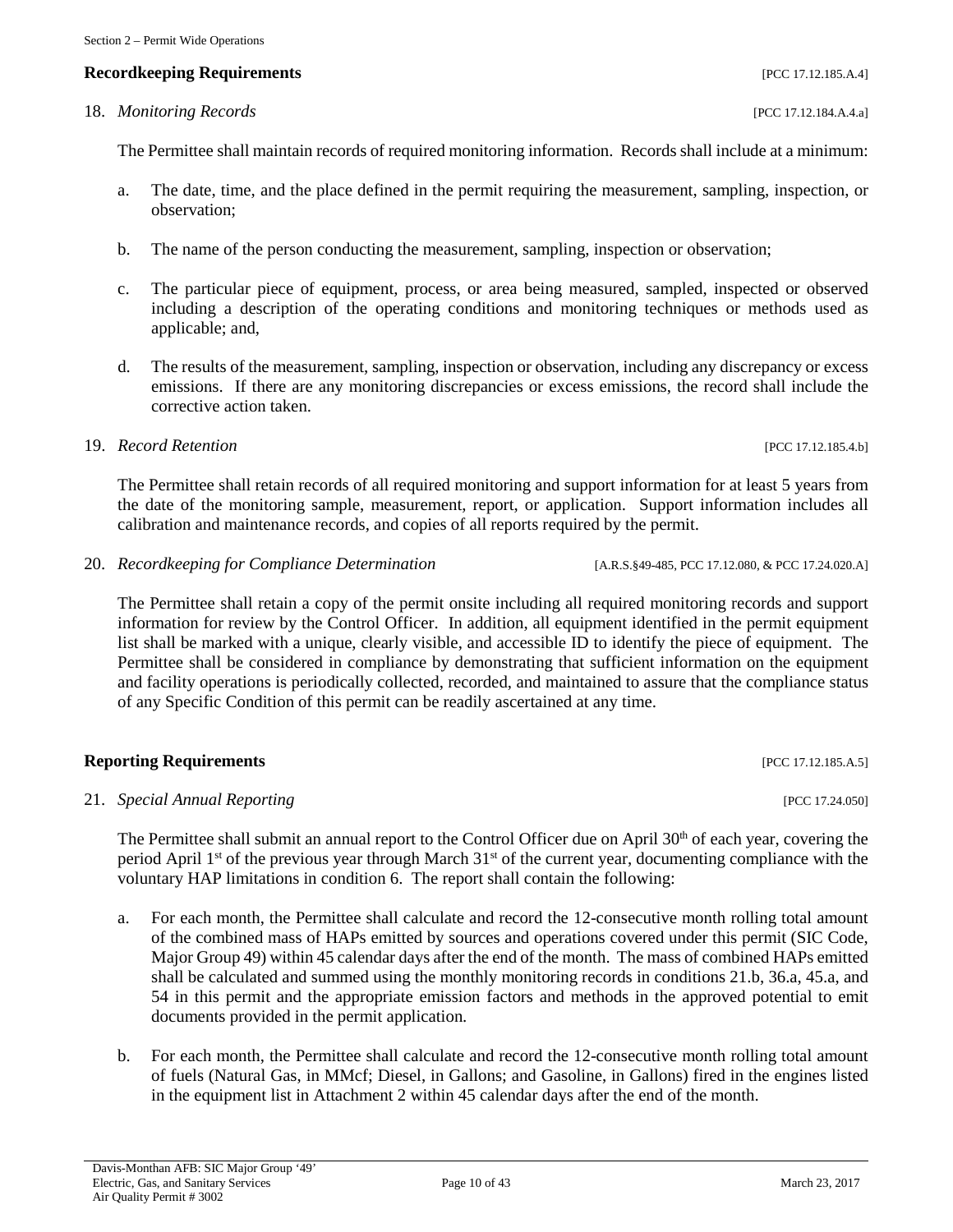**Recordkeeping Requirements** [PCC 17.12.185.A.4]

18. *Monitoring Records* [PCC 17.12.184.A.4.a]

The Permittee shall maintain records of required monitoring information. Records shall include at a minimum:

a. The date, time, and the place defined in the permit requiring the measurement, sampling, inspection, or observation;

b. The name of the person conducting the measurement, sampling, inspection or observation;

c. The particular piece of equipment, process, or area being measured, sampled, inspected or observed including a description of the operating conditions and monitoring techniques or methods used as applicable; and,

d. The results of the measurement, sampling, inspection or observation, including any discrepancy or excess emissions. If there are any monitoring discrepancies or excess emissions, the record shall include the corrective action taken.

19. *Record Retention* [PCC 17.12.185.4.b]

The Permittee shall retain records of all required monitoring and support information for at least 5 years from the date of the monitoring sample, measurement, report, or application. Support information includes all calibration and maintenance records, and copies of all reports required by the permit.

20. *Recordkeeping for Compliance Determination* [A.R.S.§49-485, PCC 17.12.080, & PCC 17.24.020.A]

The Permittee shall retain a copy of the permit onsite including all required monitoring records and support information for review by the Control Officer. In addition, all equipment identified in the permit equipment list shall be marked with a unique, clearly visible, and accessible ID to identify the piece of equipment. The Permittee shall be considered in compliance by demonstrating that sufficient information on the equipment and facility operations is periodically collected, recorded, and maintained to assure that the compliance status of any Specific Condition of this permit can be readily ascertained at any time.

**Reporting Requirements** [PCC 17.12.185.A.5]

21. *Special Annual Reporting* [PCC 17.24.050]

The Permittee shall submit an annual report to the Control Officer due on April 30th of each year, covering the period April 1st of the previous year through March 31st of the current year, documenting compliance with the voluntary HAP limitations in condition 6. The report shall contain the following:

a. For each month, the Permittee shall calculate and record the 12-consecutive month rolling total amount of the combined mass of HAPs emitted by sources and operations covered under this permit (SIC Code, Major Group 49) within 45 calendar days after the end of the month. The mass of combined HAPs emitted shall be calculated and summed using the monthly monitoring records in conditions 21.b, 36.a, 45.a, and 54 in this permit and the appropriate emission factors and methods in the approved potential to emit documents provided in the permit application.

b. For each month, the Permittee shall calculate and record the 12-consecutive month rolling total amount of fuels (Natural Gas, in MMcf; Diesel, in Gallons; and Gasoline, in Gallons) fired in the engines listed in the equipment list in Attachment 2 within 45 calendar days after the end of the month.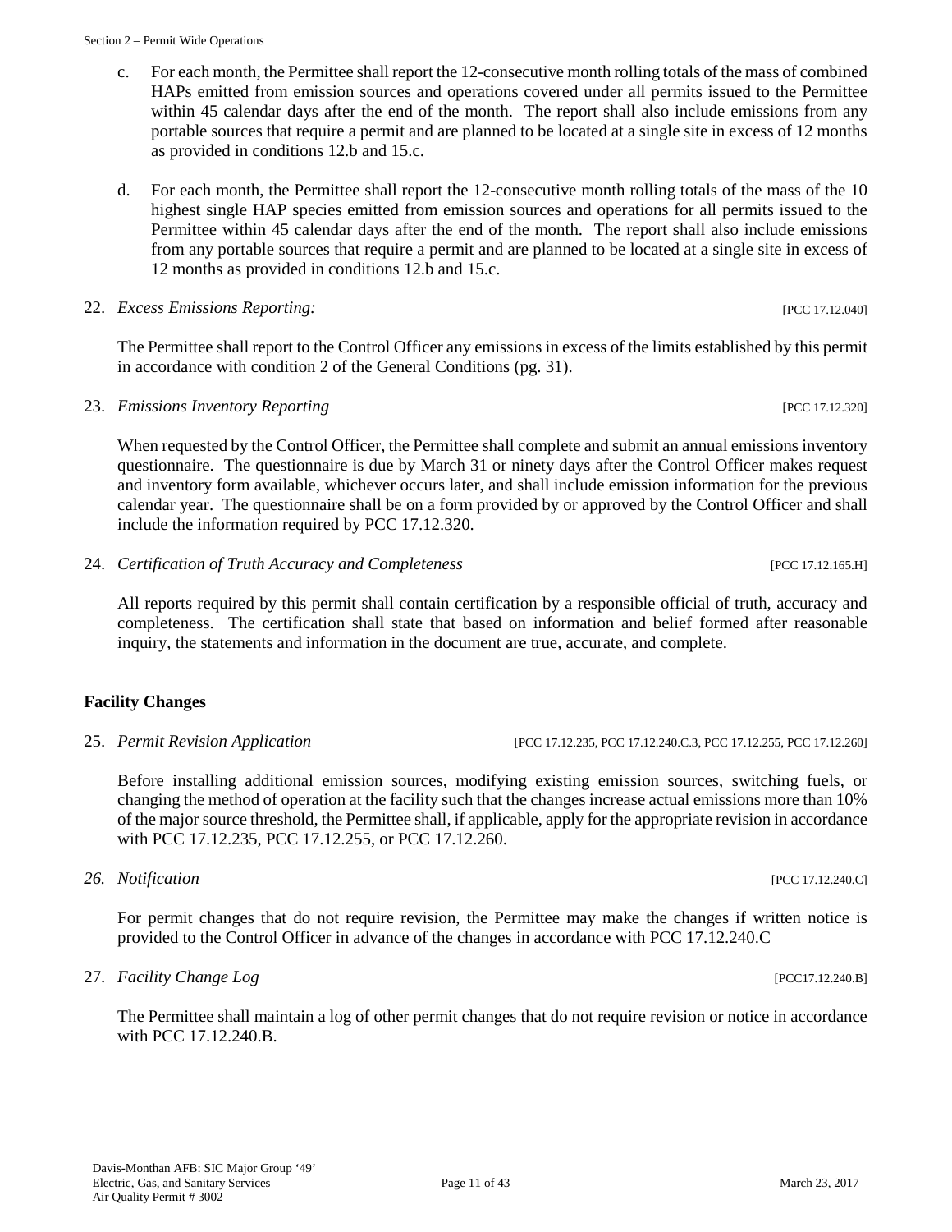c. For each month, the Permittee shall report the 12-consecutive month rolling totals of the mass of combined HAPs emitted from emission sources and operations covered under all permits issued to the Permittee within 45 calendar days after the end of the month. The report shall also include emissions from any portable sources that require a permit and are planned to be located at a single site in excess of 12 months as provided in conditions 12.b and 15.c.

d. For each month, the Permittee shall report the 12-consecutive month rolling totals of the mass of the 10 highest single HAP species emitted from emission sources and operations for all permits issued to the Permittee within 45 calendar days after the end of the month. The report shall also include emissions from any portable sources that require a permit and are planned to be located at a single site in excess of 12 months as provided in conditions 12.b and 15.c.

22. *Excess Emissions Reporting:* [PCC 17.12.040]

The Permittee shall report to the Control Officer any emissions in excess of the limits established by this permit in accordance with condition 2 of the General Conditions (pg. 31).

23. *Emissions Inventory Reporting* [PCC 17.12.320]

When requested by the Control Officer, the Permittee shall complete and submit an annual emissions inventory questionnaire. The questionnaire is due by March 31 or ninety days after the Control Officer makes request and inventory form available, whichever occurs later, and shall include emission information for the previous calendar year. The questionnaire shall be on a form provided by or approved by the Control Officer and shall include the information required by PCC 17.12.320.

24. *Certification of Truth Accuracy and Completeness* [PCC 17.12.165.H]

All reports required by this permit shall contain certification by a responsible official of truth, accuracy and completeness. The certification shall state that based on information and belief formed after reasonable inquiry, the statements and information in the document are true, accurate, and complete.

**Facility Changes**

25. *Permit Revision Application* [PCC 17.12.235, PCC 17.12.240.C.3, PCC 17.12.255, PCC 17.12.260]

Before installing additional emission sources, modifying existing emission sources, switching fuels, or changing the method of operation at the facility such that the changes increase actual emissions more than 10% of the major source threshold, the Permittee shall, if applicable, apply for the appropriate revision in accordance with PCC 17.12.235, PCC 17.12.255, or PCC 17.12.260.

*26. Notification* [PCC 17.12.240.C]

For permit changes that do not require revision, the Permittee may make the changes if written notice is provided to the Control Officer in advance of the changes in accordance with PCC 17.12.240.C

27. *Facility Change Log* [PCC17.12.240.B]

The Permittee shall maintain a log of other permit changes that do not require revision or notice in accordance with PCC 17.12.240.B.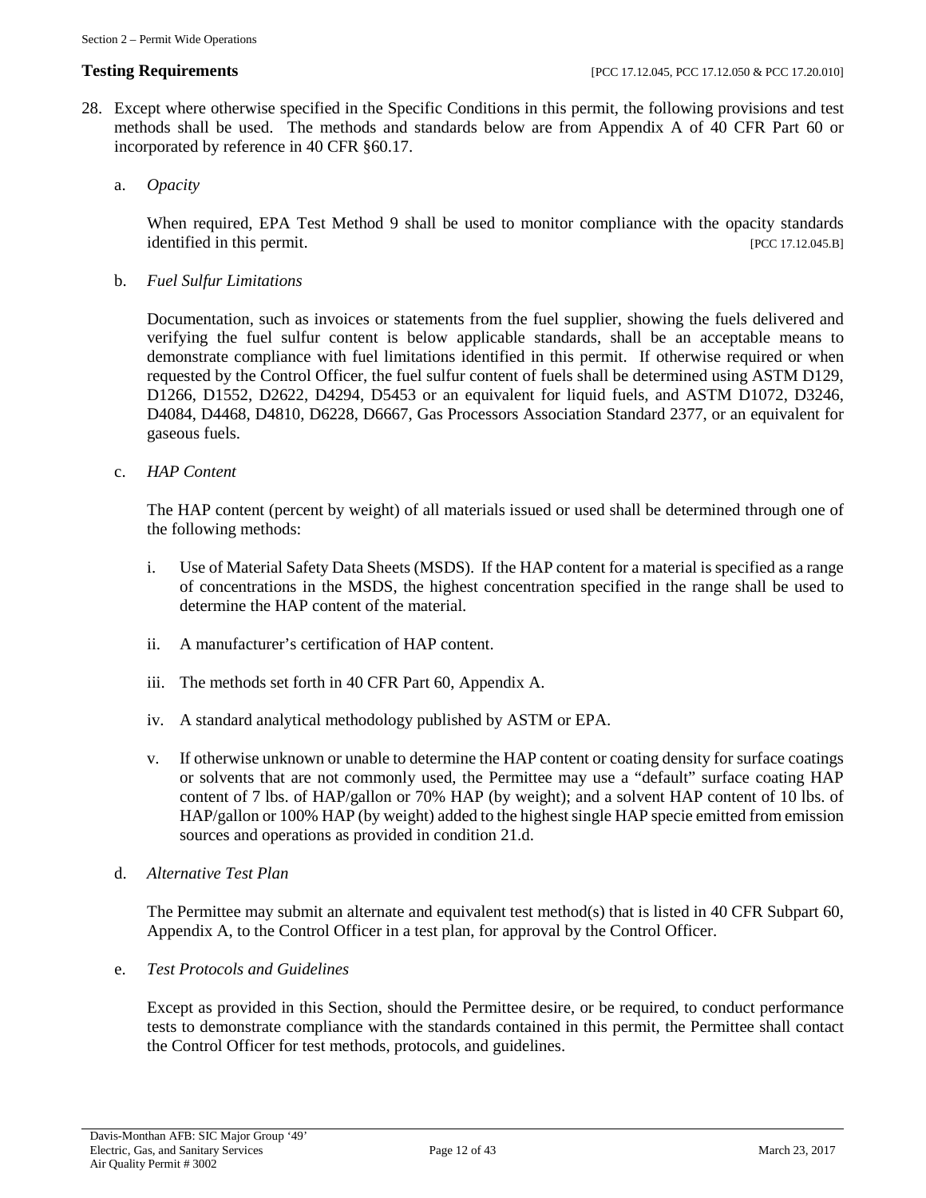**Testing Requirements** [PCC 17.12.045, PCC 17.12.050 & PCC 17.20.010]

28. Except where otherwise specified in the Specific Conditions in this permit, the following provisions and test methods shall be used. The methods and standards below are from Appendix A of 40 CFR Part 60 or incorporated by reference in 40 CFR §60.17.

    a. *Opacity*

       When required, EPA Test Method 9 shall be used to monitor compliance with the opacity standards identified in this permit. [PCC 17.12.045.B]

    b. *Fuel Sulfur Limitations*

       Documentation, such as invoices or statements from the fuel supplier, showing the fuels delivered and verifying the fuel sulfur content is below applicable standards, shall be an acceptable means to demonstrate compliance with fuel limitations identified in this permit. If otherwise required or when requested by the Control Officer, the fuel sulfur content of fuels shall be determined using ASTM D129, D1266, D1552, D2622, D4294, D5453 or an equivalent for liquid fuels, and ASTM D1072, D3246, D4084, D4468, D4810, D6228, D6667, Gas Processors Association Standard 2377, or an equivalent for gaseous fuels.

    c. *HAP Content*

       The HAP content (percent by weight) of all materials issued or used shall be determined through one of the following methods:

       i. Use of Material Safety Data Sheets (MSDS). If the HAP content for a material is specified as a range of concentrations in the MSDS, the highest concentration specified in the range shall be used to determine the HAP content of the material.

       ii. A manufacturer's certification of HAP content.

       iii. The methods set forth in 40 CFR Part 60, Appendix A.

       iv. A standard analytical methodology published by ASTM or EPA.

       v. If otherwise unknown or unable to determine the HAP content or coating density for surface coatings or solvents that are not commonly used, the Permittee may use a "default" surface coating HAP content of 7 lbs. of HAP/gallon or 70% HAP (by weight); and a solvent HAP content of 10 lbs. of HAP/gallon or 100% HAP (by weight) added to the highest single HAP specie emitted from emission sources and operations as provided in condition 21.d.

    d. *Alternative Test Plan*

       The Permittee may submit an alternate and equivalent test method(s) that is listed in 40 CFR Subpart 60, Appendix A, to the Control Officer in a test plan, for approval by the Control Officer.

    e. *Test Protocols and Guidelines*

       Except as provided in this Section, should the Permittee desire, or be required, to conduct performance tests to demonstrate compliance with the standards contained in this permit, the Permittee shall contact the Control Officer for test methods, protocols, and guidelines.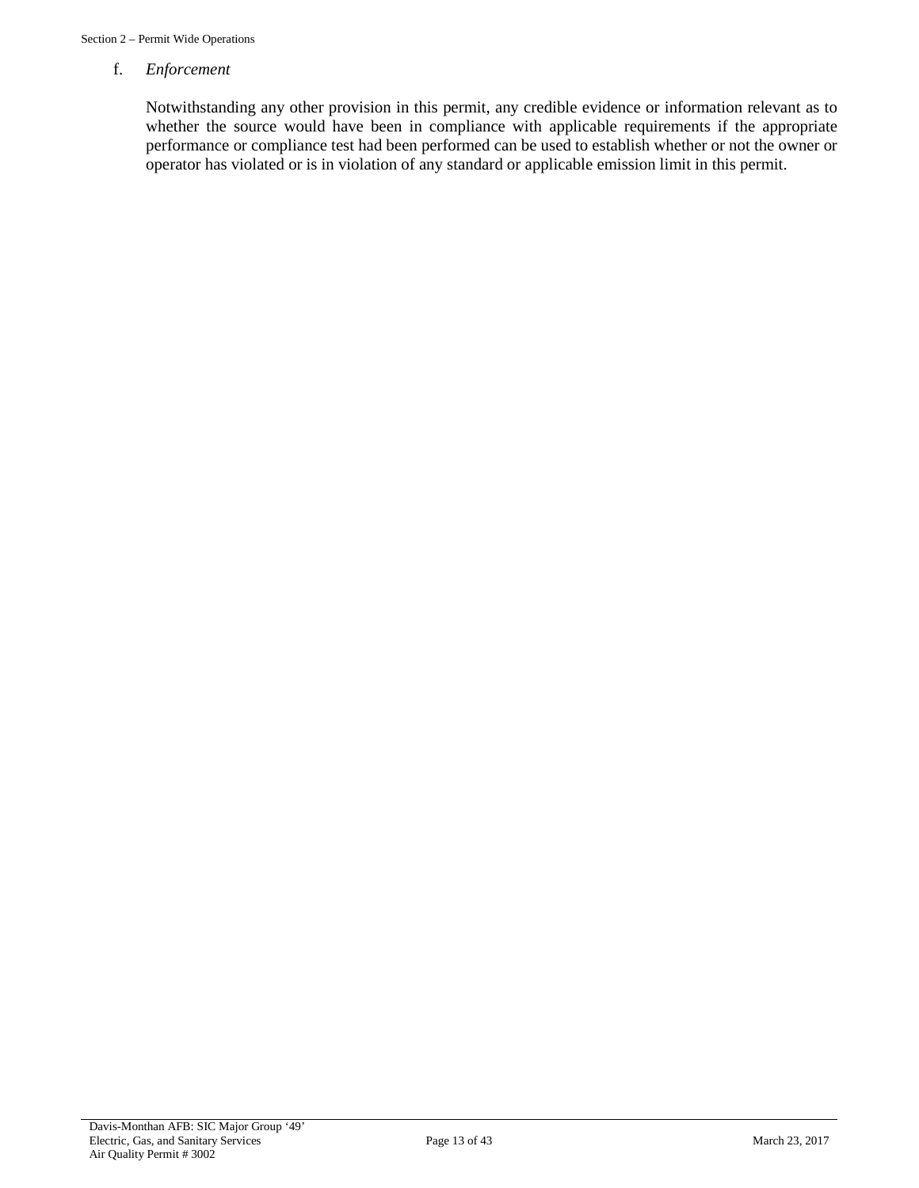f. *Enforcement*

Notwithstanding any other provision in this permit, any credible evidence or information relevant as to whether the source would have been in compliance with applicable requirements if the appropriate performance or compliance test had been performed can be used to establish whether or not the owner or operator has violated or is in violation of any standard or applicable emission limit in this permit.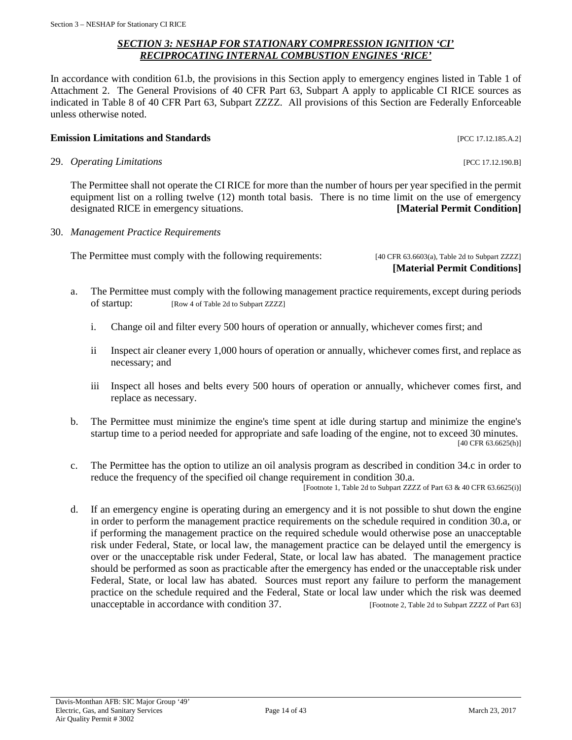## *SECTION 3: NESHAP FOR STATIONARY COMPRESSION IGNITION 'CI' RECIPROCATING INTERNAL COMBUSTION ENGINES 'RICE'*

In accordance with condition 61.b, the provisions in this Section apply to emergency engines listed in Table 1 of Attachment 2. The General Provisions of 40 CFR Part 63, Subpart A apply to applicable CI RICE sources as indicated in Table 8 of 40 CFR Part 63, Subpart ZZZZ. All provisions of this Section are Federally Enforceable unless otherwise noted.

**Emission Limitations and Standards** [PCC 17.12.185.A.2]

29. *Operating Limitations* [PCC 17.12.190.B]

    The Permittee shall not operate the CI RICE for more than the number of hours per year specified in the permit equipment list on a rolling twelve (12) month total basis. There is no time limit on the use of emergency designated RICE in emergency situations. **[Material Permit Condition]**

30. *Management Practice Requirements*

    The Permittee must comply with the following requirements: [40 CFR 63.6603(a), Table 2d to Subpart ZZZZ] **[Material Permit Conditions]**

    a. The Permittee must comply with the following management practice requirements, except during periods of startup: [Row 4 of Table 2d to Subpart ZZZZ]

        i. Change oil and filter every 500 hours of operation or annually, whichever comes first; and

        ii Inspect air cleaner every 1,000 hours of operation or annually, whichever comes first, and replace as necessary; and

        iii Inspect all hoses and belts every 500 hours of operation or annually, whichever comes first, and replace as necessary.

    b. The Permittee must minimize the engine's time spent at idle during startup and minimize the engine's startup time to a period needed for appropriate and safe loading of the engine, not to exceed 30 minutes. [40 CFR 63.6625(h)]

    c. The Permittee has the option to utilize an oil analysis program as described in condition 34.c in order to reduce the frequency of the specified oil change requirement in condition 30.a. [Footnote 1, Table 2d to Subpart ZZZZ of Part 63 & 40 CFR 63.6625(i)]

    d. If an emergency engine is operating during an emergency and it is not possible to shut down the engine in order to perform the management practice requirements on the schedule required in condition 30.a, or if performing the management practice on the required schedule would otherwise pose an unacceptable risk under Federal, State, or local law, the management practice can be delayed until the emergency is over or the unacceptable risk under Federal, State, or local law has abated. The management practice should be performed as soon as practicable after the emergency has ended or the unacceptable risk under Federal, State, or local law has abated. Sources must report any failure to perform the management practice on the schedule required and the Federal, State or local law under which the risk was deemed unacceptable in accordance with condition 37. [Footnote 2, Table 2d to Subpart ZZZZ of Part 63]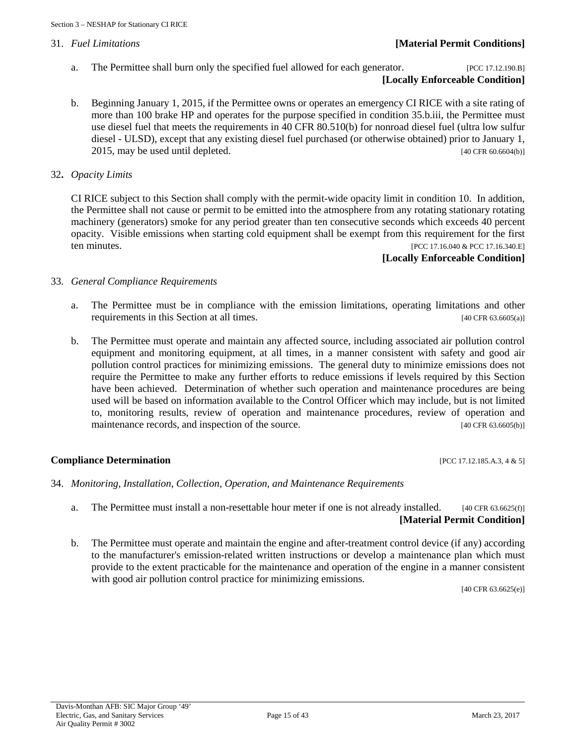31. *Fuel Limitations* **[Material Permit Conditions]**

   a. The Permittee shall burn only the specified fuel allowed for each generator. [PCC 17.12.190.B] **[Locally Enforceable Condition]**

   b. Beginning January 1, 2015, if the Permittee owns or operates an emergency CI RICE with a site rating of more than 100 brake HP and operates for the purpose specified in condition 35.b.iii, the Permittee must use diesel fuel that meets the requirements in 40 CFR 80.510(b) for nonroad diesel fuel (ultra low sulfur diesel - ULSD), except that any existing diesel fuel purchased (or otherwise obtained) prior to January 1, 2015, may be used until depleted. [40 CFR 60.6604(b)]

32. *Opacity Limits*

   CI RICE subject to this Section shall comply with the permit-wide opacity limit in condition 10. In addition, the Permittee shall not cause or permit to be emitted into the atmosphere from any rotating stationary rotating machinery (generators) smoke for any period greater than ten consecutive seconds which exceeds 40 percent opacity. Visible emissions when starting cold equipment shall be exempt from this requirement for the first ten minutes. [PCC 17.16.040 & PCC 17.16.340.E]

   **[Locally Enforceable Condition]**

33. *General Compliance Requirements*

   a. The Permittee must be in compliance with the emission limitations, operating limitations and other requirements in this Section at all times. [40 CFR 63.6605(a)]

   b. The Permittee must operate and maintain any affected source, including associated air pollution control equipment and monitoring equipment, at all times, in a manner consistent with safety and good air pollution control practices for minimizing emissions. The general duty to minimize emissions does not require the Permittee to make any further efforts to reduce emissions if levels required by this Section have been achieved. Determination of whether such operation and maintenance procedures are being used will be based on information available to the Control Officer which may include, but is not limited to, monitoring results, review of operation and maintenance procedures, review of operation and maintenance records, and inspection of the source. [40 CFR 63.6605(b)]

**Compliance Determination** [PCC 17.12.185.A.3, 4 & 5]

34. *Monitoring, Installation, Collection, Operation, and Maintenance Requirements*

   a. The Permittee must install a non-resettable hour meter if one is not already installed. [40 CFR 63.6625(f)] **[Material Permit Condition]**

   b. The Permittee must operate and maintain the engine and after-treatment control device (if any) according to the manufacturer's emission-related written instructions or develop a maintenance plan which must provide to the extent practicable for the maintenance and operation of the engine in a manner consistent with good air pollution control practice for minimizing emissions. [40 CFR 63.6625(e)]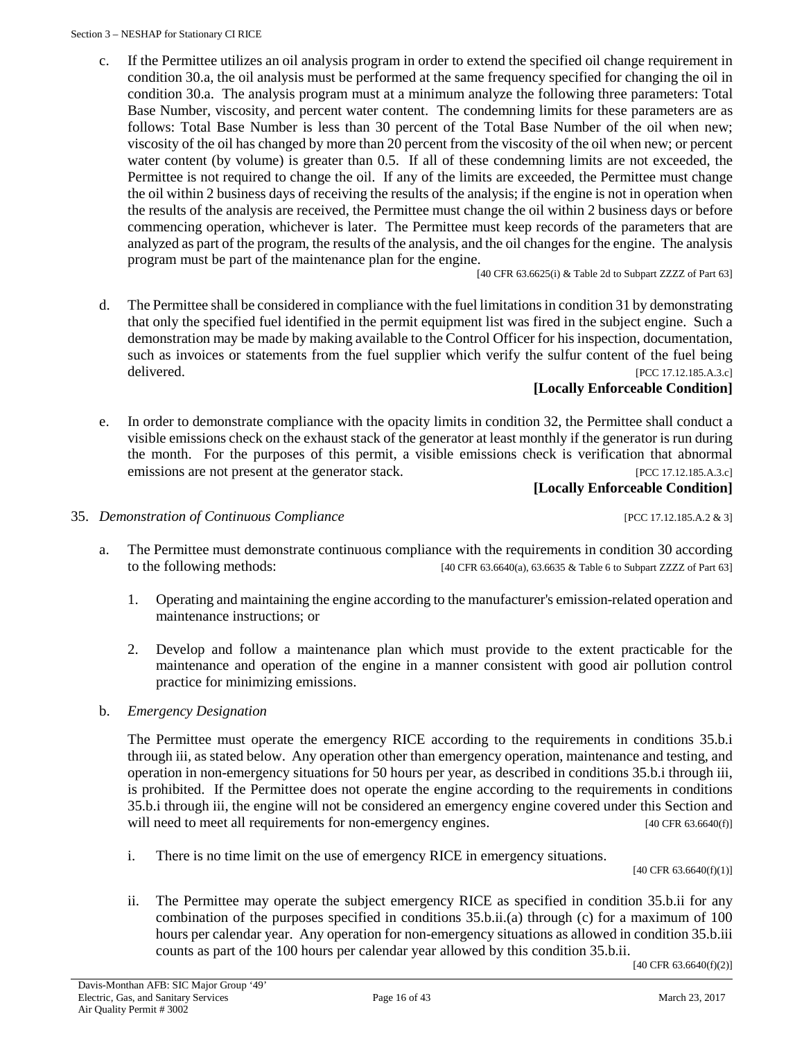c. If the Permittee utilizes an oil analysis program in order to extend the specified oil change requirement in condition 30.a, the oil analysis must be performed at the same frequency specified for changing the oil in condition 30.a. The analysis program must at a minimum analyze the following three parameters: Total Base Number, viscosity, and percent water content. The condemning limits for these parameters are as follows: Total Base Number is less than 30 percent of the Total Base Number of the oil when new; viscosity of the oil has changed by more than 20 percent from the viscosity of the oil when new; or percent water content (by volume) is greater than 0.5. If all of these condemning limits are not exceeded, the Permittee is not required to change the oil. If any of the limits are exceeded, the Permittee must change the oil within 2 business days of receiving the results of the analysis; if the engine is not in operation when the results of the analysis are received, the Permittee must change the oil within 2 business days or before commencing operation, whichever is later. The Permittee must keep records of the parameters that are analyzed as part of the program, the results of the analysis, and the oil changes for the engine. The analysis program must be part of the maintenance plan for the engine.

[40 CFR 63.6625(i) & Table 2d to Subpart ZZZZ of Part 63]

d. The Permittee shall be considered in compliance with the fuel limitations in condition 31 by demonstrating that only the specified fuel identified in the permit equipment list was fired in the subject engine. Such a demonstration may be made by making available to the Control Officer for his inspection, documentation, such as invoices or statements from the fuel supplier which verify the sulfur content of the fuel being delivered. [PCC 17.12.185.A.3.c]

**[Locally Enforceable Condition]**

e. In order to demonstrate compliance with the opacity limits in condition 32, the Permittee shall conduct a visible emissions check on the exhaust stack of the generator at least monthly if the generator is run during the month. For the purposes of this permit, a visible emissions check is verification that abnormal emissions are not present at the generator stack. [PCC 17.12.185.A.3.c]

**[Locally Enforceable Condition]**

35. *Demonstration of Continuous Compliance* [PCC 17.12.185.A.2 & 3]

a. The Permittee must demonstrate continuous compliance with the requirements in condition 30 according to the following methods: [40 CFR 63.6640(a), 63.6635 & Table 6 to Subpart ZZZZ of Part 63]

1. Operating and maintaining the engine according to the manufacturer's emission-related operation and maintenance instructions; or

2. Develop and follow a maintenance plan which must provide to the extent practicable for the maintenance and operation of the engine in a manner consistent with good air pollution control practice for minimizing emissions.

b. *Emergency Designation*

The Permittee must operate the emergency RICE according to the requirements in conditions 35.b.i through iii, as stated below. Any operation other than emergency operation, maintenance and testing, and operation in non-emergency situations for 50 hours per year, as described in conditions 35.b.i through iii, is prohibited. If the Permittee does not operate the engine according to the requirements in conditions 35.b.i through iii, the engine will not be considered an emergency engine covered under this Section and will need to meet all requirements for non-emergency engines. [40 CFR 63.6640(f)]

i. There is no time limit on the use of emergency RICE in emergency situations.

[40 CFR 63.6640(f)(1)]

ii. The Permittee may operate the subject emergency RICE as specified in condition 35.b.ii for any combination of the purposes specified in conditions 35.b.ii.(a) through (c) for a maximum of 100 hours per calendar year. Any operation for non-emergency situations as allowed in condition 35.b.iii counts as part of the 100 hours per calendar year allowed by this condition 35.b.ii.

[40 CFR 63.6640(f)(2)]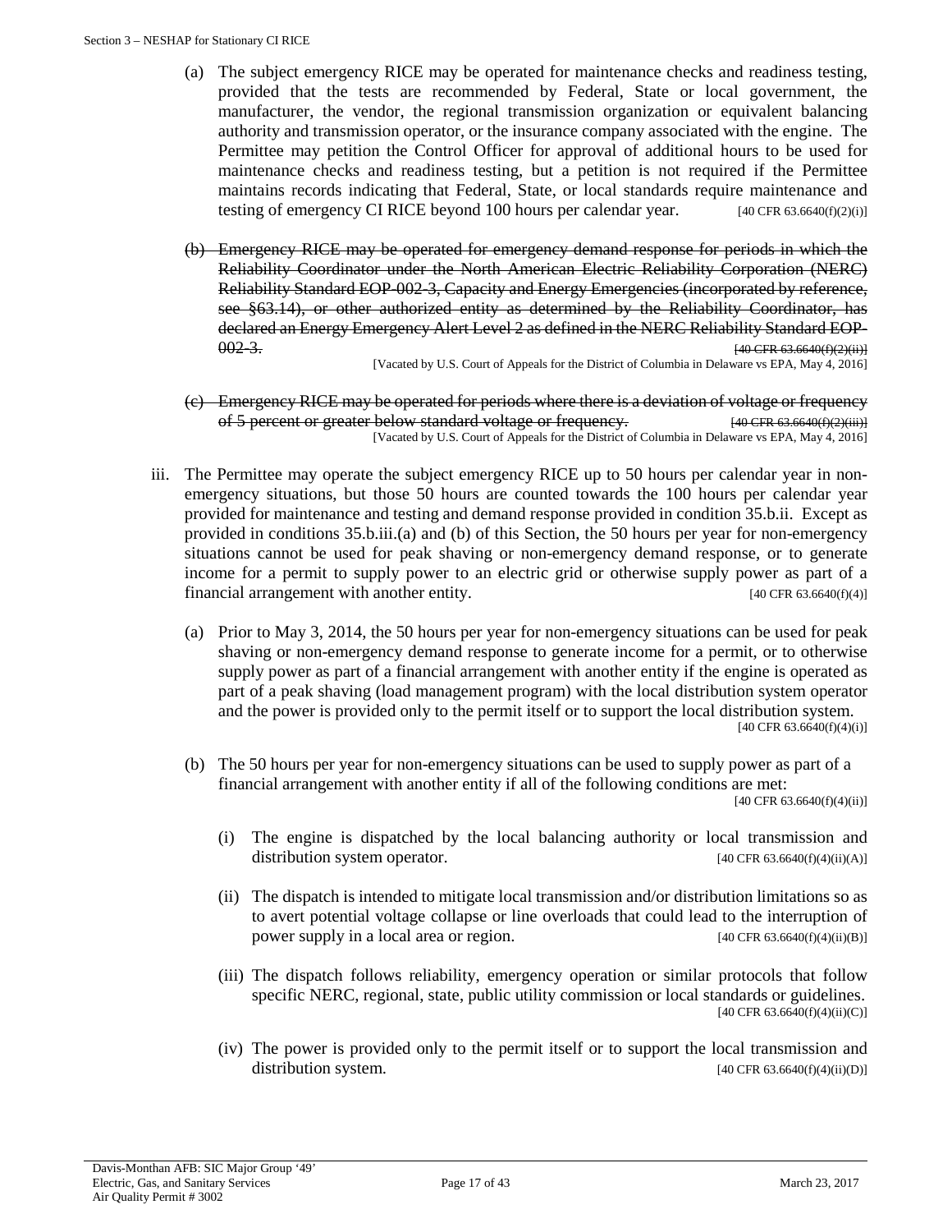(a) The subject emergency RICE may be operated for maintenance checks and readiness testing, provided that the tests are recommended by Federal, State or local government, the manufacturer, the vendor, the regional transmission organization or equivalent balancing authority and transmission operator, or the insurance company associated with the engine. The Permittee may petition the Control Officer for approval of additional hours to be used for maintenance checks and readiness testing, but a petition is not required if the Permittee maintains records indicating that Federal, State, or local standards require maintenance and testing of emergency CI RICE beyond 100 hours per calendar year. [40 CFR 63.6640(f)(2)(i)]

(b) ~~Emergency RICE may be operated for emergency demand response for periods in which the Reliability Coordinator under the North American Electric Reliability Corporation (NERC) Reliability Standard EOP-002-3, Capacity and Energy Emergencies (incorporated by reference, see §63.14), or other authorized entity as determined by the Reliability Coordinator, has declared an Energy Emergency Alert Level 2 as defined in the NERC Reliability Standard EOP-002-3.~~ ~~[40 CFR 63.6640(f)(2)(ii)]~~

[Vacated by U.S. Court of Appeals for the District of Columbia in Delaware vs EPA, May 4, 2016]

(c) ~~Emergency RICE may be operated for periods where there is a deviation of voltage or frequency of 5 percent or greater below standard voltage or frequency.~~ ~~[40 CFR 63.6640(f)(2)(iii)]~~

[Vacated by U.S. Court of Appeals for the District of Columbia in Delaware vs EPA, May 4, 2016]

iii. The Permittee may operate the subject emergency RICE up to 50 hours per calendar year in non-emergency situations, but those 50 hours are counted towards the 100 hours per calendar year provided for maintenance and testing and demand response provided in condition 35.b.ii. Except as provided in conditions 35.b.iii.(a) and (b) of this Section, the 50 hours per year for non-emergency situations cannot be used for peak shaving or non-emergency demand response, or to generate income for a permit to supply power to an electric grid or otherwise supply power as part of a financial arrangement with another entity. [40 CFR 63.6640(f)(4)]

(a) Prior to May 3, 2014, the 50 hours per year for non-emergency situations can be used for peak shaving or non-emergency demand response to generate income for a permit, or to otherwise supply power as part of a financial arrangement with another entity if the engine is operated as part of a peak shaving (load management program) with the local distribution system operator and the power is provided only to the permit itself or to support the local distribution system. [40 CFR 63.6640(f)(4)(i)]

(b) The 50 hours per year for non-emergency situations can be used to supply power as part of a financial arrangement with another entity if all of the following conditions are met: [40 CFR 63.6640(f)(4)(ii)]

(i) The engine is dispatched by the local balancing authority or local transmission and distribution system operator. [40 CFR 63.6640(f)(4)(ii)(A)]

(ii) The dispatch is intended to mitigate local transmission and/or distribution limitations so as to avert potential voltage collapse or line overloads that could lead to the interruption of power supply in a local area or region. [40 CFR 63.6640(f)(4)(ii)(B)]

(iii) The dispatch follows reliability, emergency operation or similar protocols that follow specific NERC, regional, state, public utility commission or local standards or guidelines. [40 CFR 63.6640(f)(4)(ii)(C)]

(iv) The power is provided only to the permit itself or to support the local transmission and distribution system. [40 CFR 63.6640(f)(4)(ii)(D)]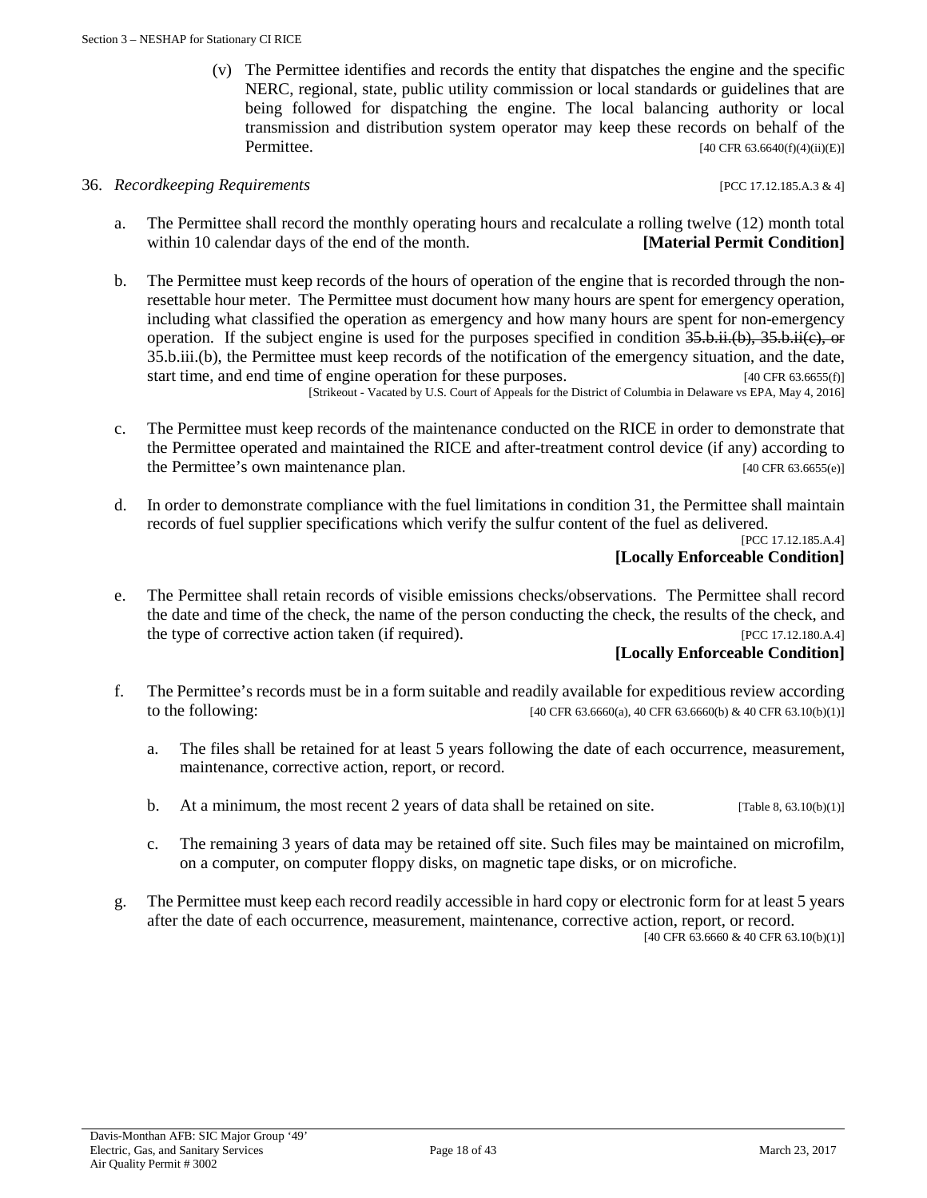(v) The Permittee identifies and records the entity that dispatches the engine and the specific NERC, regional, state, public utility commission or local standards or guidelines that are being followed for dispatching the engine. The local balancing authority or local transmission and distribution system operator may keep these records on behalf of the Permittee. [40 CFR 63.6640(f)(4)(ii)(E)]

36. *Recordkeeping Requirements* [PCC 17.12.185.A.3 & 4]

a. The Permittee shall record the monthly operating hours and recalculate a rolling twelve (12) month total within 10 calendar days of the end of the month. **[Material Permit Condition]**

b. The Permittee must keep records of the hours of operation of the engine that is recorded through the non-resettable hour meter. The Permittee must document how many hours are spent for emergency operation, including what classified the operation as emergency and how many hours are spent for non-emergency operation. If the subject engine is used for the purposes specified in condition ~~35.b.ii.(b), 35.b.ii(c), or~~ 35.b.iii.(b), the Permittee must keep records of the notification of the emergency situation, and the date, start time, and end time of engine operation for these purposes. [40 CFR 63.6655(f)]
[Strikeout - Vacated by U.S. Court of Appeals for the District of Columbia in Delaware vs EPA, May 4, 2016]

c. The Permittee must keep records of the maintenance conducted on the RICE in order to demonstrate that the Permittee operated and maintained the RICE and after-treatment control device (if any) according to the Permittee's own maintenance plan. [40 CFR 63.6655(e)]

d. In order to demonstrate compliance with the fuel limitations in condition 31, the Permittee shall maintain records of fuel supplier specifications which verify the sulfur content of the fuel as delivered.
[PCC 17.12.185.A.4]
**[Locally Enforceable Condition]**

e. The Permittee shall retain records of visible emissions checks/observations. The Permittee shall record the date and time of the check, the name of the person conducting the check, the results of the check, and the type of corrective action taken (if required). [PCC 17.12.180.A.4]
**[Locally Enforceable Condition]**

f. The Permittee's records must be in a form suitable and readily available for expeditious review according to the following: [40 CFR 63.6660(a), 40 CFR 63.6660(b) & 40 CFR 63.10(b)(1)]

   a. The files shall be retained for at least 5 years following the date of each occurrence, measurement, maintenance, corrective action, report, or record.

   b. At a minimum, the most recent 2 years of data shall be retained on site. [Table 8, 63.10(b)(1)]

   c. The remaining 3 years of data may be retained off site. Such files may be maintained on microfilm, on a computer, on computer floppy disks, on magnetic tape disks, or on microfiche.

g. The Permittee must keep each record readily accessible in hard copy or electronic form for at least 5 years after the date of each occurrence, measurement, maintenance, corrective action, report, or record.
[40 CFR 63.6660 & 40 CFR 63.10(b)(1)]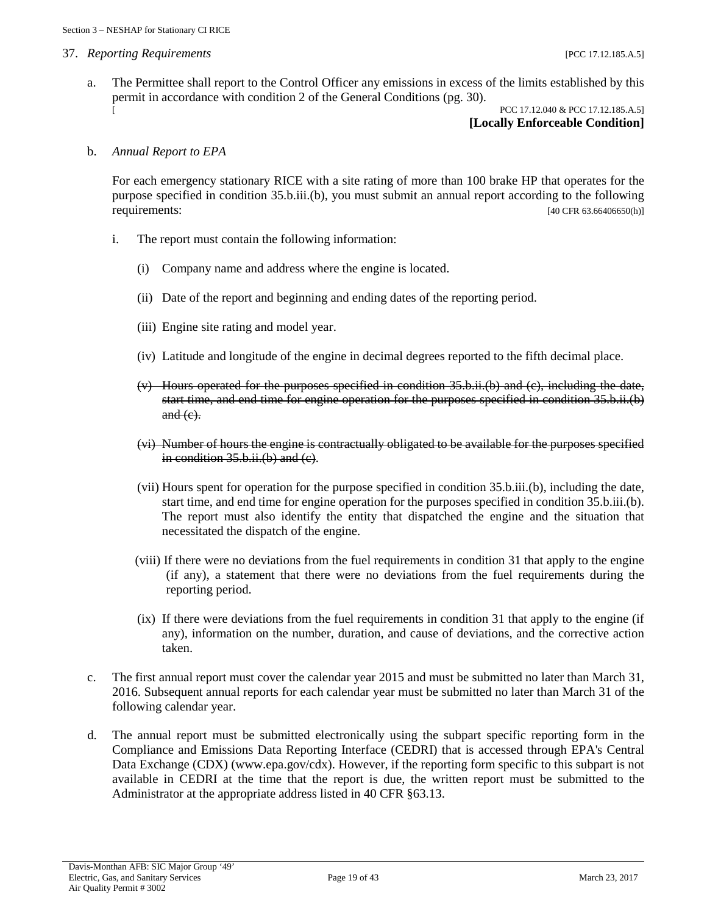37. *Reporting Requirements* [PCC 17.12.185.A.5]

a. The Permittee shall report to the Control Officer any emissions in excess of the limits established by this permit in accordance with condition 2 of the General Conditions (pg. 30).
[ PCC 17.12.040 & PCC 17.12.185.A.5]
**[Locally Enforceable Condition]**

b. *Annual Report to EPA*

For each emergency stationary RICE with a site rating of more than 100 brake HP that operates for the purpose specified in condition 35.b.iii.(b), you must submit an annual report according to the following requirements: [40 CFR 63.66406650(h)]

i. The report must contain the following information:

(i) Company name and address where the engine is located.

(ii) Date of the report and beginning and ending dates of the reporting period.

(iii) Engine site rating and model year.

(iv) Latitude and longitude of the engine in decimal degrees reported to the fifth decimal place.

~~(v) Hours operated for the purposes specified in condition 35.b.ii.(b) and (c), including the date, start time, and end time for engine operation for the purposes specified in condition 35.b.ii.(b) and (c).~~

~~(vi) Number of hours the engine is contractually obligated to be available for the purposes specified in condition 35.b.ii.(b) and (c)~~.

(vii) Hours spent for operation for the purpose specified in condition 35.b.iii.(b), including the date, start time, and end time for engine operation for the purposes specified in condition 35.b.iii.(b). The report must also identify the entity that dispatched the engine and the situation that necessitated the dispatch of the engine.

(viii) If there were no deviations from the fuel requirements in condition 31 that apply to the engine (if any), a statement that there were no deviations from the fuel requirements during the reporting period.

(ix) If there were deviations from the fuel requirements in condition 31 that apply to the engine (if any), information on the number, duration, and cause of deviations, and the corrective action taken.

c. The first annual report must cover the calendar year 2015 and must be submitted no later than March 31, 2016. Subsequent annual reports for each calendar year must be submitted no later than March 31 of the following calendar year.

d. The annual report must be submitted electronically using the subpart specific reporting form in the Compliance and Emissions Data Reporting Interface (CEDRI) that is accessed through EPA's Central Data Exchange (CDX) (www.epa.gov/cdx). However, if the reporting form specific to this subpart is not available in CEDRI at the time that the report is due, the written report must be submitted to the Administrator at the appropriate address listed in 40 CFR §63.13.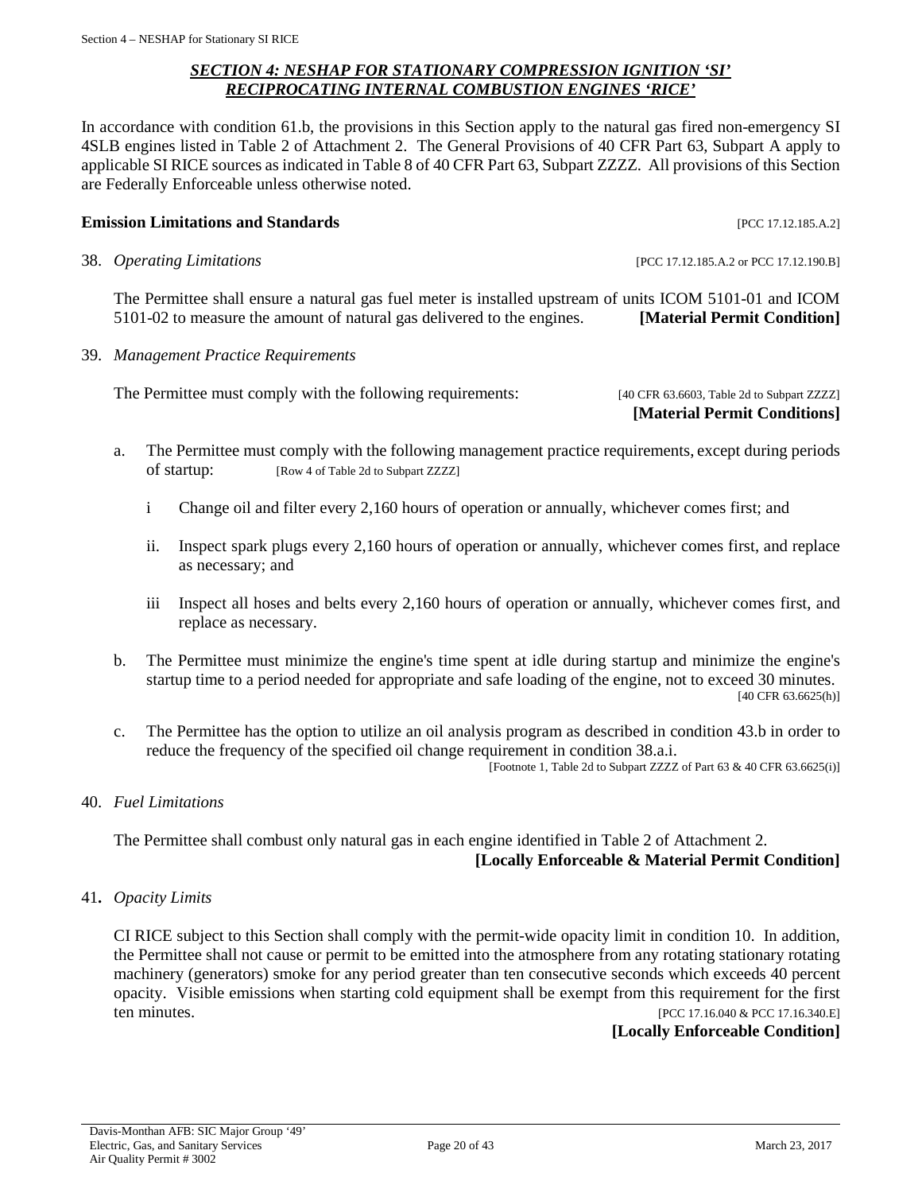## *SECTION 4: NESHAP FOR STATIONARY COMPRESSION IGNITION 'SI' RECIPROCATING INTERNAL COMBUSTION ENGINES 'RICE'*

In accordance with condition 61.b, the provisions in this Section apply to the natural gas fired non-emergency SI 4SLB engines listed in Table 2 of Attachment 2. The General Provisions of 40 CFR Part 63, Subpart A apply to applicable SI RICE sources as indicated in Table 8 of 40 CFR Part 63, Subpart ZZZZ. All provisions of this Section are Federally Enforceable unless otherwise noted.

**Emission Limitations and Standards** [PCC 17.12.185.A.2]

38. *Operating Limitations* [PCC 17.12.185.A.2 or PCC 17.12.190.B]

    The Permittee shall ensure a natural gas fuel meter is installed upstream of units ICOM 5101-01 and ICOM 5101-02 to measure the amount of natural gas delivered to the engines. **[Material Permit Condition]**

39. *Management Practice Requirements*

    The Permittee must comply with the following requirements: [40 CFR 63.6603, Table 2d to Subpart ZZZZ]
    **[Material Permit Conditions]**

    a. The Permittee must comply with the following management practice requirements, except during periods of startup: [Row 4 of Table 2d to Subpart ZZZZ]

        i Change oil and filter every 2,160 hours of operation or annually, whichever comes first; and

        ii. Inspect spark plugs every 2,160 hours of operation or annually, whichever comes first, and replace as necessary; and

        iii Inspect all hoses and belts every 2,160 hours of operation or annually, whichever comes first, and replace as necessary.

    b. The Permittee must minimize the engine's time spent at idle during startup and minimize the engine's startup time to a period needed for appropriate and safe loading of the engine, not to exceed 30 minutes. [40 CFR 63.6625(h)]

    c. The Permittee has the option to utilize an oil analysis program as described in condition 43.b in order to reduce the frequency of the specified oil change requirement in condition 38.a.i. [Footnote 1, Table 2d to Subpart ZZZZ of Part 63 & 40 CFR 63.6625(i)]

40. *Fuel Limitations*

    The Permittee shall combust only natural gas in each engine identified in Table 2 of Attachment 2.
    **[Locally Enforceable & Material Permit Condition]**

41. *Opacity Limits*

    CI RICE subject to this Section shall comply with the permit-wide opacity limit in condition 10. In addition, the Permittee shall not cause or permit to be emitted into the atmosphere from any rotating stationary rotating machinery (generators) smoke for any period greater than ten consecutive seconds which exceeds 40 percent opacity. Visible emissions when starting cold equipment shall be exempt from this requirement for the first ten minutes. [PCC 17.16.040 & PCC 17.16.340.E]
    **[Locally Enforceable Condition]**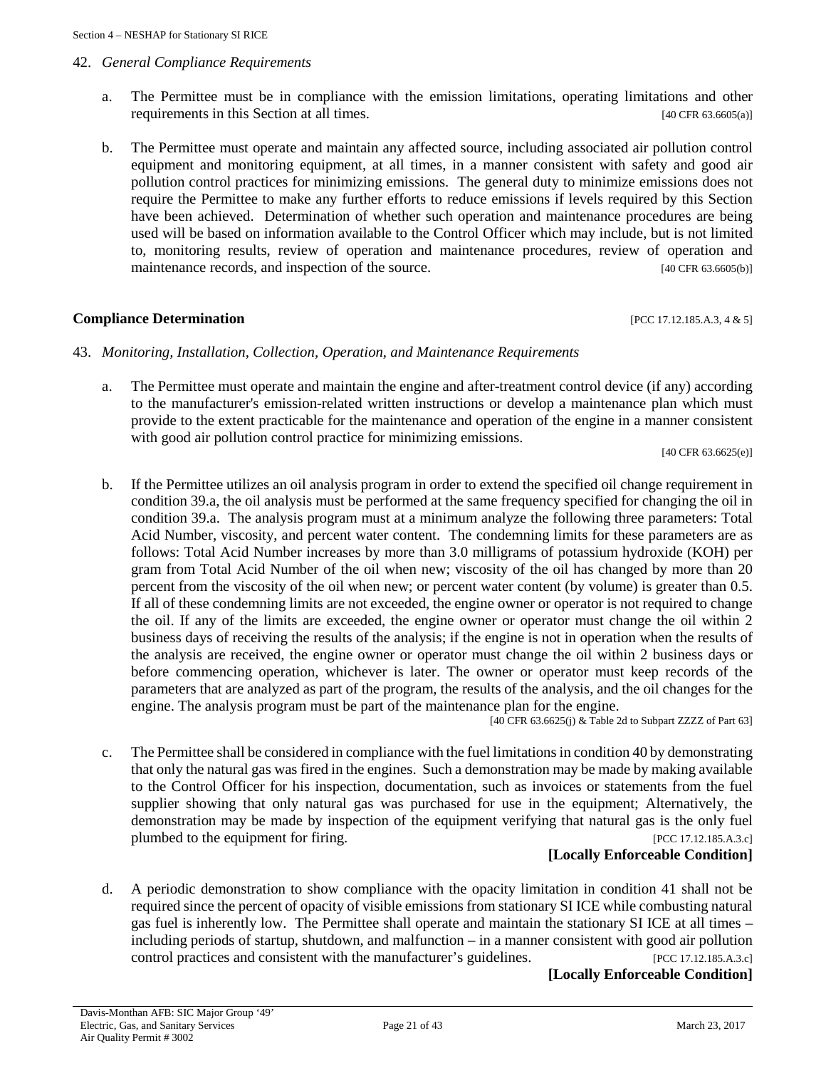42. *General Compliance Requirements*

    a. The Permittee must be in compliance with the emission limitations, operating limitations and other requirements in this Section at all times. [40 CFR 63.6605(a)]

    b. The Permittee must operate and maintain any affected source, including associated air pollution control equipment and monitoring equipment, at all times, in a manner consistent with safety and good air pollution control practices for minimizing emissions. The general duty to minimize emissions does not require the Permittee to make any further efforts to reduce emissions if levels required by this Section have been achieved. Determination of whether such operation and maintenance procedures are being used will be based on information available to the Control Officer which may include, but is not limited to, monitoring results, review of operation and maintenance procedures, review of operation and maintenance records, and inspection of the source. [40 CFR 63.6605(b)]

**Compliance Determination** [PCC 17.12.185.A.3, 4 & 5]

43. *Monitoring, Installation, Collection, Operation, and Maintenance Requirements*

    a. The Permittee must operate and maintain the engine and after-treatment control device (if any) according to the manufacturer's emission-related written instructions or develop a maintenance plan which must provide to the extent practicable for the maintenance and operation of the engine in a manner consistent with good air pollution control practice for minimizing emissions. [40 CFR 63.6625(e)]

    b. If the Permittee utilizes an oil analysis program in order to extend the specified oil change requirement in condition 39.a, the oil analysis must be performed at the same frequency specified for changing the oil in condition 39.a. The analysis program must at a minimum analyze the following three parameters: Total Acid Number, viscosity, and percent water content. The condemning limits for these parameters are as follows: Total Acid Number increases by more than 3.0 milligrams of potassium hydroxide (KOH) per gram from Total Acid Number of the oil when new; viscosity of the oil has changed by more than 20 percent from the viscosity of the oil when new; or percent water content (by volume) is greater than 0.5. If all of these condemning limits are not exceeded, the engine owner or operator is not required to change the oil. If any of the limits are exceeded, the engine owner or operator must change the oil within 2 business days of receiving the results of the analysis; if the engine is not in operation when the results of the analysis are received, the engine owner or operator must change the oil within 2 business days or before commencing operation, whichever is later. The owner or operator must keep records of the parameters that are analyzed as part of the program, the results of the analysis, and the oil changes for the engine. The analysis program must be part of the maintenance plan for the engine. [40 CFR 63.6625(j) & Table 2d to Subpart ZZZZ of Part 63]

    c. The Permittee shall be considered in compliance with the fuel limitations in condition 40 by demonstrating that only the natural gas was fired in the engines. Such a demonstration may be made by making available to the Control Officer for his inspection, documentation, such as invoices or statements from the fuel supplier showing that only natural gas was purchased for use in the equipment; Alternatively, the demonstration may be made by inspection of the equipment verifying that natural gas is the only fuel plumbed to the equipment for firing. [PCC 17.12.185.A.3.c]

    **[Locally Enforceable Condition]**

    d. A periodic demonstration to show compliance with the opacity limitation in condition 41 shall not be required since the percent of opacity of visible emissions from stationary SI ICE while combusting natural gas fuel is inherently low. The Permittee shall operate and maintain the stationary SI ICE at all times – including periods of startup, shutdown, and malfunction – in a manner consistent with good air pollution control practices and consistent with the manufacturer's guidelines. [PCC 17.12.185.A.3.c]

    **[Locally Enforceable Condition]**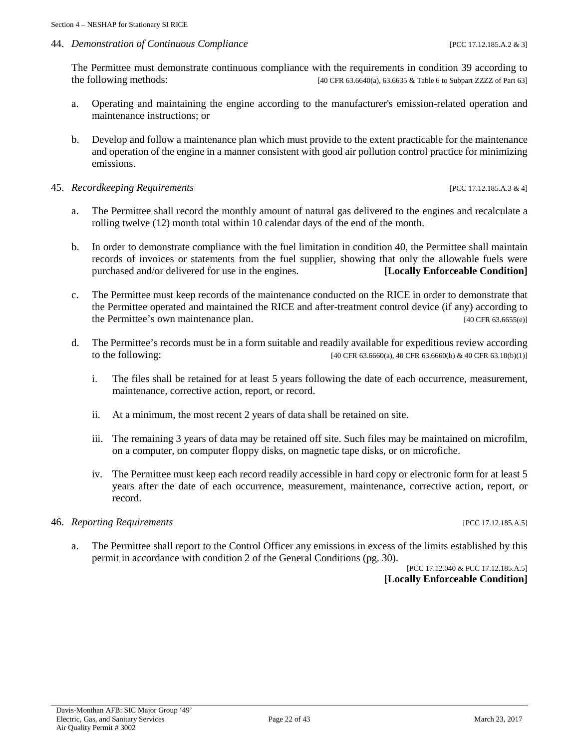44. *Demonstration of Continuous Compliance* [PCC 17.12.185.A.2 & 3]

The Permittee must demonstrate continuous compliance with the requirements in condition 39 according to the following methods: [40 CFR 63.6640(a), 63.6635 & Table 6 to Subpart ZZZZ of Part 63]

a. Operating and maintaining the engine according to the manufacturer's emission-related operation and maintenance instructions; or

b. Develop and follow a maintenance plan which must provide to the extent practicable for the maintenance and operation of the engine in a manner consistent with good air pollution control practice for minimizing emissions.

45. *Recordkeeping Requirements* [PCC 17.12.185.A.3 & 4]

a. The Permittee shall record the monthly amount of natural gas delivered to the engines and recalculate a rolling twelve (12) month total within 10 calendar days of the end of the month.

b. In order to demonstrate compliance with the fuel limitation in condition 40, the Permittee shall maintain records of invoices or statements from the fuel supplier, showing that only the allowable fuels were purchased and/or delivered for use in the engines. **[Locally Enforceable Condition]**

c. The Permittee must keep records of the maintenance conducted on the RICE in order to demonstrate that the Permittee operated and maintained the RICE and after-treatment control device (if any) according to the Permittee's own maintenance plan. [40 CFR 63.6655(e)]

d. The Permittee's records must be in a form suitable and readily available for expeditious review according to the following: [40 CFR 63.6660(a), 40 CFR 63.6660(b) & 40 CFR 63.10(b)(1)]

   i. The files shall be retained for at least 5 years following the date of each occurrence, measurement, maintenance, corrective action, report, or record.

   ii. At a minimum, the most recent 2 years of data shall be retained on site.

   iii. The remaining 3 years of data may be retained off site. Such files may be maintained on microfilm, on a computer, on computer floppy disks, on magnetic tape disks, or on microfiche.

   iv. The Permittee must keep each record readily accessible in hard copy or electronic form for at least 5 years after the date of each occurrence, measurement, maintenance, corrective action, report, or record.

46. *Reporting Requirements* [PCC 17.12.185.A.5]

a. The Permittee shall report to the Control Officer any emissions in excess of the limits established by this permit in accordance with condition 2 of the General Conditions (pg. 30).

[PCC 17.12.040 & PCC 17.12.185.A.5]
**[Locally Enforceable Condition]**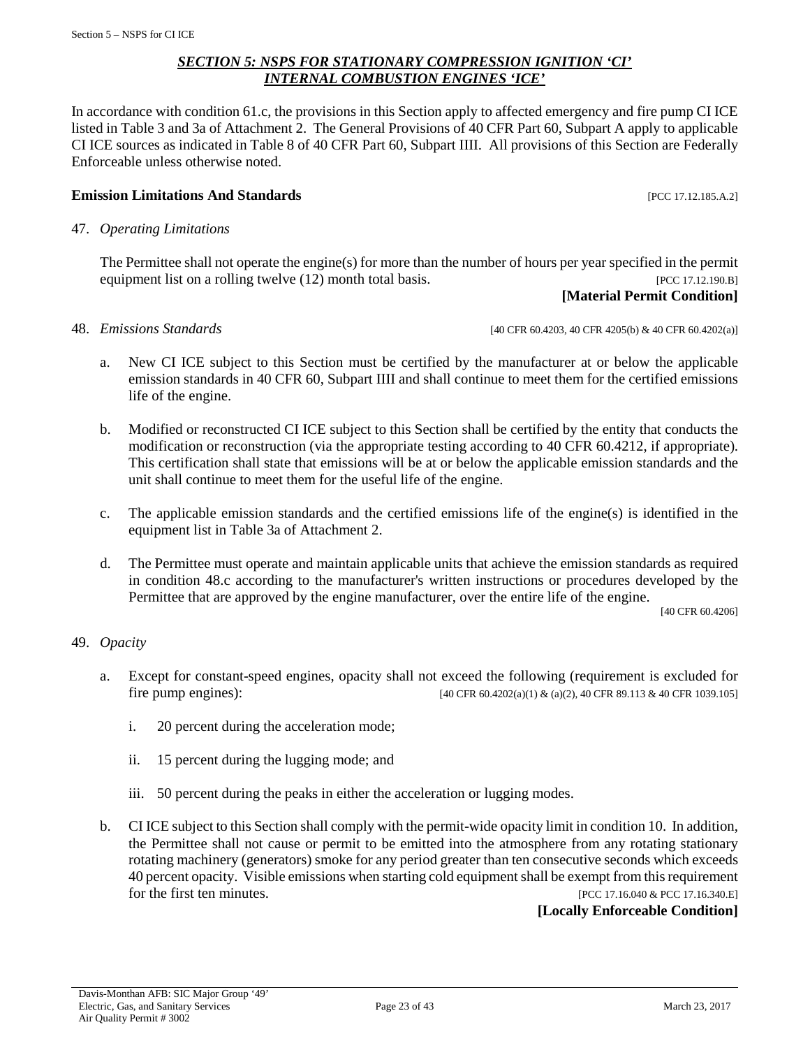## *SECTION 5: NSPS FOR STATIONARY COMPRESSION IGNITION 'CI' INTERNAL COMBUSTION ENGINES 'ICE'*

In accordance with condition 61.c, the provisions in this Section apply to affected emergency and fire pump CI ICE listed in Table 3 and 3a of Attachment 2. The General Provisions of 40 CFR Part 60, Subpart A apply to applicable CI ICE sources as indicated in Table 8 of 40 CFR Part 60, Subpart IIII. All provisions of this Section are Federally Enforceable unless otherwise noted.

### Emission Limitations And Standards [PCC 17.12.185.A.2]

47. *Operating Limitations*

    The Permittee shall not operate the engine(s) for more than the number of hours per year specified in the permit equipment list on a rolling twelve (12) month total basis. [PCC 17.12.190.B]

    **[Material Permit Condition]**

48. *Emissions Standards* [40 CFR 60.4203, 40 CFR 4205(b) & 40 CFR 60.4202(a)]

    a. New CI ICE subject to this Section must be certified by the manufacturer at or below the applicable emission standards in 40 CFR 60, Subpart IIII and shall continue to meet them for the certified emissions life of the engine.

    b. Modified or reconstructed CI ICE subject to this Section shall be certified by the entity that conducts the modification or reconstruction (via the appropriate testing according to 40 CFR 60.4212, if appropriate). This certification shall state that emissions will be at or below the applicable emission standards and the unit shall continue to meet them for the useful life of the engine.

    c. The applicable emission standards and the certified emissions life of the engine(s) is identified in the equipment list in Table 3a of Attachment 2.

    d. The Permittee must operate and maintain applicable units that achieve the emission standards as required in condition 48.c according to the manufacturer's written instructions or procedures developed by the Permittee that are approved by the engine manufacturer, over the entire life of the engine. [40 CFR 60.4206]

49. *Opacity*

    a. Except for constant-speed engines, opacity shall not exceed the following (requirement is excluded for fire pump engines): [40 CFR 60.4202(a)(1) & (a)(2), 40 CFR 89.113 & 40 CFR 1039.105]

        i. 20 percent during the acceleration mode;

        ii. 15 percent during the lugging mode; and

        iii. 50 percent during the peaks in either the acceleration or lugging modes.

    b. CI ICE subject to this Section shall comply with the permit-wide opacity limit in condition 10. In addition, the Permittee shall not cause or permit to be emitted into the atmosphere from any rotating stationary rotating machinery (generators) smoke for any period greater than ten consecutive seconds which exceeds 40 percent opacity. Visible emissions when starting cold equipment shall be exempt from this requirement for the first ten minutes. [PCC 17.16.040 & PCC 17.16.340.E]

    **[Locally Enforceable Condition]**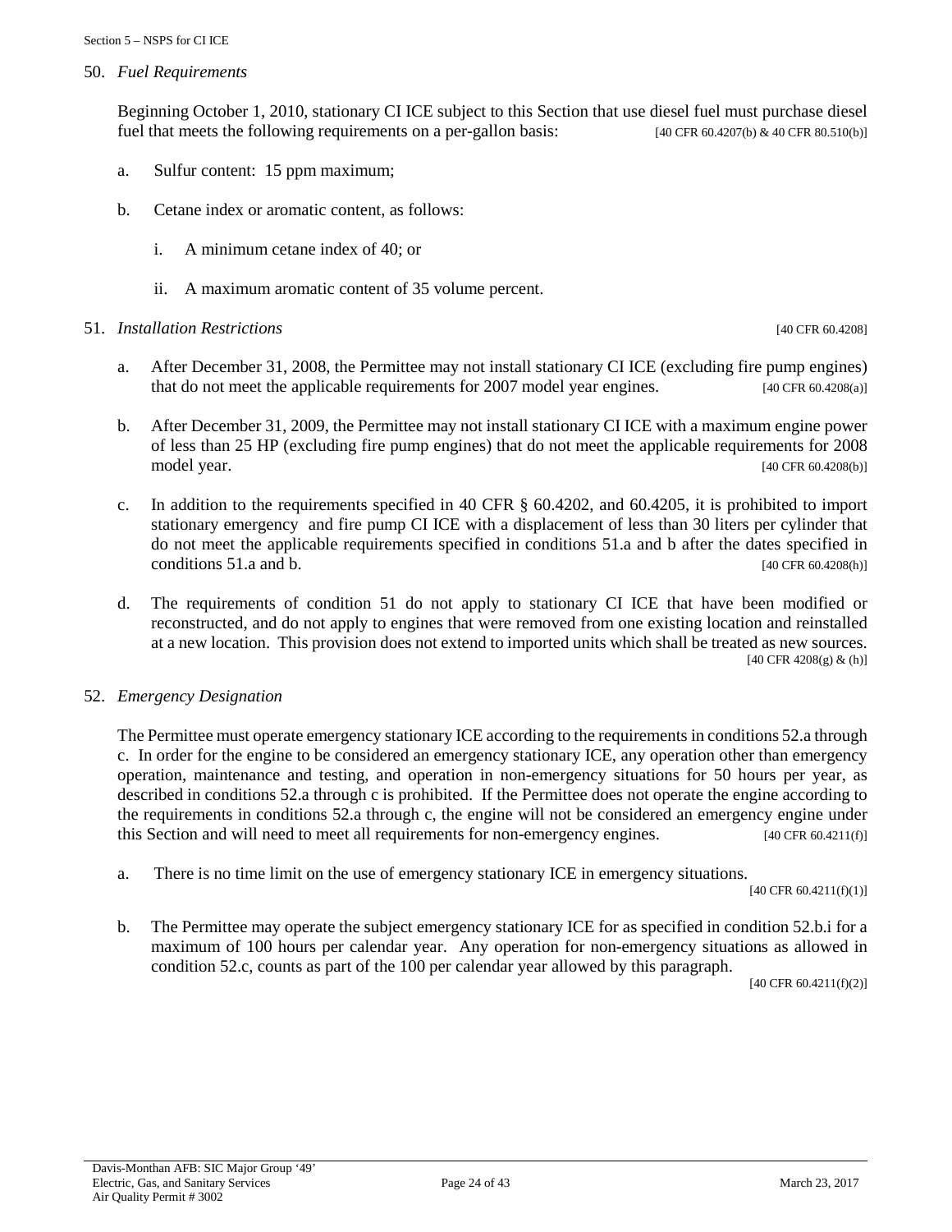50. *Fuel Requirements*

Beginning October 1, 2010, stationary CI ICE subject to this Section that use diesel fuel must purchase diesel fuel that meets the following requirements on a per-gallon basis: [40 CFR 60.4207(b) & 40 CFR 80.510(b)]

a. Sulfur content: 15 ppm maximum;

b. Cetane index or aromatic content, as follows:

   i. A minimum cetane index of 40; or

   ii. A maximum aromatic content of 35 volume percent.

51. *Installation Restrictions* [40 CFR 60.4208]

a. After December 31, 2008, the Permittee may not install stationary CI ICE (excluding fire pump engines) that do not meet the applicable requirements for 2007 model year engines. [40 CFR 60.4208(a)]

b. After December 31, 2009, the Permittee may not install stationary CI ICE with a maximum engine power of less than 25 HP (excluding fire pump engines) that do not meet the applicable requirements for 2008 model year. [40 CFR 60.4208(b)]

c. In addition to the requirements specified in 40 CFR § 60.4202, and 60.4205, it is prohibited to import stationary emergency and fire pump CI ICE with a displacement of less than 30 liters per cylinder that do not meet the applicable requirements specified in conditions 51.a and b after the dates specified in conditions 51.a and b. [40 CFR 60.4208(h)]

d. The requirements of condition 51 do not apply to stationary CI ICE that have been modified or reconstructed, and do not apply to engines that were removed from one existing location and reinstalled at a new location. This provision does not extend to imported units which shall be treated as new sources. [40 CFR 4208(g) & (h)]

52. *Emergency Designation*

The Permittee must operate emergency stationary ICE according to the requirements in conditions 52.a through c. In order for the engine to be considered an emergency stationary ICE, any operation other than emergency operation, maintenance and testing, and operation in non-emergency situations for 50 hours per year, as described in conditions 52.a through c is prohibited. If the Permittee does not operate the engine according to the requirements in conditions 52.a through c, the engine will not be considered an emergency engine under this Section and will need to meet all requirements for non-emergency engines. [40 CFR 60.4211(f)]

a. There is no time limit on the use of emergency stationary ICE in emergency situations. [40 CFR 60.4211(f)(1)]

b. The Permittee may operate the subject emergency stationary ICE for as specified in condition 52.b.i for a maximum of 100 hours per calendar year. Any operation for non-emergency situations as allowed in condition 52.c, counts as part of the 100 per calendar year allowed by this paragraph. [40 CFR 60.4211(f)(2)]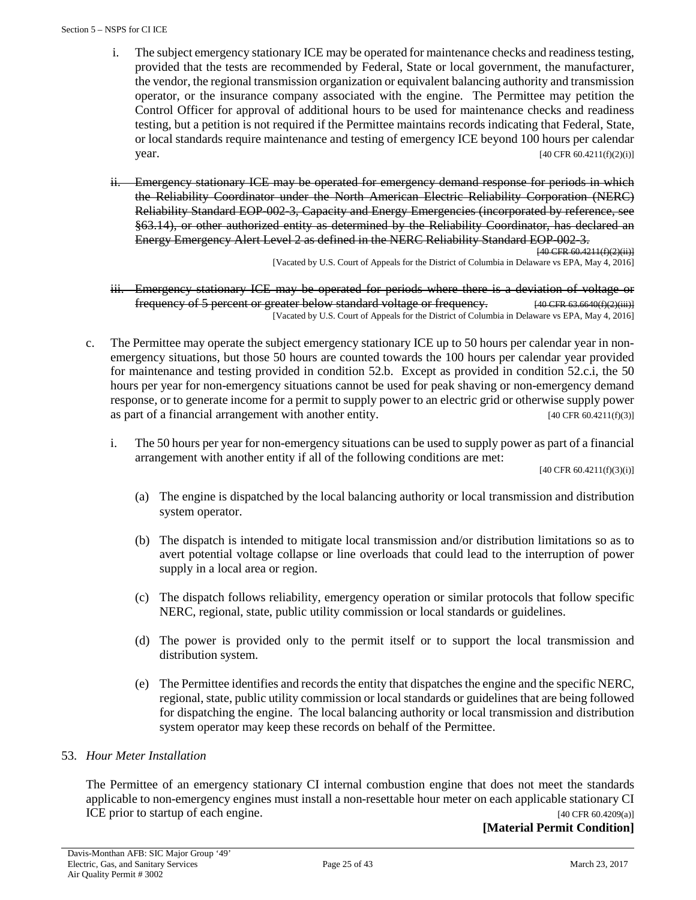i. The subject emergency stationary ICE may be operated for maintenance checks and readiness testing, provided that the tests are recommended by Federal, State or local government, the manufacturer, the vendor, the regional transmission organization or equivalent balancing authority and transmission operator, or the insurance company associated with the engine. The Permittee may petition the Control Officer for approval of additional hours to be used for maintenance checks and readiness testing, but a petition is not required if the Permittee maintains records indicating that Federal, State, or local standards require maintenance and testing of emergency ICE beyond 100 hours per calendar year. [40 CFR 60.4211(f)(2)(i)]

ii. ~~Emergency stationary ICE may be operated for emergency demand response for periods in which the Reliability Coordinator under the North American Electric Reliability Corporation (NERC) Reliability Standard EOP-002-3, Capacity and Energy Emergencies (incorporated by reference, see §63.14), or other authorized entity as determined by the Reliability Coordinator, has declared an Energy Emergency Alert Level 2 as defined in the NERC Reliability Standard EOP-002-3.~~ ~~[40 CFR 60.4211(f)(2)(ii)]~~
[Vacated by U.S. Court of Appeals for the District of Columbia in Delaware vs EPA, May 4, 2016]

iii. ~~Emergency stationary ICE may be operated for periods where there is a deviation of voltage or frequency of 5 percent or greater below standard voltage or frequency.~~ ~~[40 CFR 63.6640(f)(2)(iii)]~~
[Vacated by U.S. Court of Appeals for the District of Columbia in Delaware vs EPA, May 4, 2016]

c. The Permittee may operate the subject emergency stationary ICE up to 50 hours per calendar year in non-emergency situations, but those 50 hours are counted towards the 100 hours per calendar year provided for maintenance and testing provided in condition 52.b. Except as provided in condition 52.c.i, the 50 hours per year for non-emergency situations cannot be used for peak shaving or non-emergency demand response, or to generate income for a permit to supply power to an electric grid or otherwise supply power as part of a financial arrangement with another entity. [40 CFR 60.4211(f)(3)]

i. The 50 hours per year for non-emergency situations can be used to supply power as part of a financial arrangement with another entity if all of the following conditions are met: [40 CFR 60.4211(f)(3)(i)]

(a) The engine is dispatched by the local balancing authority or local transmission and distribution system operator.

(b) The dispatch is intended to mitigate local transmission and/or distribution limitations so as to avert potential voltage collapse or line overloads that could lead to the interruption of power supply in a local area or region.

(c) The dispatch follows reliability, emergency operation or similar protocols that follow specific NERC, regional, state, public utility commission or local standards or guidelines.

(d) The power is provided only to the permit itself or to support the local transmission and distribution system.

(e) The Permittee identifies and records the entity that dispatches the engine and the specific NERC, regional, state, public utility commission or local standards or guidelines that are being followed for dispatching the engine. The local balancing authority or local transmission and distribution system operator may keep these records on behalf of the Permittee.

53. *Hour Meter Installation*

The Permittee of an emergency stationary CI internal combustion engine that does not meet the standards applicable to non-emergency engines must install a non-resettable hour meter on each applicable stationary CI ICE prior to startup of each engine. [40 CFR 60.4209(a)]

**[Material Permit Condition]**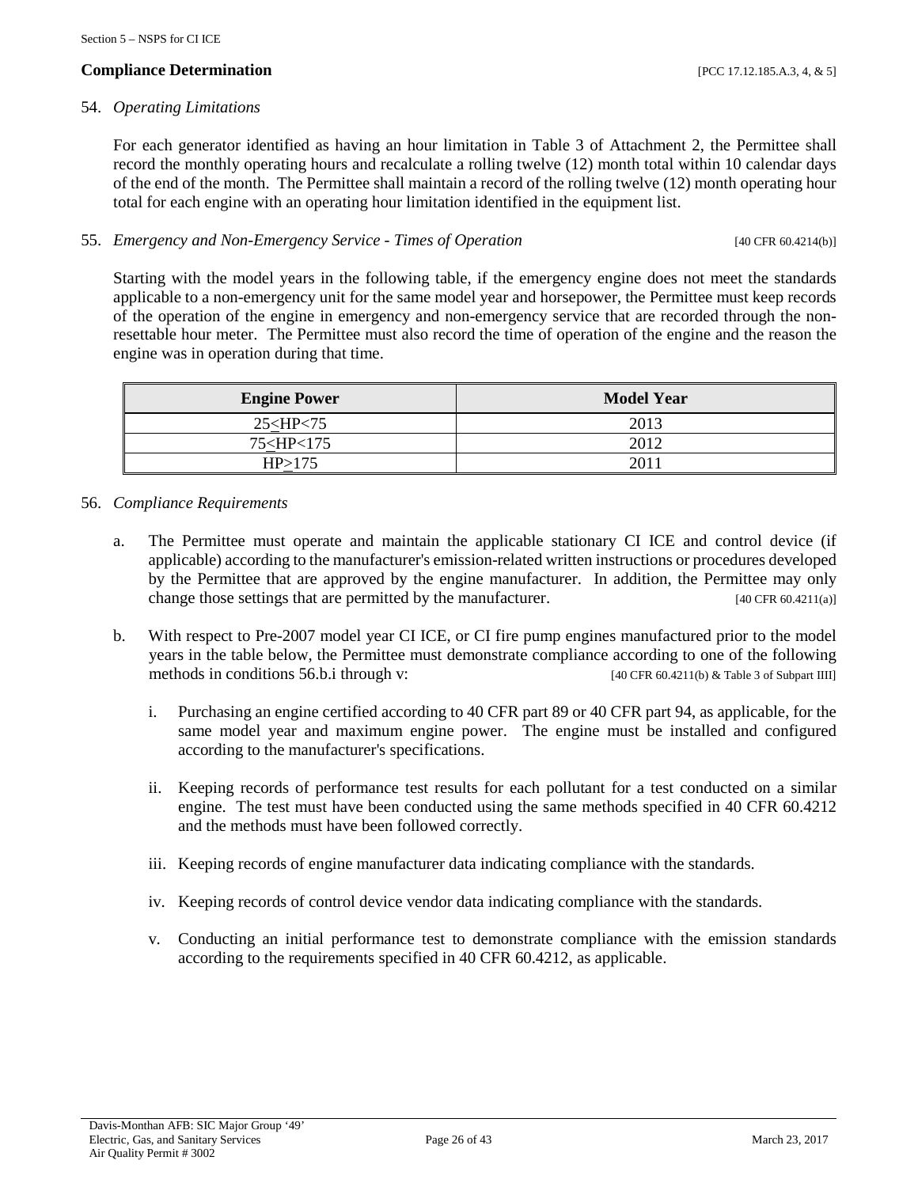### Compliance Determination [PCC 17.12.185.A.3, 4, & 5]

54. *Operating Limitations*

For each generator identified as having an hour limitation in Table 3 of Attachment 2, the Permittee shall record the monthly operating hours and recalculate a rolling twelve (12) month total within 10 calendar days of the end of the month. The Permittee shall maintain a record of the rolling twelve (12) month operating hour total for each engine with an operating hour limitation identified in the equipment list.

55. *Emergency and Non-Emergency Service - Times of Operation* [40 CFR 60.4214(b)]

Starting with the model years in the following table, if the emergency engine does not meet the standards applicable to a non-emergency unit for the same model year and horsepower, the Permittee must keep records of the operation of the engine in emergency and non-emergency service that are recorded through the non-resettable hour meter. The Permittee must also record the time of operation of the engine and the reason the engine was in operation during that time.

| Engine Power | Model Year |
|---|---|
| 25≤HP<75 | 2013 |
| 75≤HP<175 | 2012 |
| HP≥175 | 2011 |

56. *Compliance Requirements*

a. The Permittee must operate and maintain the applicable stationary CI ICE and control device (if applicable) according to the manufacturer's emission-related written instructions or procedures developed by the Permittee that are approved by the engine manufacturer. In addition, the Permittee may only change those settings that are permitted by the manufacturer. [40 CFR 60.4211(a)]

b. With respect to Pre-2007 model year CI ICE, or CI fire pump engines manufactured prior to the model years in the table below, the Permittee must demonstrate compliance according to one of the following methods in conditions 56.b.i through v: [40 CFR 60.4211(b) & Table 3 of Subpart IIII]

   i. Purchasing an engine certified according to 40 CFR part 89 or 40 CFR part 94, as applicable, for the same model year and maximum engine power. The engine must be installed and configured according to the manufacturer's specifications.

   ii. Keeping records of performance test results for each pollutant for a test conducted on a similar engine. The test must have been conducted using the same methods specified in 40 CFR 60.4212 and the methods must have been followed correctly.

   iii. Keeping records of engine manufacturer data indicating compliance with the standards.

   iv. Keeping records of control device vendor data indicating compliance with the standards.

   v. Conducting an initial performance test to demonstrate compliance with the emission standards according to the requirements specified in 40 CFR 60.4212, as applicable.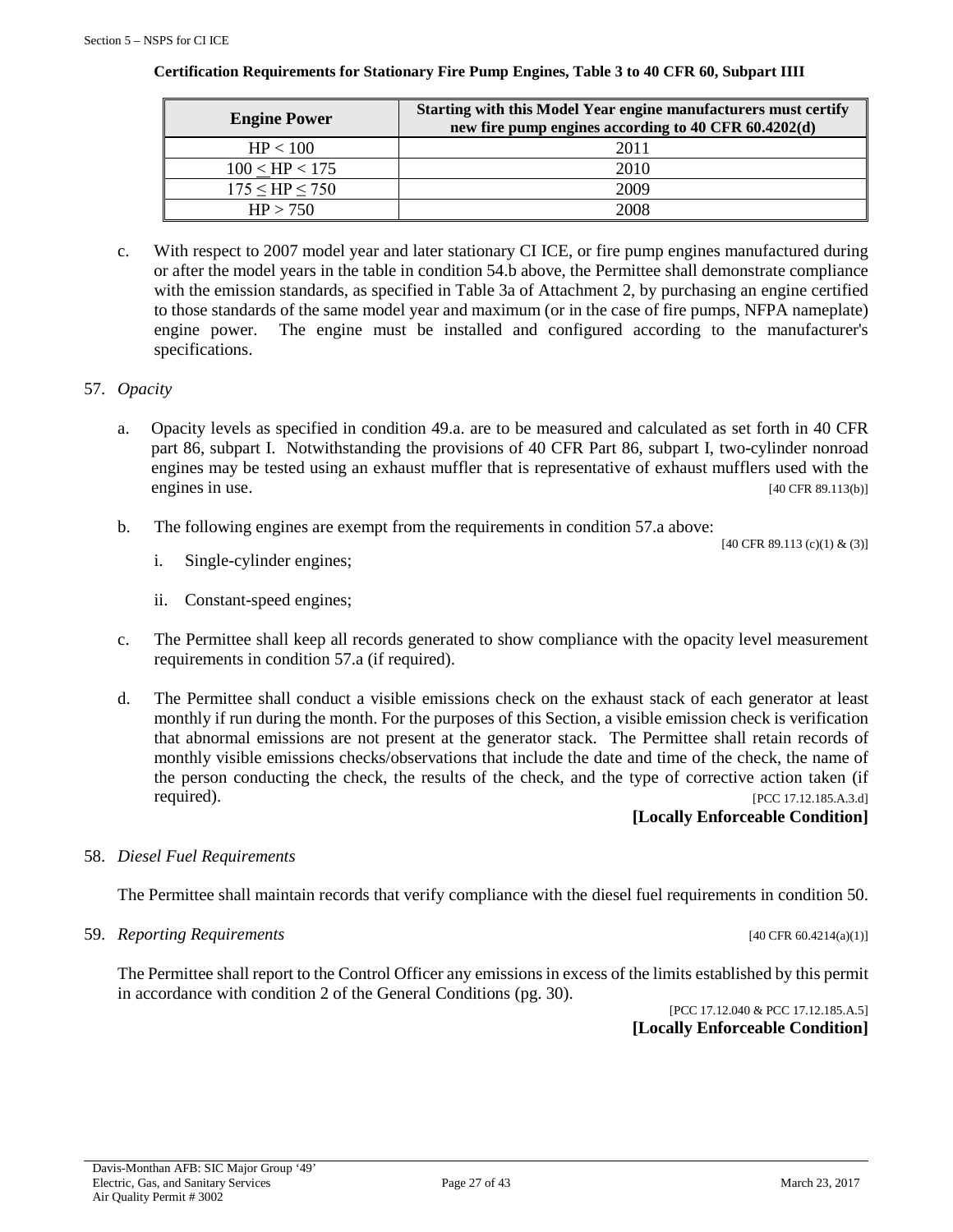**Certification Requirements for Stationary Fire Pump Engines, Table 3 to 40 CFR 60, Subpart IIII**

| Engine Power | Starting with this Model Year engine manufacturers must certify new fire pump engines according to 40 CFR 60.4202(d) |
|---|---|
| HP < 100 | 2011 |
| 100 ≤ HP < 175 | 2010 |
| 175 ≤ HP ≤ 750 | 2009 |
| HP > 750 | 2008 |

c. With respect to 2007 model year and later stationary CI ICE, or fire pump engines manufactured during or after the model years in the table in condition 54.b above, the Permittee shall demonstrate compliance with the emission standards, as specified in Table 3a of Attachment 2, by purchasing an engine certified to those standards of the same model year and maximum (or in the case of fire pumps, NFPA nameplate) engine power. The engine must be installed and configured according to the manufacturer's specifications.

57. *Opacity*

a. Opacity levels as specified in condition 49.a. are to be measured and calculated as set forth in 40 CFR part 86, subpart I. Notwithstanding the provisions of 40 CFR Part 86, subpart I, two-cylinder nonroad engines may be tested using an exhaust muffler that is representative of exhaust mufflers used with the engines in use. [40 CFR 89.113(b)]

b. The following engines are exempt from the requirements in condition 57.a above: [40 CFR 89.113 (c)(1) & (3)]

   i. Single-cylinder engines;

   ii. Constant-speed engines;

c. The Permittee shall keep all records generated to show compliance with the opacity level measurement requirements in condition 57.a (if required).

d. The Permittee shall conduct a visible emissions check on the exhaust stack of each generator at least monthly if run during the month. For the purposes of this Section, a visible emission check is verification that abnormal emissions are not present at the generator stack. The Permittee shall retain records of monthly visible emissions checks/observations that include the date and time of the check, the name of the person conducting the check, the results of the check, and the type of corrective action taken (if required). [PCC 17.12.185.A.3.d]

**[Locally Enforceable Condition]**

58. *Diesel Fuel Requirements*

The Permittee shall maintain records that verify compliance with the diesel fuel requirements in condition 50.

59. *Reporting Requirements* [40 CFR 60.4214(a)(1)]

The Permittee shall report to the Control Officer any emissions in excess of the limits established by this permit in accordance with condition 2 of the General Conditions (pg. 30).

[PCC 17.12.040 & PCC 17.12.185.A.5]

**[Locally Enforceable Condition]**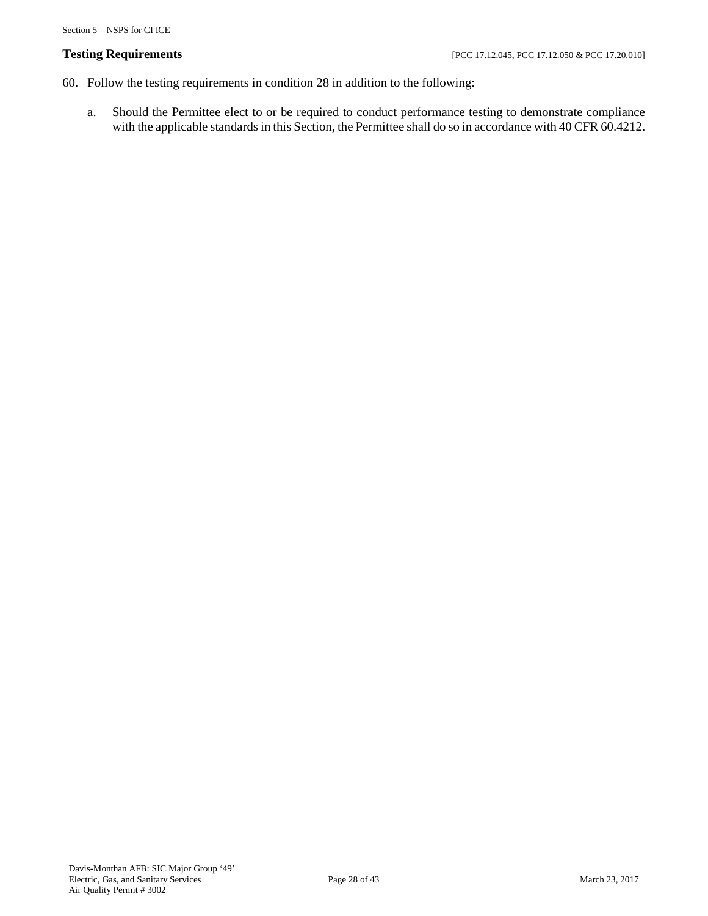**Testing Requirements** [PCC 17.12.045, PCC 17.12.050 & PCC 17.20.010]

60. Follow the testing requirements in condition 28 in addition to the following:

    a. Should the Permittee elect to or be required to conduct performance testing to demonstrate compliance with the applicable standards in this Section, the Permittee shall do so in accordance with 40 CFR 60.4212.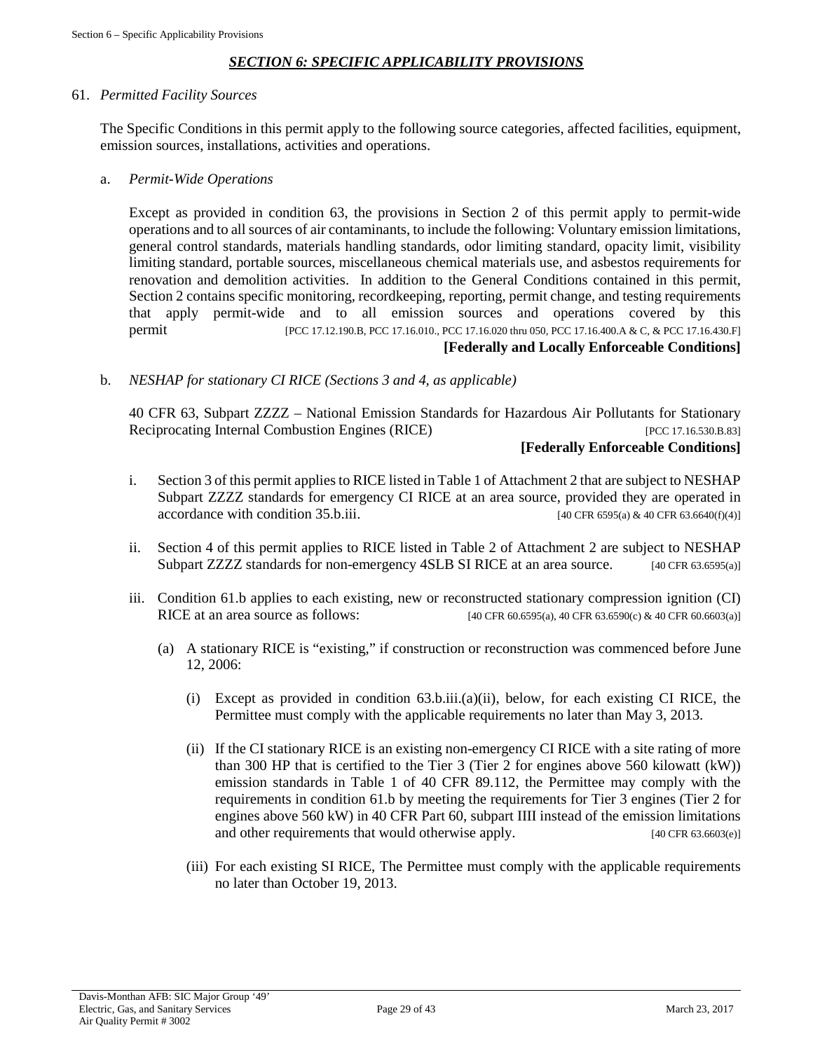## *SECTION 6: SPECIFIC APPLICABILITY PROVISIONS*

61. *Permitted Facility Sources*

The Specific Conditions in this permit apply to the following source categories, affected facilities, equipment, emission sources, installations, activities and operations.

a. *Permit-Wide Operations*

Except as provided in condition 63, the provisions in Section 2 of this permit apply to permit-wide operations and to all sources of air contaminants, to include the following: Voluntary emission limitations, general control standards, materials handling standards, odor limiting standard, opacity limit, visibility limiting standard, portable sources, miscellaneous chemical materials use, and asbestos requirements for renovation and demolition activities. In addition to the General Conditions contained in this permit, Section 2 contains specific monitoring, recordkeeping, reporting, permit change, and testing requirements that apply permit-wide and to all emission sources and operations covered by this permit [PCC 17.12.190.B, PCC 17.16.010., PCC 17.16.020 thru 050, PCC 17.16.400.A & C, & PCC 17.16.430.F]

**[Federally and Locally Enforceable Conditions]**

b. *NESHAP for stationary CI RICE (Sections 3 and 4, as applicable)*

40 CFR 63, Subpart ZZZZ – National Emission Standards for Hazardous Air Pollutants for Stationary Reciprocating Internal Combustion Engines (RICE) [PCC 17.16.530.B.83]

**[Federally Enforceable Conditions]**

i. Section 3 of this permit applies to RICE listed in Table 1 of Attachment 2 that are subject to NESHAP Subpart ZZZZ standards for emergency CI RICE at an area source, provided they are operated in accordance with condition 35.b.iii. [40 CFR 6595(a) & 40 CFR 63.6640(f)(4)]

ii. Section 4 of this permit applies to RICE listed in Table 2 of Attachment 2 are subject to NESHAP Subpart ZZZZ standards for non-emergency 4SLB SI RICE at an area source. [40 CFR 63.6595(a)]

iii. Condition 61.b applies to each existing, new or reconstructed stationary compression ignition (CI) RICE at an area source as follows: [40 CFR 60.6595(a), 40 CFR 63.6590(c) & 40 CFR 60.6603(a)]

(a) A stationary RICE is "existing," if construction or reconstruction was commenced before June 12, 2006:

(i) Except as provided in condition 63.b.iii.(a)(ii), below, for each existing CI RICE, the Permittee must comply with the applicable requirements no later than May 3, 2013.

(ii) If the CI stationary RICE is an existing non-emergency CI RICE with a site rating of more than 300 HP that is certified to the Tier 3 (Tier 2 for engines above 560 kilowatt (kW)) emission standards in Table 1 of 40 CFR 89.112, the Permittee may comply with the requirements in condition 61.b by meeting the requirements for Tier 3 engines (Tier 2 for engines above 560 kW) in 40 CFR Part 60, subpart IIII instead of the emission limitations and other requirements that would otherwise apply. [40 CFR 63.6603(e)]

(iii) For each existing SI RICE, The Permittee must comply with the applicable requirements no later than October 19, 2013.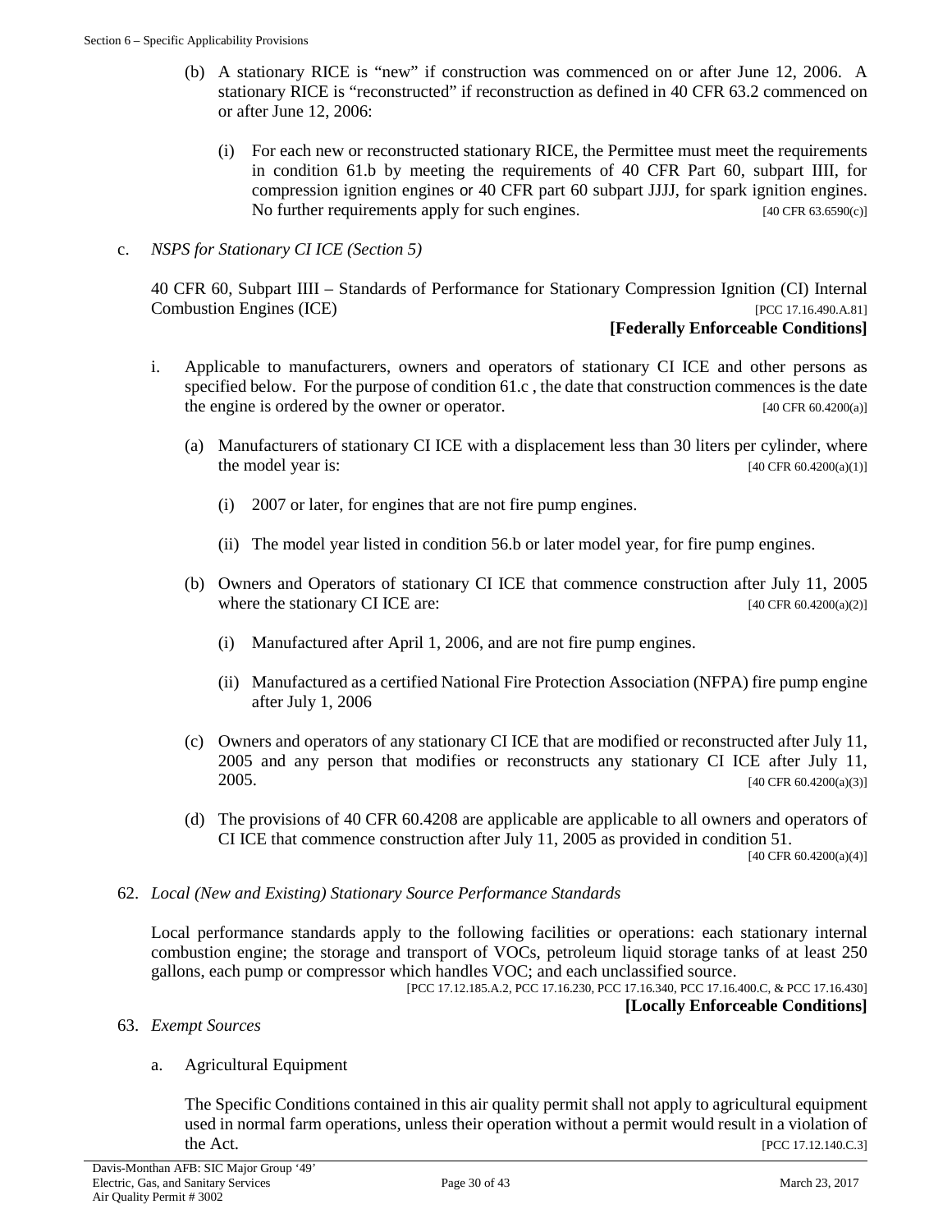(b) A stationary RICE is "new" if construction was commenced on or after June 12, 2006. A stationary RICE is "reconstructed" if reconstruction as defined in 40 CFR 63.2 commenced on or after June 12, 2006:

(i) For each new or reconstructed stationary RICE, the Permittee must meet the requirements in condition 61.b by meeting the requirements of 40 CFR Part 60, subpart IIII, for compression ignition engines or 40 CFR part 60 subpart JJJJ, for spark ignition engines. No further requirements apply for such engines. [40 CFR 63.6590(c)]

c. *NSPS for Stationary CI ICE (Section 5)*

40 CFR 60, Subpart IIII – Standards of Performance for Stationary Compression Ignition (CI) Internal Combustion Engines (ICE) [PCC 17.16.490.A.81]

**[Federally Enforceable Conditions]**

i. Applicable to manufacturers, owners and operators of stationary CI ICE and other persons as specified below. For the purpose of condition 61.c , the date that construction commences is the date the engine is ordered by the owner or operator. [40 CFR 60.4200(a)]

(a) Manufacturers of stationary CI ICE with a displacement less than 30 liters per cylinder, where the model year is: [40 CFR 60.4200(a)(1)]

(i) 2007 or later, for engines that are not fire pump engines.

(ii) The model year listed in condition 56.b or later model year, for fire pump engines.

(b) Owners and Operators of stationary CI ICE that commence construction after July 11, 2005 where the stationary CI ICE are: [40 CFR 60.4200(a)(2)]

(i) Manufactured after April 1, 2006, and are not fire pump engines.

(ii) Manufactured as a certified National Fire Protection Association (NFPA) fire pump engine after July 1, 2006

(c) Owners and operators of any stationary CI ICE that are modified or reconstructed after July 11, 2005 and any person that modifies or reconstructs any stationary CI ICE after July 11, 2005. [40 CFR 60.4200(a)(3)]

(d) The provisions of 40 CFR 60.4208 are applicable are applicable to all owners and operators of CI ICE that commence construction after July 11, 2005 as provided in condition 51. [40 CFR 60.4200(a)(4)]

62. *Local (New and Existing) Stationary Source Performance Standards*

Local performance standards apply to the following facilities or operations: each stationary internal combustion engine; the storage and transport of VOCs, petroleum liquid storage tanks of at least 250 gallons, each pump or compressor which handles VOC; and each unclassified source.

[PCC 17.12.185.A.2, PCC 17.16.230, PCC 17.16.340, PCC 17.16.400.C, & PCC 17.16.430]

**[Locally Enforceable Conditions]**

63. *Exempt Sources*

a. Agricultural Equipment

The Specific Conditions contained in this air quality permit shall not apply to agricultural equipment used in normal farm operations, unless their operation without a permit would result in a violation of the Act. [PCC 17.12.140.C.3]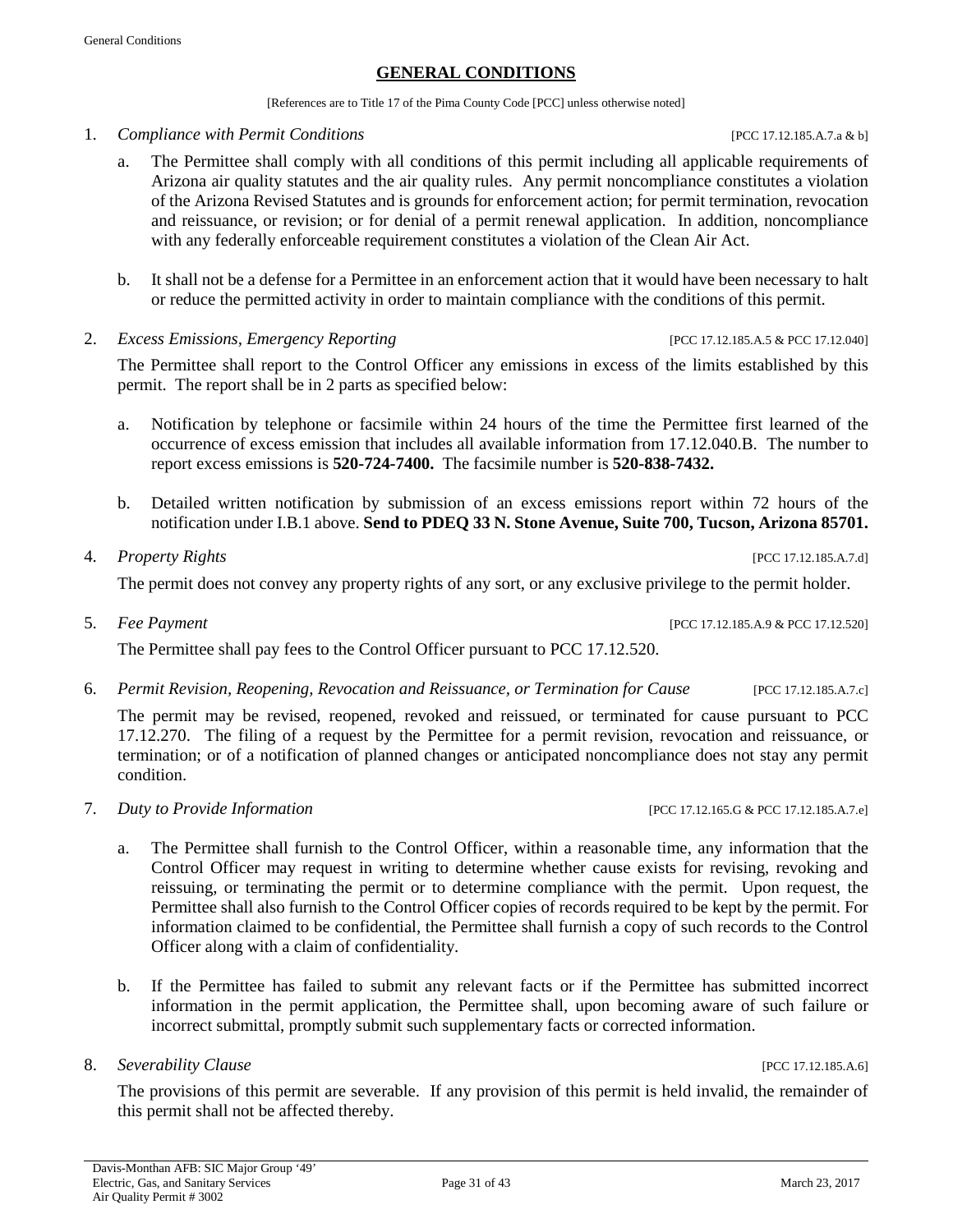## GENERAL CONDITIONS

[References are to Title 17 of the Pima County Code [PCC] unless otherwise noted]

1. *Compliance with Permit Conditions* [PCC 17.12.185.A.7.a & b]

   a. The Permittee shall comply with all conditions of this permit including all applicable requirements of Arizona air quality statutes and the air quality rules. Any permit noncompliance constitutes a violation of the Arizona Revised Statutes and is grounds for enforcement action; for permit termination, revocation and reissuance, or revision; or for denial of a permit renewal application. In addition, noncompliance with any federally enforceable requirement constitutes a violation of the Clean Air Act.

   b. It shall not be a defense for a Permittee in an enforcement action that it would have been necessary to halt or reduce the permitted activity in order to maintain compliance with the conditions of this permit.

2. *Excess Emissions, Emergency Reporting* [PCC 17.12.185.A.5 & PCC 17.12.040]

   The Permittee shall report to the Control Officer any emissions in excess of the limits established by this permit. The report shall be in 2 parts as specified below:

   a. Notification by telephone or facsimile within 24 hours of the time the Permittee first learned of the occurrence of excess emission that includes all available information from 17.12.040.B. The number to report excess emissions is **520-724-7400.** The facsimile number is **520-838-7432.**

   b. Detailed written notification by submission of an excess emissions report within 72 hours of the notification under I.B.1 above. **Send to PDEQ 33 N. Stone Avenue, Suite 700, Tucson, Arizona 85701.**

4. *Property Rights* [PCC 17.12.185.A.7.d]

   The permit does not convey any property rights of any sort, or any exclusive privilege to the permit holder.

5. *Fee Payment* [PCC 17.12.185.A.9 & PCC 17.12.520]

   The Permittee shall pay fees to the Control Officer pursuant to PCC 17.12.520.

6. *Permit Revision, Reopening, Revocation and Reissuance, or Termination for Cause* [PCC 17.12.185.A.7.c]

   The permit may be revised, reopened, revoked and reissued, or terminated for cause pursuant to PCC 17.12.270. The filing of a request by the Permittee for a permit revision, revocation and reissuance, or termination; or of a notification of planned changes or anticipated noncompliance does not stay any permit condition.

7. *Duty to Provide Information* [PCC 17.12.165.G & PCC 17.12.185.A.7.e]

   a. The Permittee shall furnish to the Control Officer, within a reasonable time, any information that the Control Officer may request in writing to determine whether cause exists for revising, revoking and reissuing, or terminating the permit or to determine compliance with the permit. Upon request, the Permittee shall also furnish to the Control Officer copies of records required to be kept by the permit. For information claimed to be confidential, the Permittee shall furnish a copy of such records to the Control Officer along with a claim of confidentiality.

   b. If the Permittee has failed to submit any relevant facts or if the Permittee has submitted incorrect information in the permit application, the Permittee shall, upon becoming aware of such failure or incorrect submittal, promptly submit such supplementary facts or corrected information.

8. *Severability Clause* [PCC 17.12.185.A.6]

   The provisions of this permit are severable. If any provision of this permit is held invalid, the remainder of this permit shall not be affected thereby.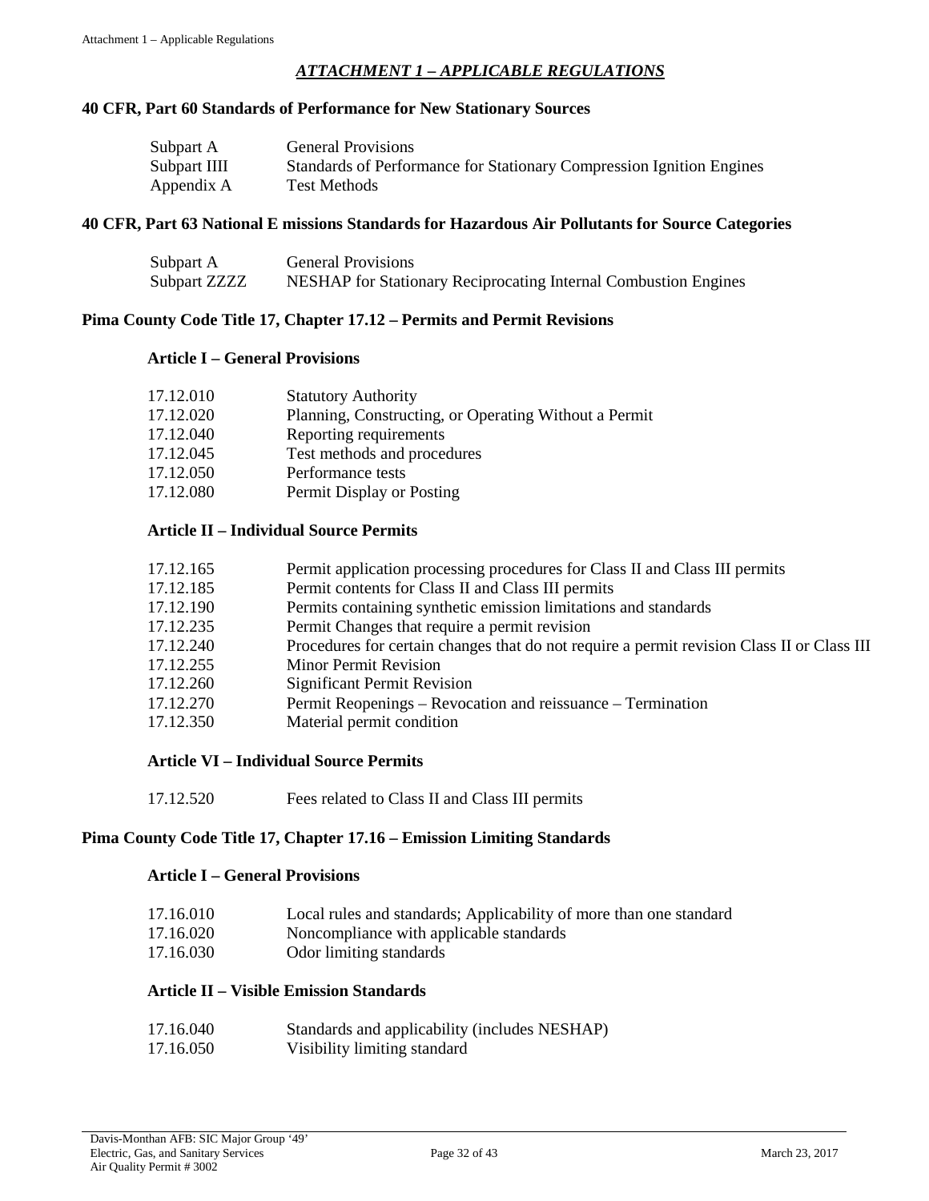# *ATTACHMENT 1 – APPLICABLE REGULATIONS*

## 40 CFR, Part 60 Standards of Performance for New Stationary Sources

| | |
|---|---|
| Subpart A | General Provisions |
| Subpart IIII | Standards of Performance for Stationary Compression Ignition Engines |
| Appendix A | Test Methods |

## 40 CFR, Part 63 National E missions Standards for Hazardous Air Pollutants for Source Categories

| | |
|---|---|
| Subpart A | General Provisions |
| Subpart ZZZZ | NESHAP for Stationary Reciprocating Internal Combustion Engines |

## Pima County Code Title 17, Chapter 17.12 – Permits and Permit Revisions

### Article I – General Provisions

| | |
|---|---|
| 17.12.010 | Statutory Authority |
| 17.12.020 | Planning, Constructing, or Operating Without a Permit |
| 17.12.040 | Reporting requirements |
| 17.12.045 | Test methods and procedures |
| 17.12.050 | Performance tests |
| 17.12.080 | Permit Display or Posting |

### Article II – Individual Source Permits

| | |
|---|---|
| 17.12.165 | Permit application processing procedures for Class II and Class III permits |
| 17.12.185 | Permit contents for Class II and Class III permits |
| 17.12.190 | Permits containing synthetic emission limitations and standards |
| 17.12.235 | Permit Changes that require a permit revision |
| 17.12.240 | Procedures for certain changes that do not require a permit revision Class II or Class III |
| 17.12.255 | Minor Permit Revision |
| 17.12.260 | Significant Permit Revision |
| 17.12.270 | Permit Reopenings – Revocation and reissuance – Termination |
| 17.12.350 | Material permit condition |

### Article VI – Individual Source Permits

| | |
|---|---|
| 17.12.520 | Fees related to Class II and Class III permits |

## Pima County Code Title 17, Chapter 17.16 – Emission Limiting Standards

### Article I – General Provisions

| | |
|---|---|
| 17.16.010 | Local rules and standards; Applicability of more than one standard |
| 17.16.020 | Noncompliance with applicable standards |
| 17.16.030 | Odor limiting standards |

### Article II – Visible Emission Standards

| | |
|---|---|
| 17.16.040 | Standards and applicability (includes NESHAP) |
| 17.16.050 | Visibility limiting standard |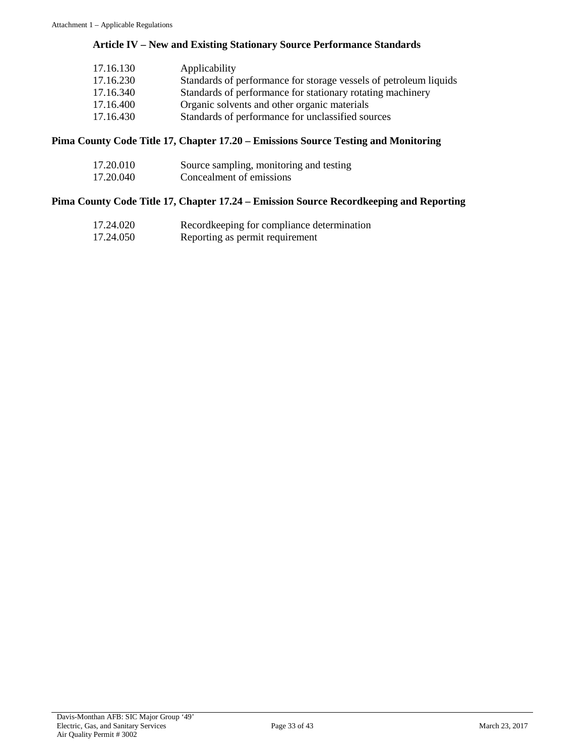### Article IV – New and Existing Stationary Source Performance Standards

| | |
|---|---|
| 17.16.130 | Applicability |
| 17.16.230 | Standards of performance for storage vessels of petroleum liquids |
| 17.16.340 | Standards of performance for stationary rotating machinery |
| 17.16.400 | Organic solvents and other organic materials |
| 17.16.430 | Standards of performance for unclassified sources |

## Pima County Code Title 17, Chapter 17.20 – Emissions Source Testing and Monitoring

| | |
|---|---|
| 17.20.010 | Source sampling, monitoring and testing |
| 17.20.040 | Concealment of emissions |

## Pima County Code Title 17, Chapter 17.24 – Emission Source Recordkeeping and Reporting

| | |
|---|---|
| 17.24.020 | Recordkeeping for compliance determination |
| 17.24.050 | Reporting as permit requirement |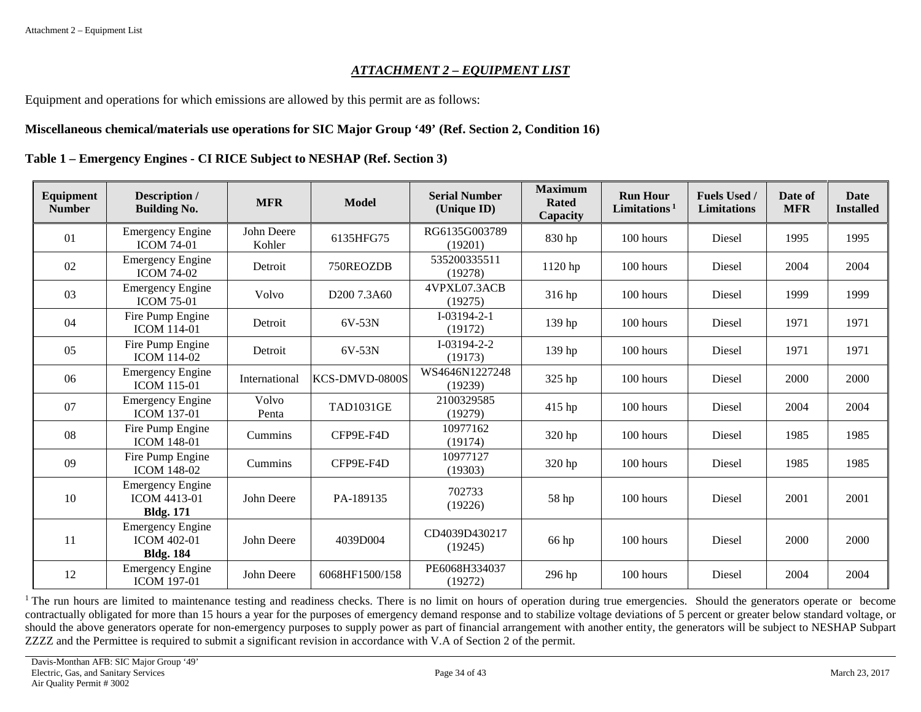## *ATTACHMENT 2 – EQUIPMENT LIST*

Equipment and operations for which emissions are allowed by this permit are as follows:

**Miscellaneous chemical/materials use operations for SIC Major Group '49' (Ref. Section 2, Condition 16)**

**Table 1 – Emergency Engines - CI RICE Subject to NESHAP (Ref. Section 3)**

| Equipment Number | Description / Building No. | MFR | Model | Serial Number (Unique ID) | Maximum Rated Capacity | Run Hour Limitations [1] | Fuels Used / Limitations | Date of MFR | Date Installed |
|---|---|---|---|---|---|---|---|---|---|
| 01 | Emergency Engine ICOM 74-01 | John Deere Kohler | 6135HFG75 | RG6135G003789 (19201) | 830 hp | 100 hours | Diesel | 1995 | 1995 |
| 02 | Emergency Engine ICOM 74-02 | Detroit | 750REOZDB | 535200335511 (19278) | 1120 hp | 100 hours | Diesel | 2004 | 2004 |
| 03 | Emergency Engine ICOM 75-01 | Volvo | D200 7.3A60 | 4VPXL07.3ACB (19275) | 316 hp | 100 hours | Diesel | 1999 | 1999 |
| 04 | Fire Pump Engine ICOM 114-01 | Detroit | 6V-53N | I-03194-2-1 (19172) | 139 hp | 100 hours | Diesel | 1971 | 1971 |
| 05 | Fire Pump Engine ICOM 114-02 | Detroit | 6V-53N | I-03194-2-2 (19173) | 139 hp | 100 hours | Diesel | 1971 | 1971 |
| 06 | Emergency Engine ICOM 115-01 | International | KCS-DMVD-0800S | WS4646N1227248 (19239) | 325 hp | 100 hours | Diesel | 2000 | 2000 |
| 07 | Emergency Engine ICOM 137-01 | Volvo Penta | TAD1031GE | 2100329585 (19279) | 415 hp | 100 hours | Diesel | 2004 | 2004 |
| 08 | Fire Pump Engine ICOM 148-01 | Cummins | CFP9E-F4D | 10977162 (19174) | 320 hp | 100 hours | Diesel | 1985 | 1985 |
| 09 | Fire Pump Engine ICOM 148-02 | Cummins | CFP9E-F4D | 10977127 (19303) | 320 hp | 100 hours | Diesel | 1985 | 1985 |
| 10 | Emergency Engine ICOM 4413-01 **Bldg. 171** | John Deere | PA-189135 | 702733 (19226) | 58 hp | 100 hours | Diesel | 2001 | 2001 |
| 11 | Emergency Engine ICOM 402-01 **Bldg. 184** | John Deere | 4039D004 | CD4039D430217 (19245) | 66 hp | 100 hours | Diesel | 2000 | 2000 |
| 12 | Emergency Engine ICOM 197-01 | John Deere | 6068HF1500/158 | PE6068H334037 (19272) | 296 hp | 100 hours | Diesel | 2004 | 2004 |

[1] The run hours are limited to maintenance testing and readiness checks. There is no limit on hours of operation during true emergencies. Should the generators operate or become contractually obligated for more than 15 hours a year for the purposes of emergency demand response and to stabilize voltage deviations of 5 percent or greater below standard voltage, or should the above generators operate for non-emergency purposes to supply power as part of financial arrangement with another entity, the generators will be subject to NESHAP Subpart ZZZZ and the Permittee is required to submit a significant revision in accordance with V.A of Section 2 of the permit.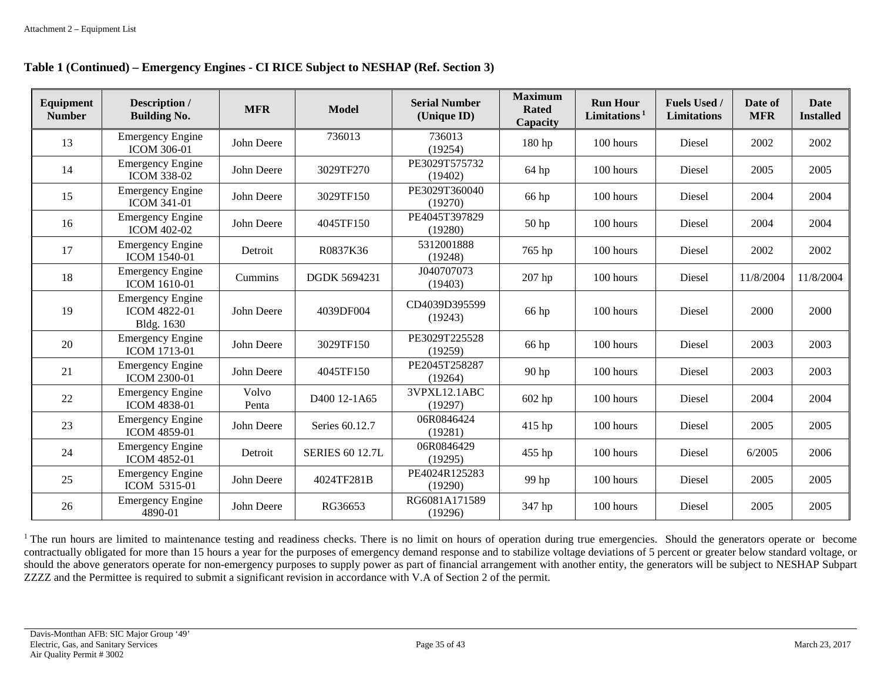## Table 1 (Continued) – Emergency Engines - CI RICE Subject to NESHAP (Ref. Section 3)

| Equipment Number | Description / Building No. | MFR | Model | Serial Number (Unique ID) | Maximum Rated Capacity | Run Hour Limitations [1] | Fuels Used / Limitations | Date of MFR | Date Installed |
|---|---|---|---|---|---|---|---|---|---|
| 13 | Emergency Engine ICOM 306-01 | John Deere | 736013 | 736013 (19254) | 180 hp | 100 hours | Diesel | 2002 | 2002 |
| 14 | Emergency Engine ICOM 338-02 | John Deere | 3029TF270 | PE3029T575732 (19402) | 64 hp | 100 hours | Diesel | 2005 | 2005 |
| 15 | Emergency Engine ICOM 341-01 | John Deere | 3029TF150 | PE3029T360040 (19270) | 66 hp | 100 hours | Diesel | 2004 | 2004 |
| 16 | Emergency Engine ICOM 402-02 | John Deere | 4045TF150 | PE4045T397829 (19280) | 50 hp | 100 hours | Diesel | 2004 | 2004 |
| 17 | Emergency Engine ICOM 1540-01 | Detroit | R0837K36 | 5312001888 (19248) | 765 hp | 100 hours | Diesel | 2002 | 2002 |
| 18 | Emergency Engine ICOM 1610-01 | Cummins | DGDK 5694231 | J040707073 (19403) | 207 hp | 100 hours | Diesel | 11/8/2004 | 11/8/2004 |
| 19 | Emergency Engine ICOM 4822-01 Bldg. 1630 | John Deere | 4039DF004 | CD4039D395599 (19243) | 66 hp | 100 hours | Diesel | 2000 | 2000 |
| 20 | Emergency Engine ICOM 1713-01 | John Deere | 3029TF150 | PE3029T225528 (19259) | 66 hp | 100 hours | Diesel | 2003 | 2003 |
| 21 | Emergency Engine ICOM 2300-01 | John Deere | 4045TF150 | PE2045T258287 (19264) | 90 hp | 100 hours | Diesel | 2003 | 2003 |
| 22 | Emergency Engine ICOM 4838-01 | Volvo Penta | D400 12-1A65 | 3VPXL12.1ABC (19297) | 602 hp | 100 hours | Diesel | 2004 | 2004 |
| 23 | Emergency Engine ICOM 4859-01 | John Deere | Series 60.12.7 | 06R0846424 (19281) | 415 hp | 100 hours | Diesel | 2005 | 2005 |
| 24 | Emergency Engine ICOM 4852-01 | Detroit | SERIES 60 12.7L | 06R0846429 (19295) | 455 hp | 100 hours | Diesel | 6/2005 | 2006 |
| 25 | Emergency Engine ICOM 5315-01 | John Deere | 4024TF281B | PE4024R125283 (19290) | 99 hp | 100 hours | Diesel | 2005 | 2005 |
| 26 | Emergency Engine 4890-01 | John Deere | RG36653 | RG6081A171589 (19296) | 347 hp | 100 hours | Diesel | 2005 | 2005 |

[1] The run hours are limited to maintenance testing and readiness checks. There is no limit on hours of operation during true emergencies. Should the generators operate or become contractually obligated for more than 15 hours a year for the purposes of emergency demand response and to stabilize voltage deviations of 5 percent or greater below standard voltage, or should the above generators operate for non-emergency purposes to supply power as part of financial arrangement with another entity, the generators will be subject to NESHAP Subpart ZZZZ and the Permittee is required to submit a significant revision in accordance with V.A of Section 2 of the permit.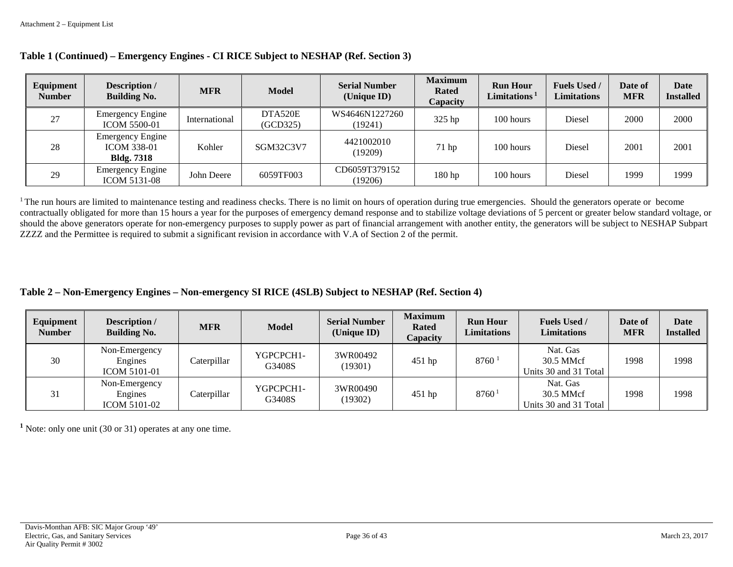### Table 1 (Continued) – Emergency Engines - CI RICE Subject to NESHAP (Ref. Section 3)

| Equipment Number | Description / Building No. | MFR | Model | Serial Number (Unique ID) | Maximum Rated Capacity | Run Hour Limitations [1] | Fuels Used / Limitations | Date of MFR | Date Installed |
|---|---|---|---|---|---|---|---|---|---|
| 27 | Emergency Engine ICOM 5500-01 | International | DTA520E (GCD325) | WS4646N1227260 (19241) | 325 hp | 100 hours | Diesel | 2000 | 2000 |
| 28 | Emergency Engine ICOM 338-01 **Bldg. 7318** | Kohler | SGM32C3V7 | 4421002010 (19209) | 71 hp | 100 hours | Diesel | 2001 | 2001 |
| 29 | Emergency Engine ICOM 5131-08 | John Deere | 6059TF003 | CD6059T379152 (19206) | 180 hp | 100 hours | Diesel | 1999 | 1999 |

[1] The run hours are limited to maintenance testing and readiness checks. There is no limit on hours of operation during true emergencies. Should the generators operate or become contractually obligated for more than 15 hours a year for the purposes of emergency demand response and to stabilize voltage deviations of 5 percent or greater below standard voltage, or should the above generators operate for non-emergency purposes to supply power as part of financial arrangement with another entity, the generators will be subject to NESHAP Subpart ZZZZ and the Permittee is required to submit a significant revision in accordance with V.A of Section 2 of the permit.

### Table 2 – Non-Emergency Engines – Non-emergency SI RICE (4SLB) Subject to NESHAP (Ref. Section 4)

| Equipment Number | Description / Building No. | MFR | Model | Serial Number (Unique ID) | Maximum Rated Capacity | Run Hour Limitations | Fuels Used / Limitations | Date of MFR | Date Installed |
|---|---|---|---|---|---|---|---|---|---|
| 30 | Non-Emergency Engines ICOM 5101-01 | Caterpillar | YGPCPCH1-G3408S | 3WR00492 (19301) | 451 hp | 8760 [1] | Nat. Gas 30.5 MMcf Units 30 and 31 Total | 1998 | 1998 |
| 31 | Non-Emergency Engines ICOM 5101-02 | Caterpillar | YGPCPCH1-G3408S | 3WR00490 (19302) | 451 hp | 8760 [1] | Nat. Gas 30.5 MMcf Units 30 and 31 Total | 1998 | 1998 |

[1] Note: only one unit (30 or 31) operates at any one time.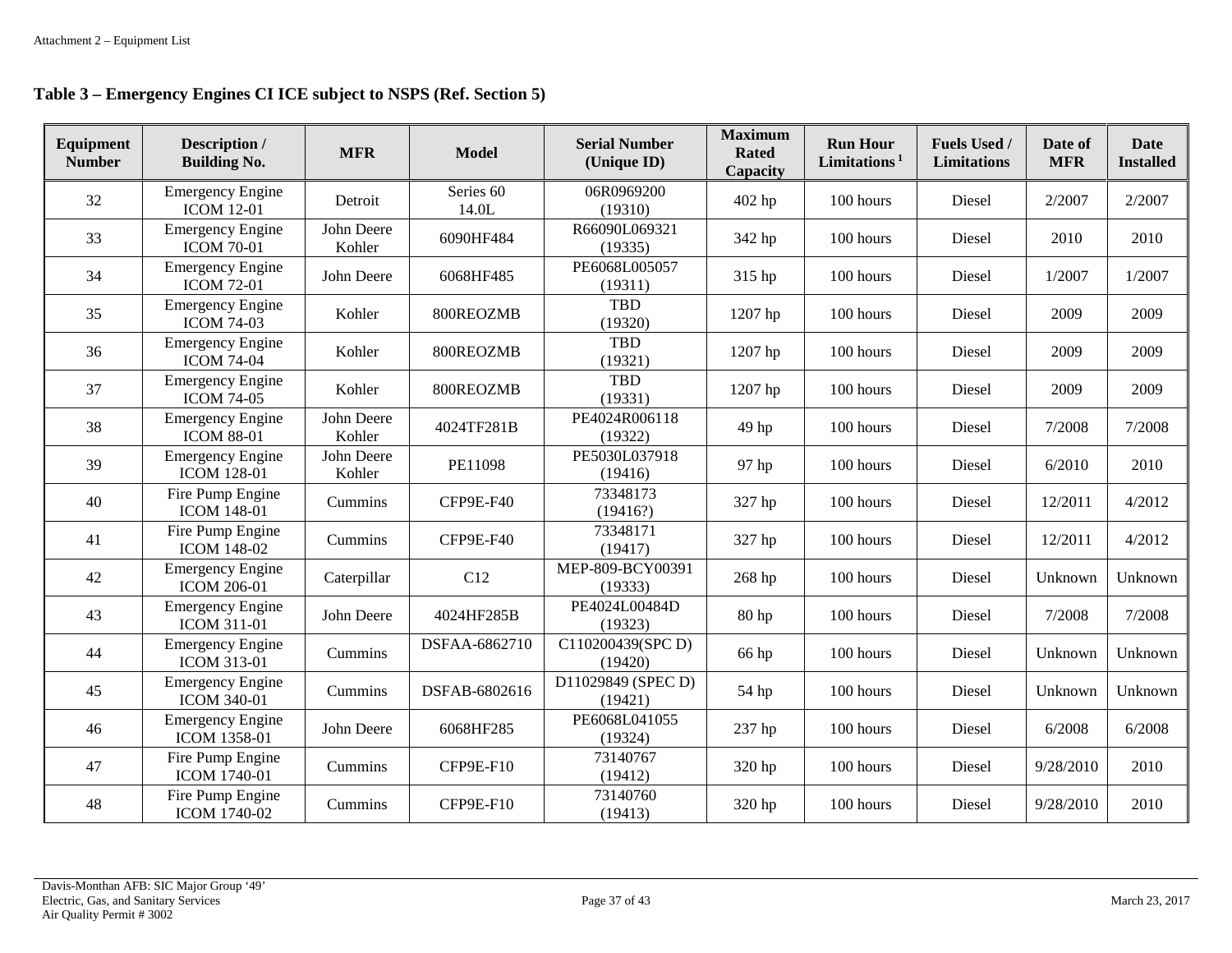### Table 3 – Emergency Engines CI ICE subject to NSPS (Ref. Section 5)

| Equipment Number | Description / Building No. | MFR | Model | Serial Number (Unique ID) | Maximum Rated Capacity | Run Hour Limitations [1] | Fuels Used / Limitations | Date of MFR | Date Installed |
|---|---|---|---|---|---|---|---|---|---|
| 32 | Emergency Engine ICOM 12-01 | Detroit | Series 60 14.0L | 06R0969200 (19310) | 402 hp | 100 hours | Diesel | 2/2007 | 2/2007 |
| 33 | Emergency Engine ICOM 70-01 | John Deere Kohler | 6090HF484 | R66090L069321 (19335) | 342 hp | 100 hours | Diesel | 2010 | 2010 |
| 34 | Emergency Engine ICOM 72-01 | John Deere | 6068HF485 | PE6068L005057 (19311) | 315 hp | 100 hours | Diesel | 1/2007 | 1/2007 |
| 35 | Emergency Engine ICOM 74-03 | Kohler | 800REOZMB | TBD (19320) | 1207 hp | 100 hours | Diesel | 2009 | 2009 |
| 36 | Emergency Engine ICOM 74-04 | Kohler | 800REOZMB | TBD (19321) | 1207 hp | 100 hours | Diesel | 2009 | 2009 |
| 37 | Emergency Engine ICOM 74-05 | Kohler | 800REOZMB | TBD (19331) | 1207 hp | 100 hours | Diesel | 2009 | 2009 |
| 38 | Emergency Engine ICOM 88-01 | John Deere Kohler | 4024TF281B | PE4024R006118 (19322) | 49 hp | 100 hours | Diesel | 7/2008 | 7/2008 |
| 39 | Emergency Engine ICOM 128-01 | John Deere Kohler | PE11098 | PE5030L037918 (19416) | 97 hp | 100 hours | Diesel | 6/2010 | 2010 |
| 40 | Fire Pump Engine ICOM 148-01 | Cummins | CFP9E-F40 | 73348173 (19416?) | 327 hp | 100 hours | Diesel | 12/2011 | 4/2012 |
| 41 | Fire Pump Engine ICOM 148-02 | Cummins | CFP9E-F40 | 73348171 (19417) | 327 hp | 100 hours | Diesel | 12/2011 | 4/2012 |
| 42 | Emergency Engine ICOM 206-01 | Caterpillar | C12 | MEP-809-BCY00391 (19333) | 268 hp | 100 hours | Diesel | Unknown | Unknown |
| 43 | Emergency Engine ICOM 311-01 | John Deere | 4024HF285B | PE4024L00484D (19323) | 80 hp | 100 hours | Diesel | 7/2008 | 7/2008 |
| 44 | Emergency Engine ICOM 313-01 | Cummins | DSFAA-6862710 | C110200439(SPC D) (19420) | 66 hp | 100 hours | Diesel | Unknown | Unknown |
| 45 | Emergency Engine ICOM 340-01 | Cummins | DSFAB-6802616 | D11029849 (SPEC D) (19421) | 54 hp | 100 hours | Diesel | Unknown | Unknown |
| 46 | Emergency Engine ICOM 1358-01 | John Deere | 6068HF285 | PE6068L041055 (19324) | 237 hp | 100 hours | Diesel | 6/2008 | 6/2008 |
| 47 | Fire Pump Engine ICOM 1740-01 | Cummins | CFP9E-F10 | 73140767 (19412) | 320 hp | 100 hours | Diesel | 9/28/2010 | 2010 |
| 48 | Fire Pump Engine ICOM 1740-02 | Cummins | CFP9E-F10 | 73140760 (19413) | 320 hp | 100 hours | Diesel | 9/28/2010 | 2010 |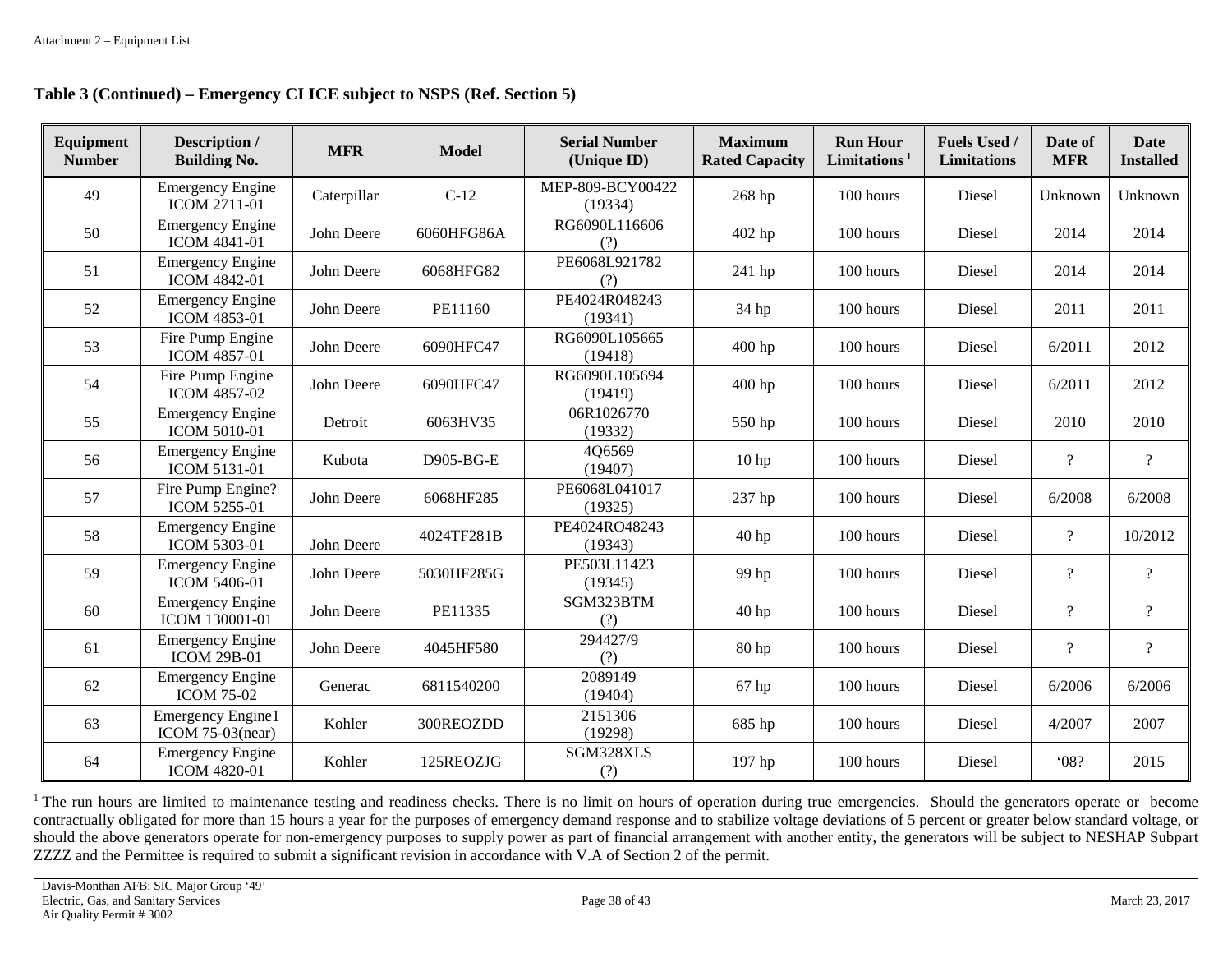**Table 3 (Continued) – Emergency CI ICE subject to NSPS (Ref. Section 5)**

| Equipment Number | Description / Building No. | MFR | Model | Serial Number (Unique ID) | Maximum Rated Capacity | Run Hour Limitations [1] | Fuels Used / Limitations | Date of MFR | Date Installed |
|---|---|---|---|---|---|---|---|---|---|
| 49 | Emergency Engine ICOM 2711-01 | Caterpillar | C-12 | MEP-809-BCY00422 (19334) | 268 hp | 100 hours | Diesel | Unknown | Unknown |
| 50 | Emergency Engine ICOM 4841-01 | John Deere | 6060HFG86A | RG6090L116606 (?) | 402 hp | 100 hours | Diesel | 2014 | 2014 |
| 51 | Emergency Engine ICOM 4842-01 | John Deere | 6068HFG82 | PE6068L921782 (?) | 241 hp | 100 hours | Diesel | 2014 | 2014 |
| 52 | Emergency Engine ICOM 4853-01 | John Deere | PE11160 | PE4024R048243 (19341) | 34 hp | 100 hours | Diesel | 2011 | 2011 |
| 53 | Fire Pump Engine ICOM 4857-01 | John Deere | 6090HFC47 | RG6090L105665 (19418) | 400 hp | 100 hours | Diesel | 6/2011 | 2012 |
| 54 | Fire Pump Engine ICOM 4857-02 | John Deere | 6090HFC47 | RG6090L105694 (19419) | 400 hp | 100 hours | Diesel | 6/2011 | 2012 |
| 55 | Emergency Engine ICOM 5010-01 | Detroit | 6063HV35 | 06R1026770 (19332) | 550 hp | 100 hours | Diesel | 2010 | 2010 |
| 56 | Emergency Engine ICOM 5131-01 | Kubota | D905-BG-E | 4Q6569 (19407) | 10 hp | 100 hours | Diesel | ? | ? |
| 57 | Fire Pump Engine? ICOM 5255-01 | John Deere | 6068HF285 | PE6068L041017 (19325) | 237 hp | 100 hours | Diesel | 6/2008 | 6/2008 |
| 58 | Emergency Engine ICOM 5303-01 | John Deere | 4024TF281B | PE4024RO48243 (19343) | 40 hp | 100 hours | Diesel | ? | 10/2012 |
| 59 | Emergency Engine ICOM 5406-01 | John Deere | 5030HF285G | PE503L11423 (19345) | 99 hp | 100 hours | Diesel | ? | ? |
| 60 | Emergency Engine ICOM 130001-01 | John Deere | PE11335 | SGM323BTM (?) | 40 hp | 100 hours | Diesel | ? | ? |
| 61 | Emergency Engine ICOM 29B-01 | John Deere | 4045HF580 | 294427/9 (?) | 80 hp | 100 hours | Diesel | ? | ? |
| 62 | Emergency Engine ICOM 75-02 | Generac | 6811540200 | 2089149 (19404) | 67 hp | 100 hours | Diesel | 6/2006 | 6/2006 |
| 63 | Emergency Engine1 ICOM 75-03(near) | Kohler | 300REOZDD | 2151306 (19298) | 685 hp | 100 hours | Diesel | 4/2007 | 2007 |
| 64 | Emergency Engine ICOM 4820-01 | Kohler | 125REOZJG | SGM328XLS (?) | 197 hp | 100 hours | Diesel | '08? | 2015 |

[1] The run hours are limited to maintenance testing and readiness checks. There is no limit on hours of operation during true emergencies. Should the generators operate or become contractually obligated for more than 15 hours a year for the purposes of emergency demand response and to stabilize voltage deviations of 5 percent or greater below standard voltage, or should the above generators operate for non-emergency purposes to supply power as part of financial arrangement with another entity, the generators will be subject to NESHAP Subpart ZZZZ and the Permittee is required to submit a significant revision in accordance with V.A of Section 2 of the permit.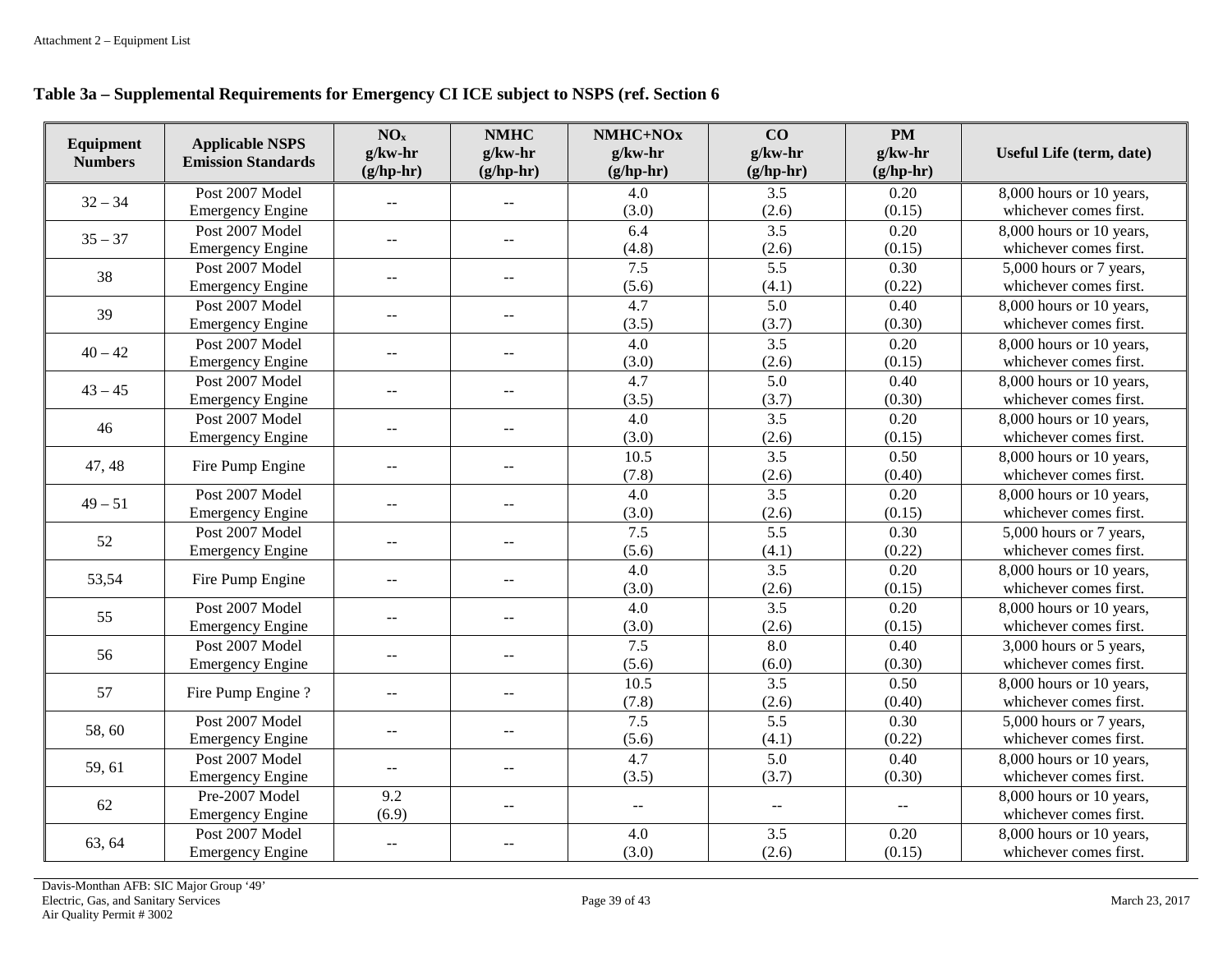Attachment 2 – Equipment List

**Table 3a – Supplemental Requirements for Emergency CI ICE subject to NSPS (ref. Section 6**

| Equipment Numbers | Applicable NSPS Emission Standards | $NO_x$ g/kw-hr (g/hp-hr) | NMHC g/kw-hr (g/hp-hr) | NMHC+NOx g/kw-hr (g/hp-hr) | CO g/kw-hr (g/hp-hr) | PM g/kw-hr (g/hp-hr) | Useful Life (term, date) |
|---|---|---|---|---|---|---|---|
| 32 – 34 | Post 2007 Model Emergency Engine | -- | -- | 4.0 (3.0) | 3.5 (2.6) | 0.20 (0.15) | 8,000 hours or 10 years, whichever comes first. |
| 35 – 37 | Post 2007 Model Emergency Engine | -- | -- | 6.4 (4.8) | 3.5 (2.6) | 0.20 (0.15) | 8,000 hours or 10 years, whichever comes first. |
| 38 | Post 2007 Model Emergency Engine | -- | -- | 7.5 (5.6) | 5.5 (4.1) | 0.30 (0.22) | 5,000 hours or 7 years, whichever comes first. |
| 39 | Post 2007 Model Emergency Engine | -- | -- | 4.7 (3.5) | 5.0 (3.7) | 0.40 (0.30) | 8,000 hours or 10 years, whichever comes first. |
| 40 – 42 | Post 2007 Model Emergency Engine | -- | -- | 4.0 (3.0) | 3.5 (2.6) | 0.20 (0.15) | 8,000 hours or 10 years, whichever comes first. |
| 43 – 45 | Post 2007 Model Emergency Engine | -- | -- | 4.7 (3.5) | 5.0 (3.7) | 0.40 (0.30) | 8,000 hours or 10 years, whichever comes first. |
| 46 | Post 2007 Model Emergency Engine | -- | -- | 4.0 (3.0) | 3.5 (2.6) | 0.20 (0.15) | 8,000 hours or 10 years, whichever comes first. |
| 47, 48 | Fire Pump Engine | -- | -- | 10.5 (7.8) | 3.5 (2.6) | 0.50 (0.40) | 8,000 hours or 10 years, whichever comes first. |
| 49 – 51 | Post 2007 Model Emergency Engine | -- | -- | 4.0 (3.0) | 3.5 (2.6) | 0.20 (0.15) | 8,000 hours or 10 years, whichever comes first. |
| 52 | Post 2007 Model Emergency Engine | -- | -- | 7.5 (5.6) | 5.5 (4.1) | 0.30 (0.22) | 5,000 hours or 7 years, whichever comes first. |
| 53,54 | Fire Pump Engine | -- | -- | 4.0 (3.0) | 3.5 (2.6) | 0.20 (0.15) | 8,000 hours or 10 years, whichever comes first. |
| 55 | Post 2007 Model Emergency Engine | -- | -- | 4.0 (3.0) | 3.5 (2.6) | 0.20 (0.15) | 8,000 hours or 10 years, whichever comes first. |
| 56 | Post 2007 Model Emergency Engine | -- | -- | 7.5 (5.6) | 8.0 (6.0) | 0.40 (0.30) | 3,000 hours or 5 years, whichever comes first. |
| 57 | Fire Pump Engine ? | -- | -- | 10.5 (7.8) | 3.5 (2.6) | 0.50 (0.40) | 8,000 hours or 10 years, whichever comes first. |
| 58, 60 | Post 2007 Model Emergency Engine | -- | -- | 7.5 (5.6) | 5.5 (4.1) | 0.30 (0.22) | 5,000 hours or 7 years, whichever comes first. |
| 59, 61 | Post 2007 Model Emergency Engine | -- | -- | 4.7 (3.5) | 5.0 (3.7) | 0.40 (0.30) | 8,000 hours or 10 years, whichever comes first. |
| 62 | Pre-2007 Model Emergency Engine | 9.2 (6.9) | -- | -- | -- | -- | 8,000 hours or 10 years, whichever comes first. |
| 63, 64 | Post 2007 Model Emergency Engine | -- | -- | 4.0 (3.0) | 3.5 (2.6) | 0.20 (0.15) | 8,000 hours or 10 years, whichever comes first. |

Davis-Monthan AFB: SIC Major Group '49'
Electric, Gas, and Sanitary Services
Air Quality Permit # 3002

March 23, 2017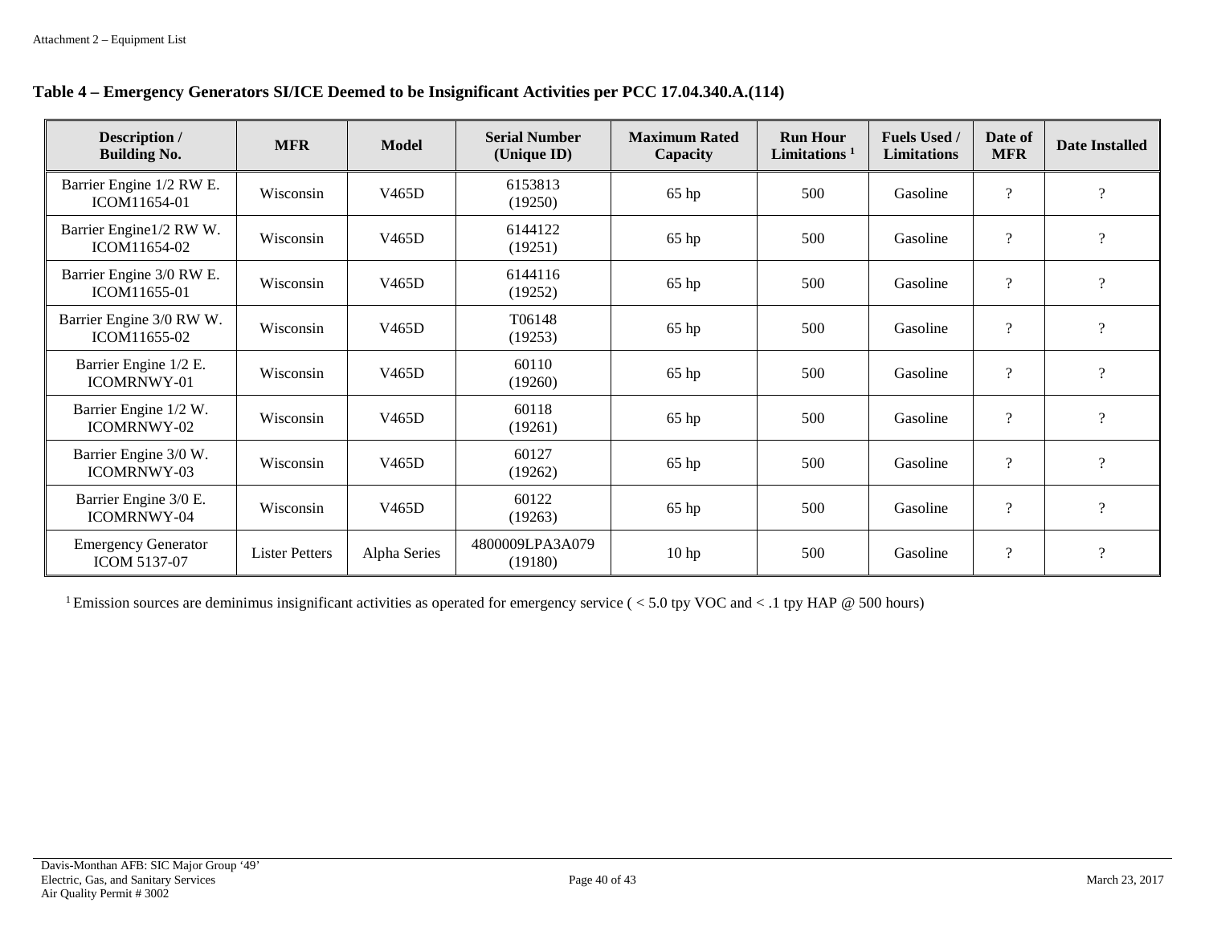### Table 4 – Emergency Generators SI/ICE Deemed to be Insignificant Activities per PCC 17.04.340.A.(114)

| Description / Building No. | MFR | Model | Serial Number (Unique ID) | Maximum Rated Capacity | Run Hour Limitations [1] | Fuels Used / Limitations | Date of MFR | Date Installed |
|---|---|---|---|---|---|---|---|---|
| Barrier Engine 1/2 RW E. ICOM11654-01 | Wisconsin | V465D | 6153813 (19250) | 65 hp | 500 | Gasoline | ? | ? |
| Barrier Engine1/2 RW W. ICOM11654-02 | Wisconsin | V465D | 6144122 (19251) | 65 hp | 500 | Gasoline | ? | ? |
| Barrier Engine 3/0 RW E. ICOM11655-01 | Wisconsin | V465D | 6144116 (19252) | 65 hp | 500 | Gasoline | ? | ? |
| Barrier Engine 3/0 RW W. ICOM11655-02 | Wisconsin | V465D | T06148 (19253) | 65 hp | 500 | Gasoline | ? | ? |
| Barrier Engine 1/2 E. ICOMRNWY-01 | Wisconsin | V465D | 60110 (19260) | 65 hp | 500 | Gasoline | ? | ? |
| Barrier Engine 1/2 W. ICOMRNWY-02 | Wisconsin | V465D | 60118 (19261) | 65 hp | 500 | Gasoline | ? | ? |
| Barrier Engine 3/0 W. ICOMRNWY-03 | Wisconsin | V465D | 60127 (19262) | 65 hp | 500 | Gasoline | ? | ? |
| Barrier Engine 3/0 E. ICOMRNWY-04 | Wisconsin | V465D | 60122 (19263) | 65 hp | 500 | Gasoline | ? | ? |
| Emergency Generator ICOM 5137-07 | Lister Petters | Alpha Series | 4800009LPA3A079 (19180) | 10 hp | 500 | Gasoline | ? | ? |

[1] Emission sources are deminimus insignificant activities as operated for emergency service ( < 5.0 tpy VOC and < .1 tpy HAP @ 500 hours)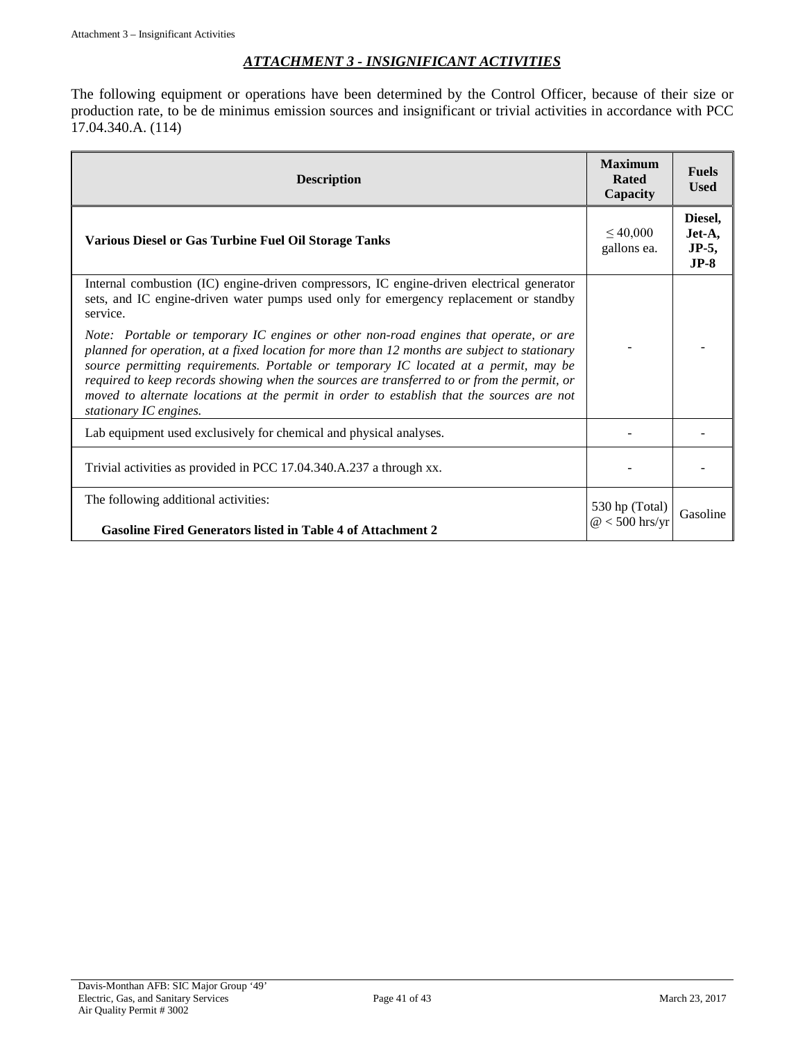## *ATTACHMENT 3 - INSIGNIFICANT ACTIVITIES*

The following equipment or operations have been determined by the Control Officer, because of their size or production rate, to be de minimus emission sources and insignificant or trivial activities in accordance with PCC 17.04.340.A. (114)

| Description | Maximum Rated Capacity | Fuels Used |
|---|---|---|
| **Various Diesel or Gas Turbine Fuel Oil Storage Tanks** | ≤ 40,000 gallons ea. | **Diesel, Jet-A, JP-5, JP-8** |
| Internal combustion (IC) engine-driven compressors, IC engine-driven electrical generator sets, and IC engine-driven water pumps used only for emergency replacement or standby service.<br><br>*Note: Portable or temporary IC engines or other non-road engines that operate, or are planned for operation, at a fixed location for more than 12 months are subject to stationary source permitting requirements. Portable or temporary IC located at a permit, may be required to keep records showing when the sources are transferred to or from the permit, or moved to alternate locations at the permit in order to establish that the sources are not stationary IC engines.* | - | - |
| Lab equipment used exclusively for chemical and physical analyses. | - | - |
| Trivial activities as provided in PCC 17.04.340.A.237 a through xx. | - | - |
| The following additional activities:<br><br>**Gasoline Fired Generators listed in Table 4 of Attachment 2** | 530 hp (Total) @ < 500 hrs/yr | Gasoline |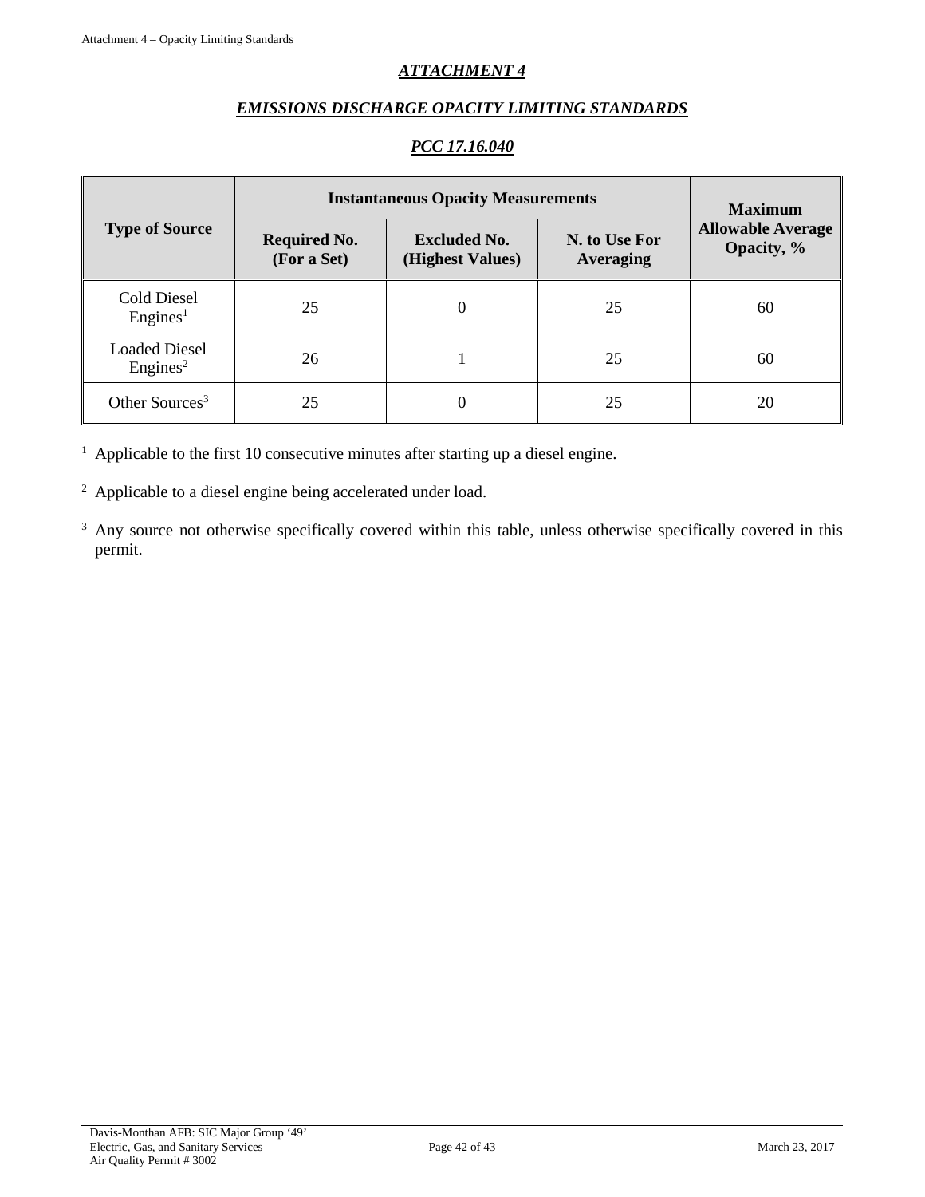## *ATTACHMENT 4*

## *EMISSIONS DISCHARGE OPACITY LIMITING STANDARDS*

### *PCC 17.16.040*

| Type of Source | Instantaneous Opacity Measurements | | | Maximum Allowable Average Opacity, % |
|---|---|---|---|---|
| | Required No. (For a Set) | Excluded No. (Highest Values) | N. to Use For Averaging | |
| Cold Diesel Engines[1] | 25 | 0 | 25 | 60 |
| Loaded Diesel Engines[2] | 26 | 1 | 25 | 60 |
| Other Sources[3] | 25 | 0 | 25 | 20 |

[1] Applicable to the first 10 consecutive minutes after starting up a diesel engine.

[2] Applicable to a diesel engine being accelerated under load.

[3] Any source not otherwise specifically covered within this table, unless otherwise specifically covered in this permit.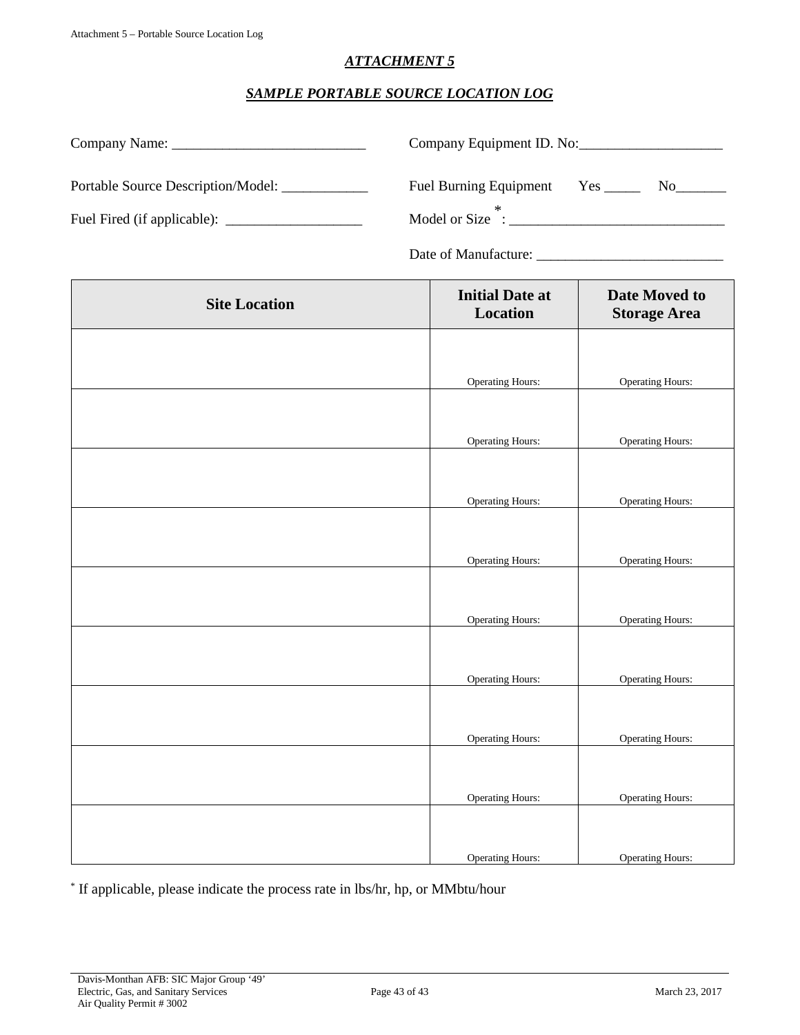## *ATTACHMENT 5*

## *SAMPLE PORTABLE SOURCE LOCATION LOG*

Company Name: ___________________________

Company Equipment ID. No:___________________

Portable Source Description/Model: ___________

Fuel Burning Equipment Yes _____ No_______

Fuel Fired (if applicable): __________________

Model or Size *: _____________________________

Date of Manufacture: _________________________

| Site Location | Initial Date at Location | Date Moved to Storage Area |
|---|---|---|
| | Operating Hours: | Operating Hours: |
| | Operating Hours: | Operating Hours: |
| | Operating Hours: | Operating Hours: |
| | Operating Hours: | Operating Hours: |
| | Operating Hours: | Operating Hours: |
| | Operating Hours: | Operating Hours: |
| | Operating Hours: | Operating Hours: |
| | Operating Hours: | Operating Hours: |
| | Operating Hours: | Operating Hours: |

* If applicable, please indicate the process rate in lbs/hr, hp, or MMbtu/hour